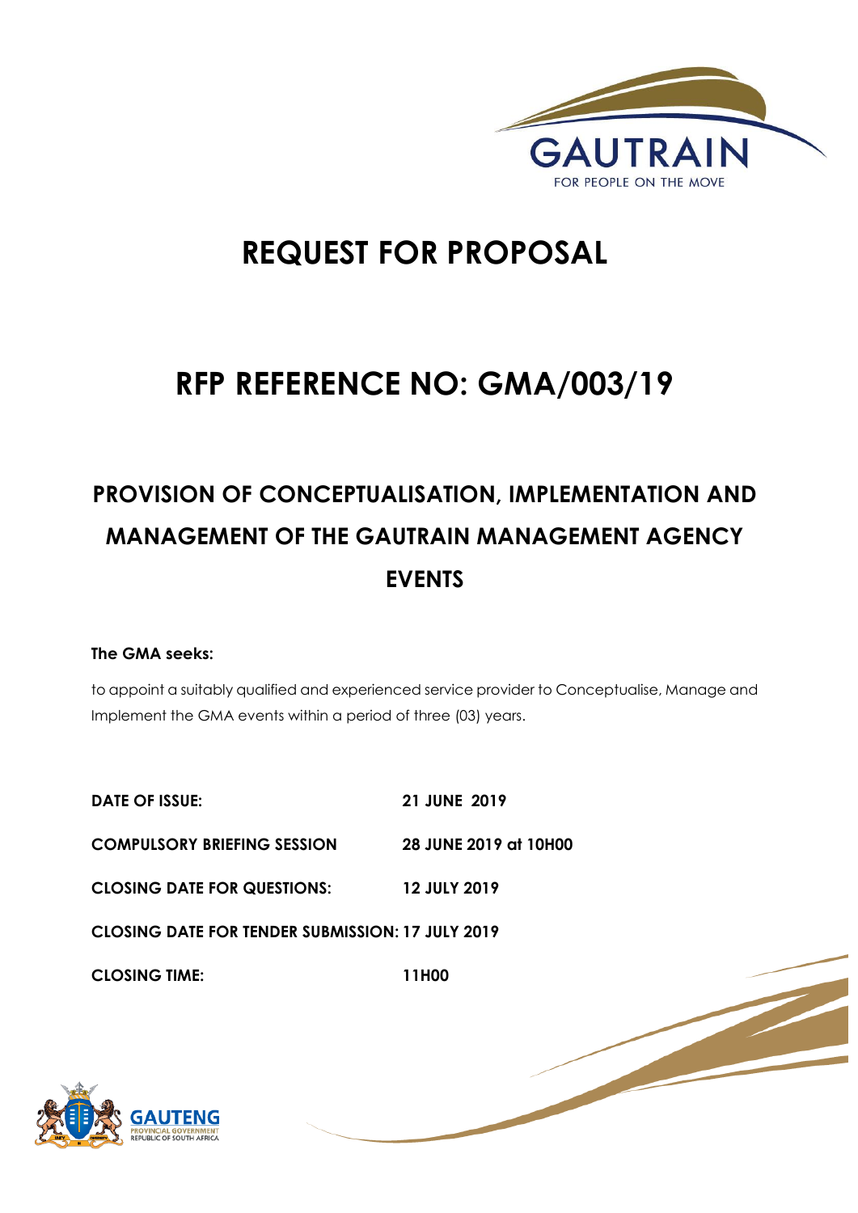GAUTRAIN

FOR PEOPLE ON THE MOVE

# REQUEST FOR PROPOSAL

# RFP REFERENCE NO: GMA/003/19

## PROVISION OF CONCEPTUALISATION, IMPLEMENTATION AND MANAGEMENT OF THE GAUTRAIN MANAGEMENT AGENCY EVENTS

**The GMA seeks:**

to appoint a suitably qualified and experienced service provider to Conceptualise, Manage and Implement the GMA events within a period of three (03) years.

**DATE OF ISSUE:** **21 JUNE 2019**

**COMPULSORY BRIEFING SESSION** **28 JUNE 2019 at 10H00**

**CLOSING DATE FOR QUESTIONS:** **12 JULY 2019**

**CLOSING DATE FOR TENDER SUBMISSION: 17 JULY 2019**

**CLOSING TIME:** **11H00**

GAUTENG PROVINCIAL GOVERNMENT
REPUBLIC OF SOUTH AFRICA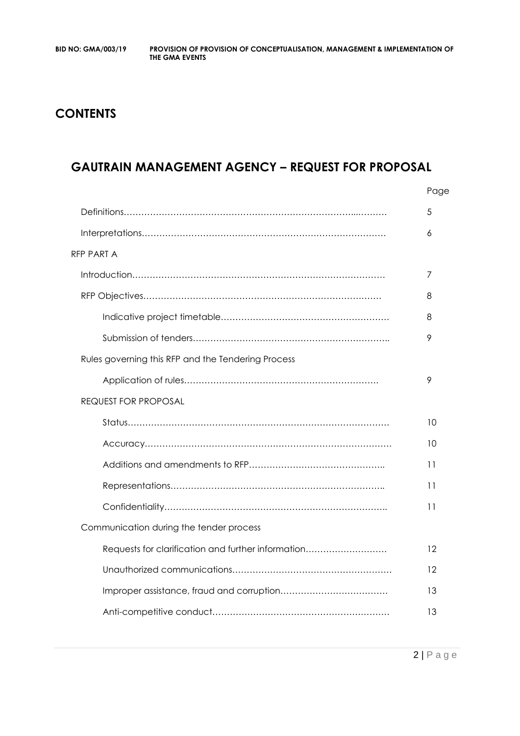# CONTENTS

## GAUTRAIN MANAGEMENT AGENCY – REQUEST FOR PROPOSAL

| | Page |
|---|---|
| Definitions | 5 |
| Interpretations | 6 |
| RFP PART A | |
| Introduction | 7 |
| RFP Objectives | 8 |
| Indicative project timetable | 8 |
| Submission of tenders | 9 |
| Rules governing this RFP and the Tendering Process | |
| Application of rules | 9 |
| REQUEST FOR PROPOSAL | |
| Status | 10 |
| Accuracy | 10 |
| Additions and amendments to RFP | 11 |
| Representations | 11 |
| Confidentiality | 11 |
| Communication during the tender process | |
| Requests for clarification and further information | 12 |
| Unauthorized communications | 12 |
| Improper assistance, fraud and corruption | 13 |
| Anti-competitive conduct | 13 |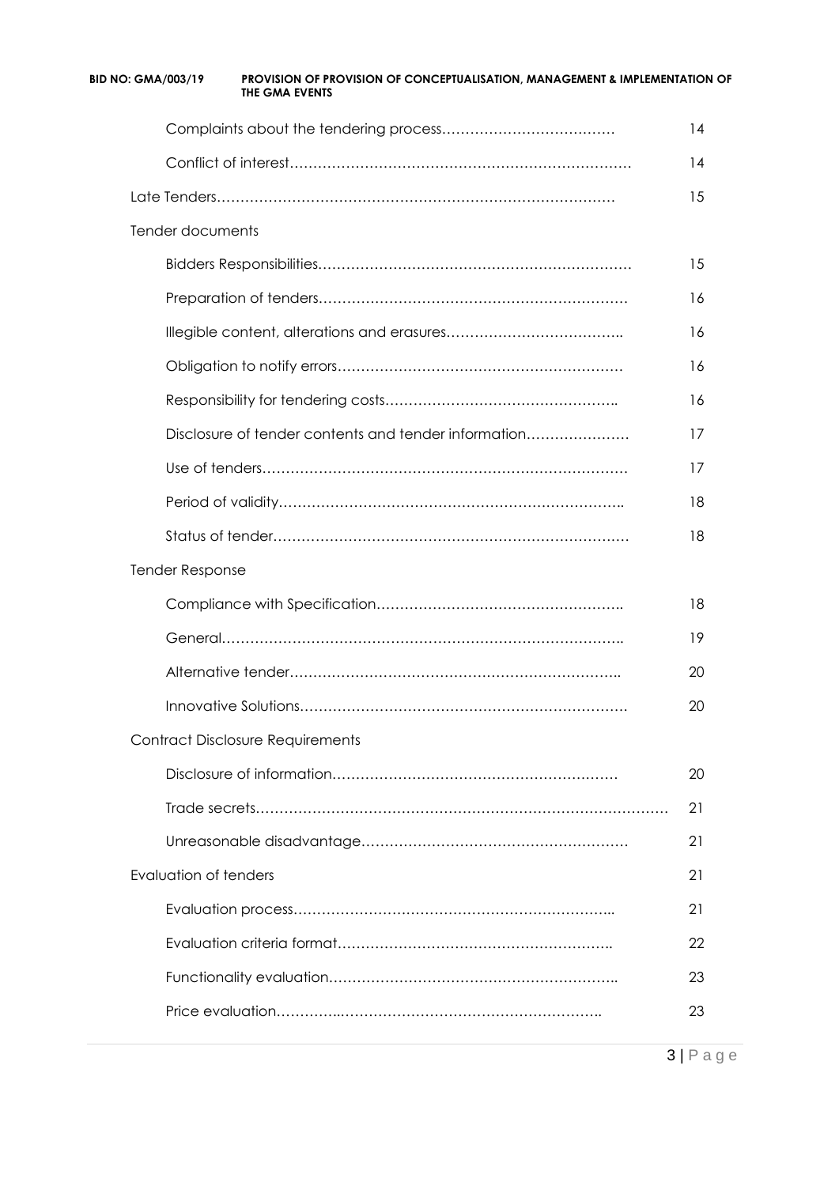| | |
|---|---|
| Complaints about the tendering process……………………………… | 14 |
| Conflict of interest……………………………………………………………… | 14 |
| Late Tenders………………………………………………………………………… | 15 |
| Tender documents | |
| Bidders Responsibilities………………………………………………………… | 15 |
| Preparation of tenders………………………………………………………… | 16 |
| Illegible content, alterations and erasures……………………………….. | 16 |
| Obligation to notify errors…………………………………………………… | 16 |
| Responsibility for tendering costs………………………………………….. | 16 |
| Disclosure of tender contents and tender information…………………. | 17 |
| Use of tenders…………………………………………………………………… | 17 |
| Period of validity……………………………………………………………….. | 18 |
| Status of tender………………………………………………………………… | 18 |
| Tender Response | |
| Compliance with Specification…………………………………………….. | 18 |
| General……………………………………………………………………….. | 19 |
| Alternative tender…………………………………………………………….. | 20 |
| Innovative Solutions…………………………………………………………. | 20 |
| Contract Disclosure Requirements | |
| Disclosure of information…………………………………………………… | 20 |
| Trade secrets……………………………………………………………………… | 21 |
| Unreasonable disadvantage………………………………………………… | 21 |
| Evaluation of tenders | 21 |
| Evaluation process…………………………………………………………….. | 21 |
| Evaluation criteria format………………………………………………….. | 22 |
| Functionality evaluation…………………………………………………….. | 23 |
| Price evaluation…………..………………………………………………….. | 23 |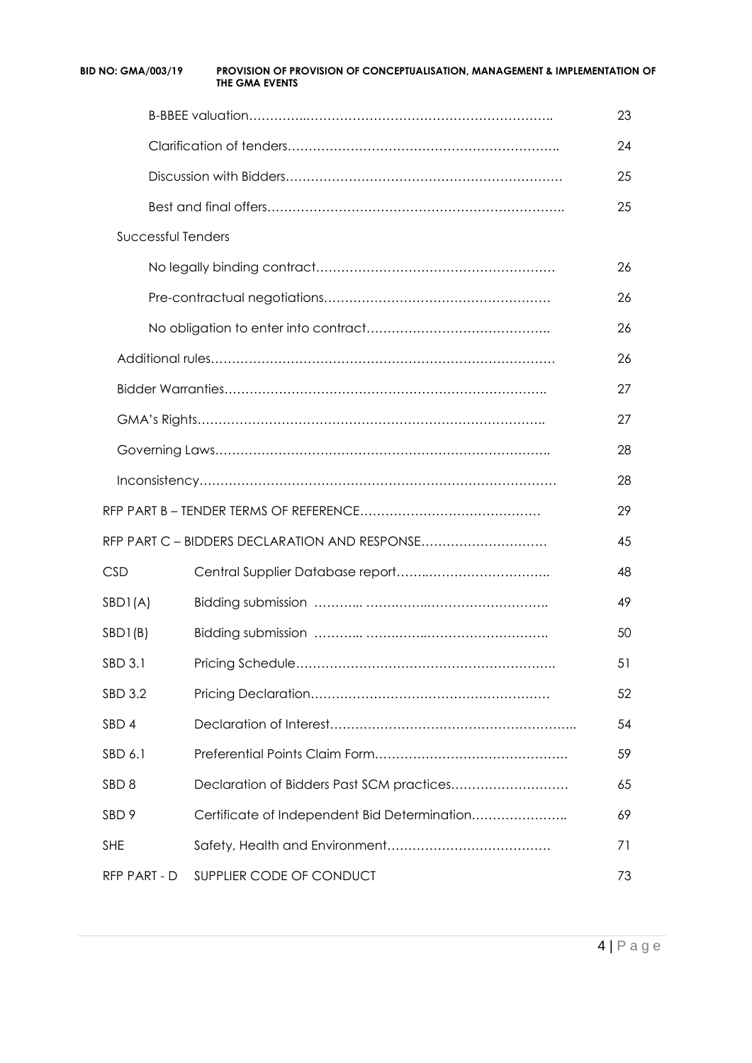| | | |
|---|---|---|
| | B-BBEE valuation……………………………………………………………. | 23 |
| | Clarification of tenders……………………………………………………….. | 24 |
| | Discussion with Bidders………………………………………………………… | 25 |
| | Best and final offers…………………………………………………………….. | 25 |
| Successful Tenders | | |
| | No legally binding contract………………………………………………… | 26 |
| | Pre-contractual negotiations……………………………………………… | 26 |
| | No obligation to enter into contract…………………………………….. | 26 |
| | Additional rules………………………………………………………………………… | 26 |
| | Bidder Warranties…………………………………………………………………. | 27 |
| | GMA's Rights……………………………………………………………………….. | 27 |
| | Governing Laws……………………………………………………………………. | 28 |
| | Inconsistency………………………………………………………………………… | 28 |
| RFP PART B – TENDER TERMS OF REFERENCE…………………………………… | | 29 |
| RFP PART C – BIDDERS DECLARATION AND RESPONSE………………………… | | 45 |
| CSD | Central Supplier Database report……..……………………….. | 48 |
| SBD1(A) | Bidding submission ……….. ……..……..……………………. | 49 |
| SBD1(B) | Bidding submission ……….. ……..……..……………………. | 50 |
| SBD 3.1 | Pricing Schedule……………………………………………………. | 51 |
| SBD 3.2 | Pricing Declaration………………………………………………… | 52 |
| SBD 4 | Declaration of Interest………………………………………………….. | 54 |
| SBD 6.1 | Preferential Points Claim Form………………………………………. | 59 |
| SBD 8 | Declaration of Bidders Past SCM practices……………………… | 65 |
| SBD 9 | Certificate of Independent Bid Determination………………….. | 69 |
| SHE | Safety, Health and Environment………………………………… | 71 |
| RFP PART - D | SUPPLIER CODE OF CONDUCT | 73 |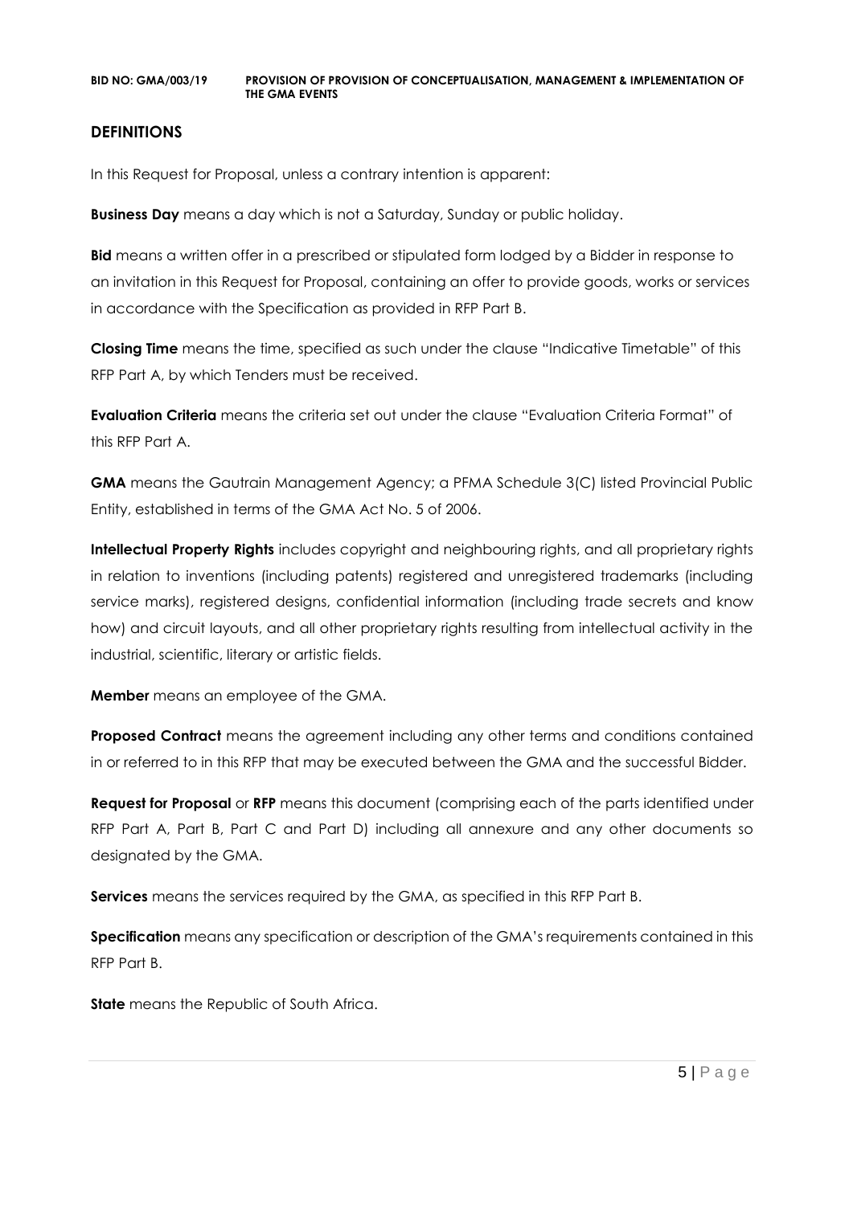## DEFINITIONS

In this Request for Proposal, unless a contrary intention is apparent:

**Business Day** means a day which is not a Saturday, Sunday or public holiday.

**Bid** means a written offer in a prescribed or stipulated form lodged by a Bidder in response to an invitation in this Request for Proposal, containing an offer to provide goods, works or services in accordance with the Specification as provided in RFP Part B.

**Closing Time** means the time, specified as such under the clause "Indicative Timetable" of this RFP Part A, by which Tenders must be received.

**Evaluation Criteria** means the criteria set out under the clause "Evaluation Criteria Format" of this RFP Part A.

**GMA** means the Gautrain Management Agency; a PFMA Schedule 3(C) listed Provincial Public Entity, established in terms of the GMA Act No. 5 of 2006.

**Intellectual Property Rights** includes copyright and neighbouring rights, and all proprietary rights in relation to inventions (including patents) registered and unregistered trademarks (including service marks), registered designs, confidential information (including trade secrets and know how) and circuit layouts, and all other proprietary rights resulting from intellectual activity in the industrial, scientific, literary or artistic fields.

**Member** means an employee of the GMA.

**Proposed Contract** means the agreement including any other terms and conditions contained in or referred to in this RFP that may be executed between the GMA and the successful Bidder.

**Request for Proposal** or **RFP** means this document (comprising each of the parts identified under RFP Part A, Part B, Part C and Part D) including all annexure and any other documents so designated by the GMA.

**Services** means the services required by the GMA, as specified in this RFP Part B.

**Specification** means any specification or description of the GMA's requirements contained in this RFP Part B.

**State** means the Republic of South Africa.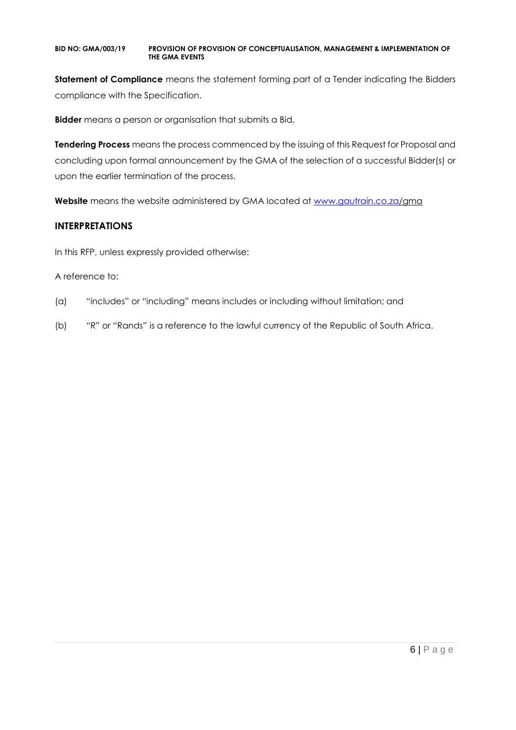**Statement of Compliance** means the statement forming part of a Tender indicating the Bidders compliance with the Specification.

**Bidder** means a person or organisation that submits a Bid.

**Tendering Process** means the process commenced by the issuing of this Request for Proposal and concluding upon formal announcement by the GMA of the selection of a successful Bidder(s) or upon the earlier termination of the process.

**Website** means the website administered by GMA located at www.gautrain.co.za/gma

## INTERPRETATIONS

In this RFP, unless expressly provided otherwise:

A reference to:

(a) "includes" or "including" means includes or including without limitation; and

(b) "R" or "Rands" is a reference to the lawful currency of the Republic of South Africa.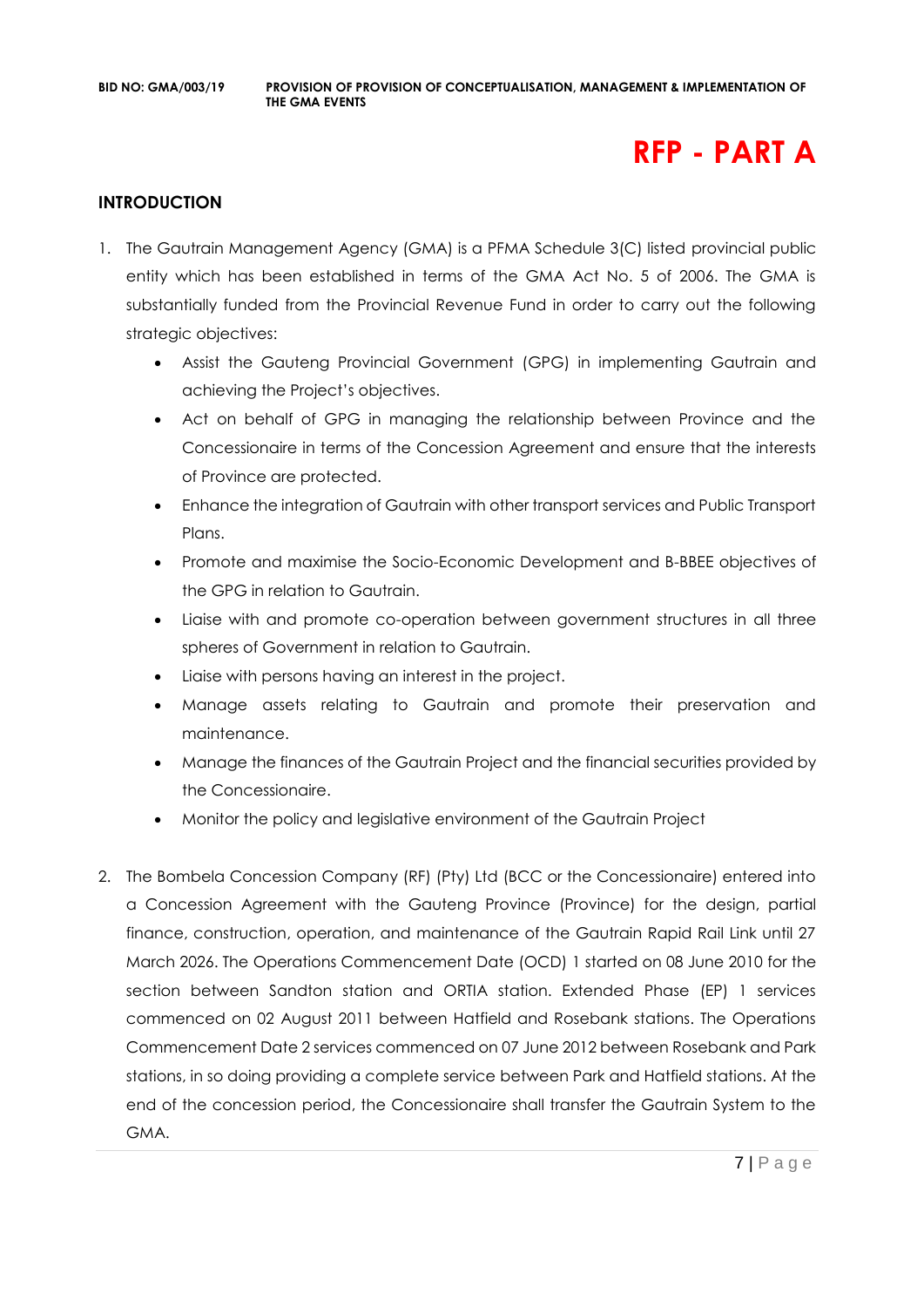# RFP - PART A

## INTRODUCTION

1. The Gautrain Management Agency (GMA) is a PFMA Schedule 3(C) listed provincial public entity which has been established in terms of the GMA Act No. 5 of 2006. The GMA is substantially funded from the Provincial Revenue Fund in order to carry out the following strategic objectives:
   - Assist the Gauteng Provincial Government (GPG) in implementing Gautrain and achieving the Project's objectives.
   - Act on behalf of GPG in managing the relationship between Province and the Concessionaire in terms of the Concession Agreement and ensure that the interests of Province are protected.
   - Enhance the integration of Gautrain with other transport services and Public Transport Plans.
   - Promote and maximise the Socio-Economic Development and B-BBEE objectives of the GPG in relation to Gautrain.
   - Liaise with and promote co-operation between government structures in all three spheres of Government in relation to Gautrain.
   - Liaise with persons having an interest in the project.
   - Manage assets relating to Gautrain and promote their preservation and maintenance.
   - Manage the finances of the Gautrain Project and the financial securities provided by the Concessionaire.
   - Monitor the policy and legislative environment of the Gautrain Project

2. The Bombela Concession Company (RF) (Pty) Ltd (BCC or the Concessionaire) entered into a Concession Agreement with the Gauteng Province (Province) for the design, partial finance, construction, operation, and maintenance of the Gautrain Rapid Rail Link until 27 March 2026. The Operations Commencement Date (OCD) 1 started on 08 June 2010 for the section between Sandton station and ORTIA station. Extended Phase (EP) 1 services commenced on 02 August 2011 between Hatfield and Rosebank stations. The Operations Commencement Date 2 services commenced on 07 June 2012 between Rosebank and Park stations, in so doing providing a complete service between Park and Hatfield stations. At the end of the concession period, the Concessionaire shall transfer the Gautrain System to the GMA.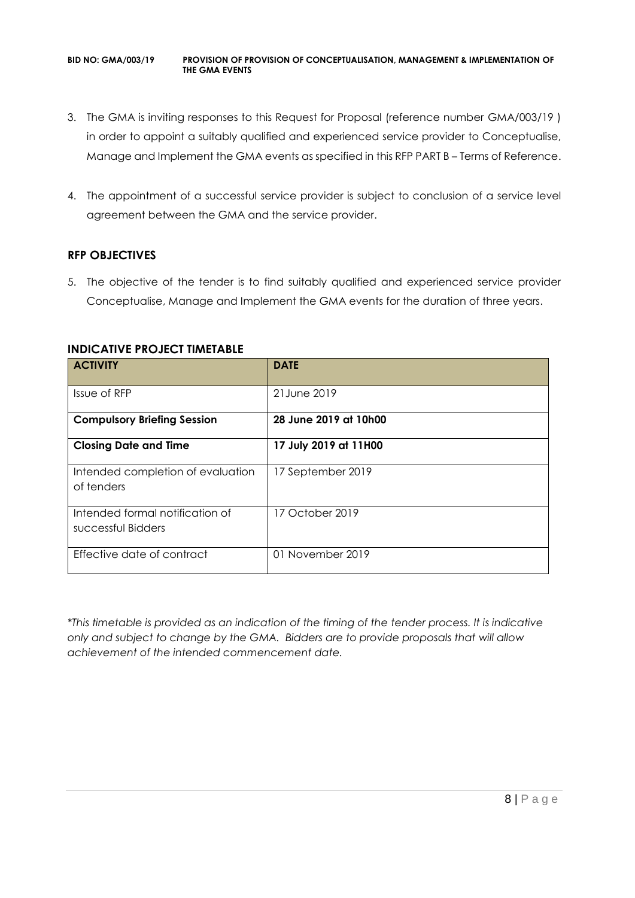3. The GMA is inviting responses to this Request for Proposal (reference number GMA/003/19 ) in order to appoint a suitably qualified and experienced service provider to Conceptualise, Manage and Implement the GMA events as specified in this RFP PART B – Terms of Reference.

4. The appointment of a successful service provider is subject to conclusion of a service level agreement between the GMA and the service provider.

## RFP OBJECTIVES

5. The objective of the tender is to find suitably qualified and experienced service provider Conceptualise, Manage and Implement the GMA events for the duration of three years.

## INDICATIVE PROJECT TIMETABLE

| ACTIVITY | DATE |
|---|---|
| Issue of RFP | 21June 2019 |
| **Compulsory Briefing Session** | **28 June 2019 at 10h00** |
| **Closing Date and Time** | **17 July 2019 at 11H00** |
| Intended completion of evaluation of tenders | 17 September 2019 |
| Intended formal notification of successful Bidders | 17 October 2019 |
| Effective date of contract | 01 November 2019 |

*\*This timetable is provided as an indication of the timing of the tender process. It is indicative only and subject to change by the GMA. Bidders are to provide proposals that will allow achievement of the intended commencement date.*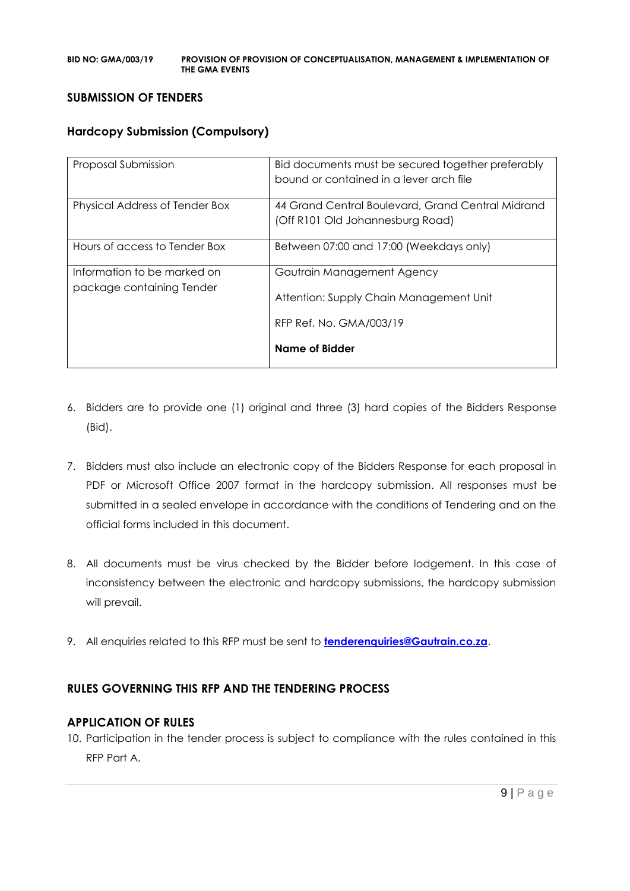## SUBMISSION OF TENDERS

### Hardcopy Submission (Compulsory)

| | |
|---|---|
| Proposal Submission | Bid documents must be secured together preferably bound or contained in a lever arch file |
| Physical Address of Tender Box | 44 Grand Central Boulevard, Grand Central Midrand (Off R101 Old Johannesburg Road) |
| Hours of access to Tender Box | Between 07:00 and 17:00 (Weekdays only) |
| Information to be marked on package containing Tender | Gautrain Management Agency<br><br>Attention: Supply Chain Management Unit<br><br>RFP Ref. No. GMA/003/19<br><br>**Name of Bidder** |

6. Bidders are to provide one (1) original and three (3) hard copies of the Bidders Response (Bid).

7. Bidders must also include an electronic copy of the Bidders Response for each proposal in PDF or Microsoft Office 2007 format in the hardcopy submission. All responses must be submitted in a sealed envelope in accordance with the conditions of Tendering and on the official forms included in this document.

8. All documents must be virus checked by the Bidder before lodgement. In this case of inconsistency between the electronic and hardcopy submissions, the hardcopy submission will prevail.

9. All enquiries related to this RFP must be sent to **tenderenquiries@Gautrain.co.za**.

## RULES GOVERNING THIS RFP AND THE TENDERING PROCESS

### APPLICATION OF RULES

10. Participation in the tender process is subject to compliance with the rules contained in this RFP Part A.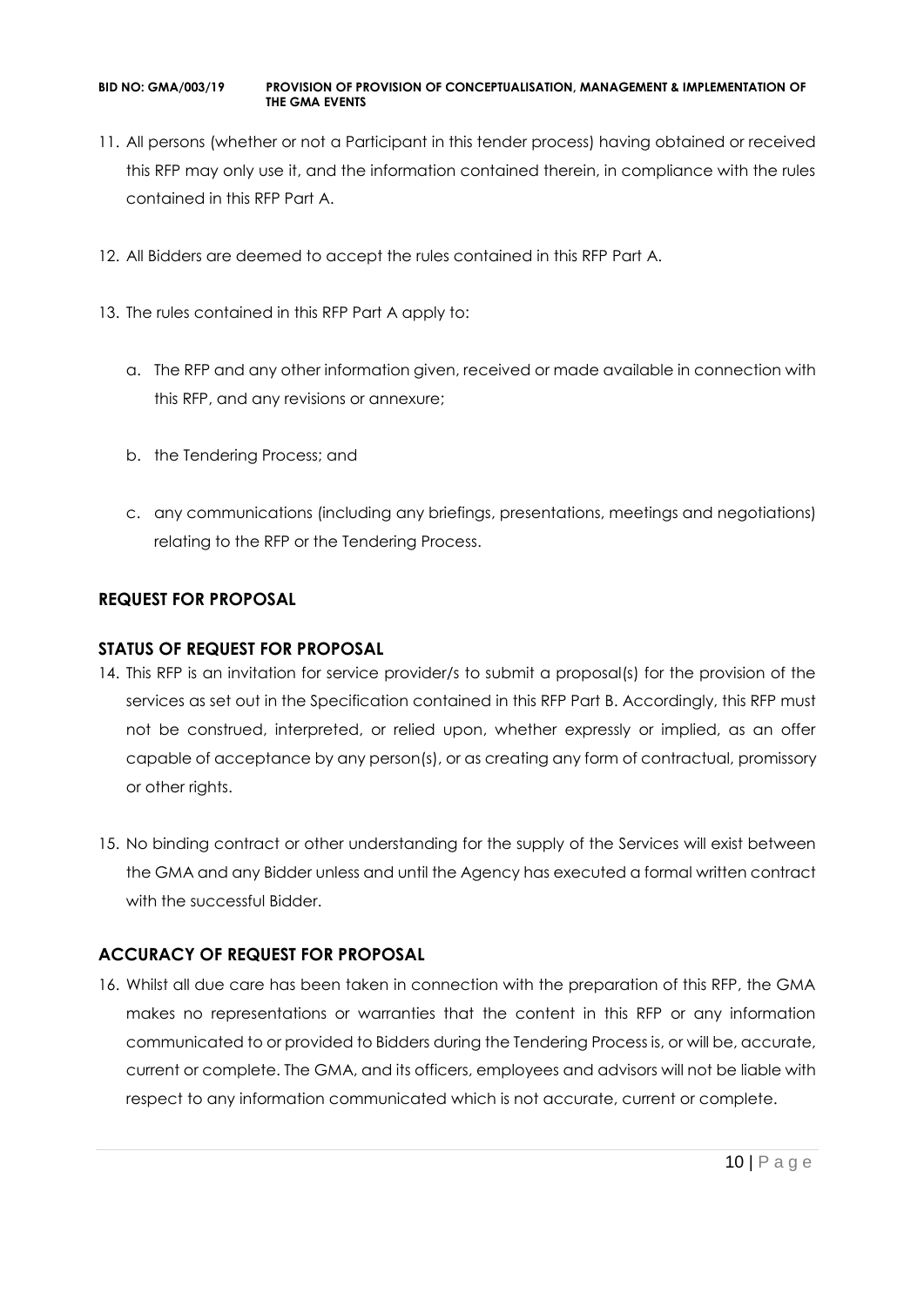11. All persons (whether or not a Participant in this tender process) having obtained or received this RFP may only use it, and the information contained therein, in compliance with the rules contained in this RFP Part A.

12. All Bidders are deemed to accept the rules contained in this RFP Part A.

13. The rules contained in this RFP Part A apply to:

    a. The RFP and any other information given, received or made available in connection with this RFP, and any revisions or annexure;

    b. the Tendering Process; and

    c. any communications (including any briefings, presentations, meetings and negotiations) relating to the RFP or the Tendering Process.

## REQUEST FOR PROPOSAL

## STATUS OF REQUEST FOR PROPOSAL

14. This RFP is an invitation for service provider/s to submit a proposal(s) for the provision of the services as set out in the Specification contained in this RFP Part B. Accordingly, this RFP must not be construed, interpreted, or relied upon, whether expressly or implied, as an offer capable of acceptance by any person(s), or as creating any form of contractual, promissory or other rights.

15. No binding contract or other understanding for the supply of the Services will exist between the GMA and any Bidder unless and until the Agency has executed a formal written contract with the successful Bidder.

## ACCURACY OF REQUEST FOR PROPOSAL

16. Whilst all due care has been taken in connection with the preparation of this RFP, the GMA makes no representations or warranties that the content in this RFP or any information communicated to or provided to Bidders during the Tendering Process is, or will be, accurate, current or complete. The GMA, and its officers, employees and advisors will not be liable with respect to any information communicated which is not accurate, current or complete.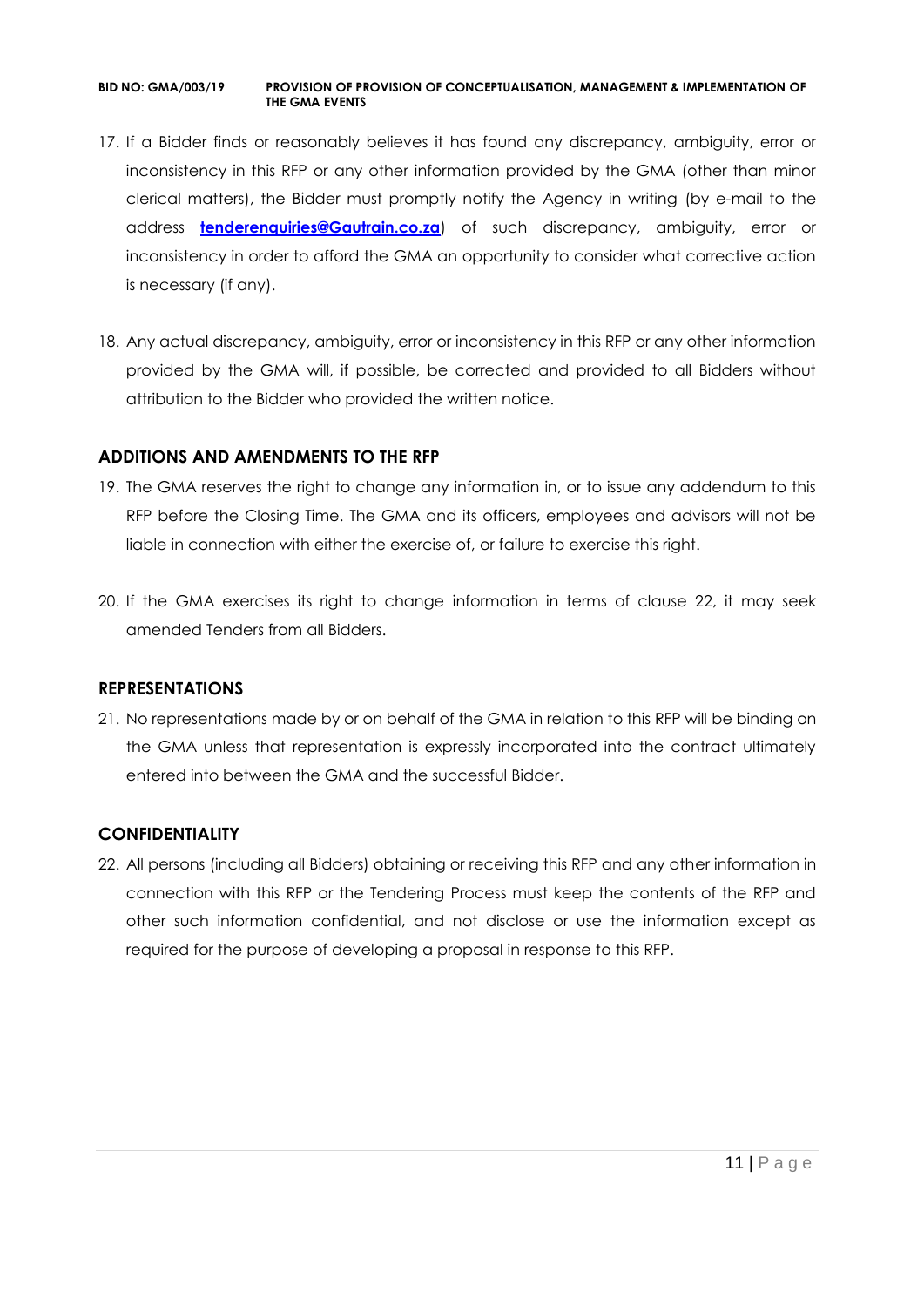17. If a Bidder finds or reasonably believes it has found any discrepancy, ambiguity, error or inconsistency in this RFP or any other information provided by the GMA (other than minor clerical matters), the Bidder must promptly notify the Agency in writing (by e-mail to the address **tenderenquiries@Gautrain.co.za**) of such discrepancy, ambiguity, error or inconsistency in order to afford the GMA an opportunity to consider what corrective action is necessary (if any).

18. Any actual discrepancy, ambiguity, error or inconsistency in this RFP or any other information provided by the GMA will, if possible, be corrected and provided to all Bidders without attribution to the Bidder who provided the written notice.

## ADDITIONS AND AMENDMENTS TO THE RFP

19. The GMA reserves the right to change any information in, or to issue any addendum to this RFP before the Closing Time. The GMA and its officers, employees and advisors will not be liable in connection with either the exercise of, or failure to exercise this right.

20. If the GMA exercises its right to change information in terms of clause 22, it may seek amended Tenders from all Bidders.

## REPRESENTATIONS

21. No representations made by or on behalf of the GMA in relation to this RFP will be binding on the GMA unless that representation is expressly incorporated into the contract ultimately entered into between the GMA and the successful Bidder.

## CONFIDENTIALITY

22. All persons (including all Bidders) obtaining or receiving this RFP and any other information in connection with this RFP or the Tendering Process must keep the contents of the RFP and other such information confidential, and not disclose or use the information except as required for the purpose of developing a proposal in response to this RFP.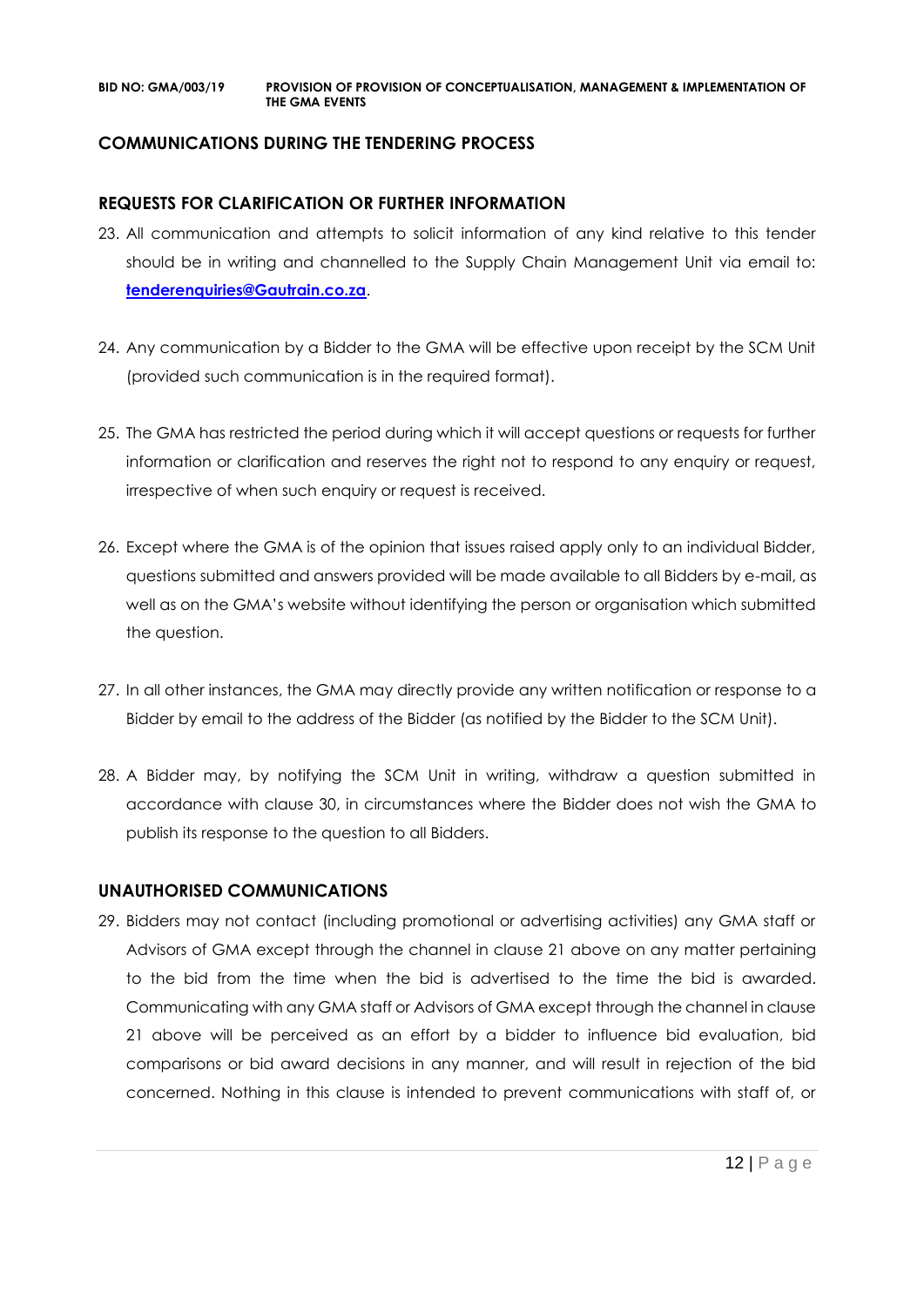## COMMUNICATIONS DURING THE TENDERING PROCESS

### REQUESTS FOR CLARIFICATION OR FURTHER INFORMATION

23. All communication and attempts to solicit information of any kind relative to this tender should be in writing and channelled to the Supply Chain Management Unit via email to: **tenderenquiries@Gautrain.co.za**.

24. Any communication by a Bidder to the GMA will be effective upon receipt by the SCM Unit (provided such communication is in the required format).

25. The GMA has restricted the period during which it will accept questions or requests for further information or clarification and reserves the right not to respond to any enquiry or request, irrespective of when such enquiry or request is received.

26. Except where the GMA is of the opinion that issues raised apply only to an individual Bidder, questions submitted and answers provided will be made available to all Bidders by e-mail, as well as on the GMA's website without identifying the person or organisation which submitted the question.

27. In all other instances, the GMA may directly provide any written notification or response to a Bidder by email to the address of the Bidder (as notified by the Bidder to the SCM Unit).

28. A Bidder may, by notifying the SCM Unit in writing, withdraw a question submitted in accordance with clause 30, in circumstances where the Bidder does not wish the GMA to publish its response to the question to all Bidders.

### UNAUTHORISED COMMUNICATIONS

29. Bidders may not contact (including promotional or advertising activities) any GMA staff or Advisors of GMA except through the channel in clause 21 above on any matter pertaining to the bid from the time when the bid is advertised to the time the bid is awarded. Communicating with any GMA staff or Advisors of GMA except through the channel in clause 21 above will be perceived as an effort by a bidder to influence bid evaluation, bid comparisons or bid award decisions in any manner, and will result in rejection of the bid concerned. Nothing in this clause is intended to prevent communications with staff of, or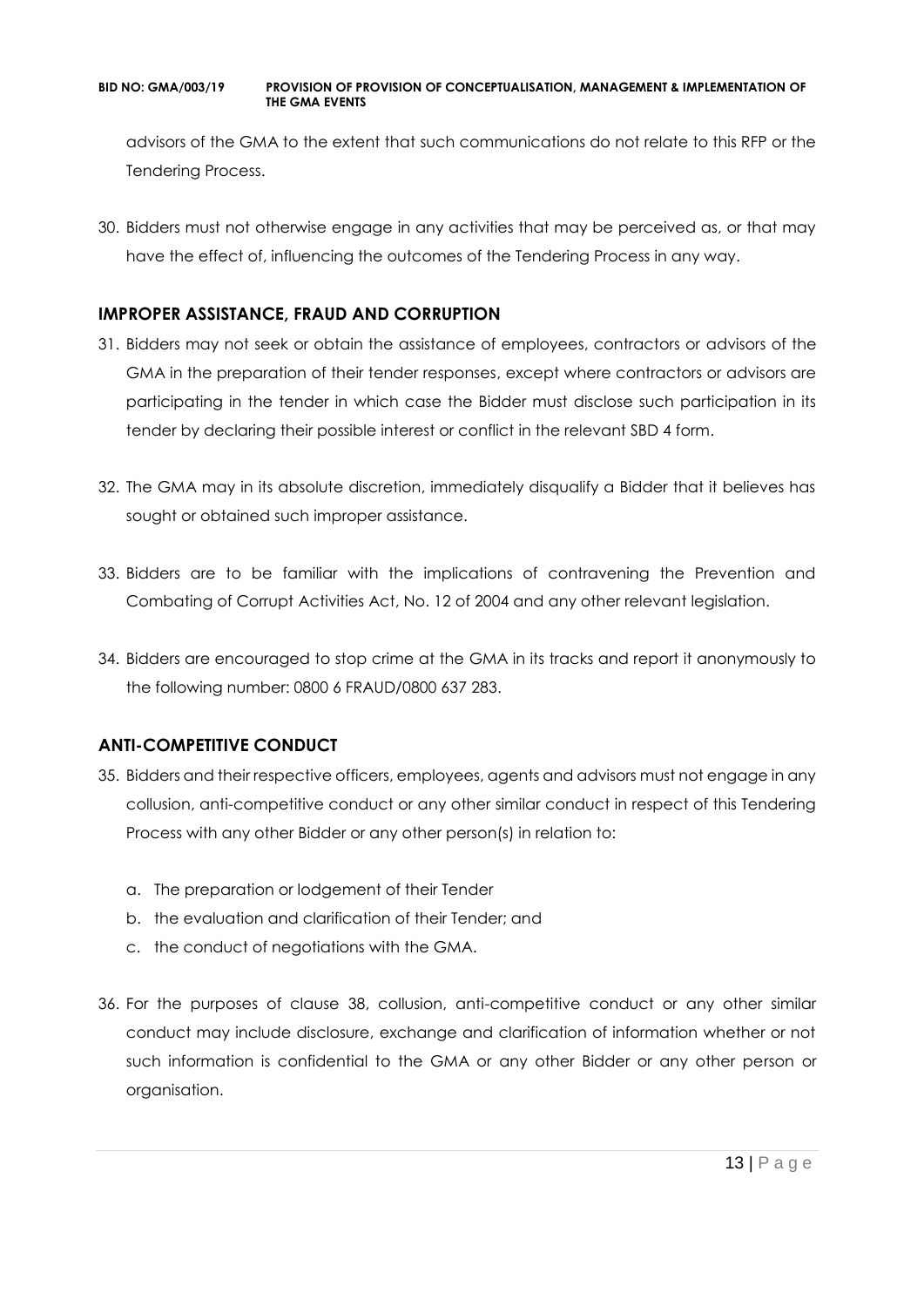advisors of the GMA to the extent that such communications do not relate to this RFP or the Tendering Process.

30. Bidders must not otherwise engage in any activities that may be perceived as, or that may have the effect of, influencing the outcomes of the Tendering Process in any way.

## IMPROPER ASSISTANCE, FRAUD AND CORRUPTION

31. Bidders may not seek or obtain the assistance of employees, contractors or advisors of the GMA in the preparation of their tender responses, except where contractors or advisors are participating in the tender in which case the Bidder must disclose such participation in its tender by declaring their possible interest or conflict in the relevant SBD 4 form.

32. The GMA may in its absolute discretion, immediately disqualify a Bidder that it believes has sought or obtained such improper assistance.

33. Bidders are to be familiar with the implications of contravening the Prevention and Combating of Corrupt Activities Act, No. 12 of 2004 and any other relevant legislation.

34. Bidders are encouraged to stop crime at the GMA in its tracks and report it anonymously to the following number: 0800 6 FRAUD/0800 637 283.

## ANTI-COMPETITIVE CONDUCT

35. Bidders and their respective officers, employees, agents and advisors must not engage in any collusion, anti-competitive conduct or any other similar conduct in respect of this Tendering Process with any other Bidder or any other person(s) in relation to:

    a. The preparation or lodgement of their Tender
    b. the evaluation and clarification of their Tender; and
    c. the conduct of negotiations with the GMA.

36. For the purposes of clause 38, collusion, anti-competitive conduct or any other similar conduct may include disclosure, exchange and clarification of information whether or not such information is confidential to the GMA or any other Bidder or any other person or organisation.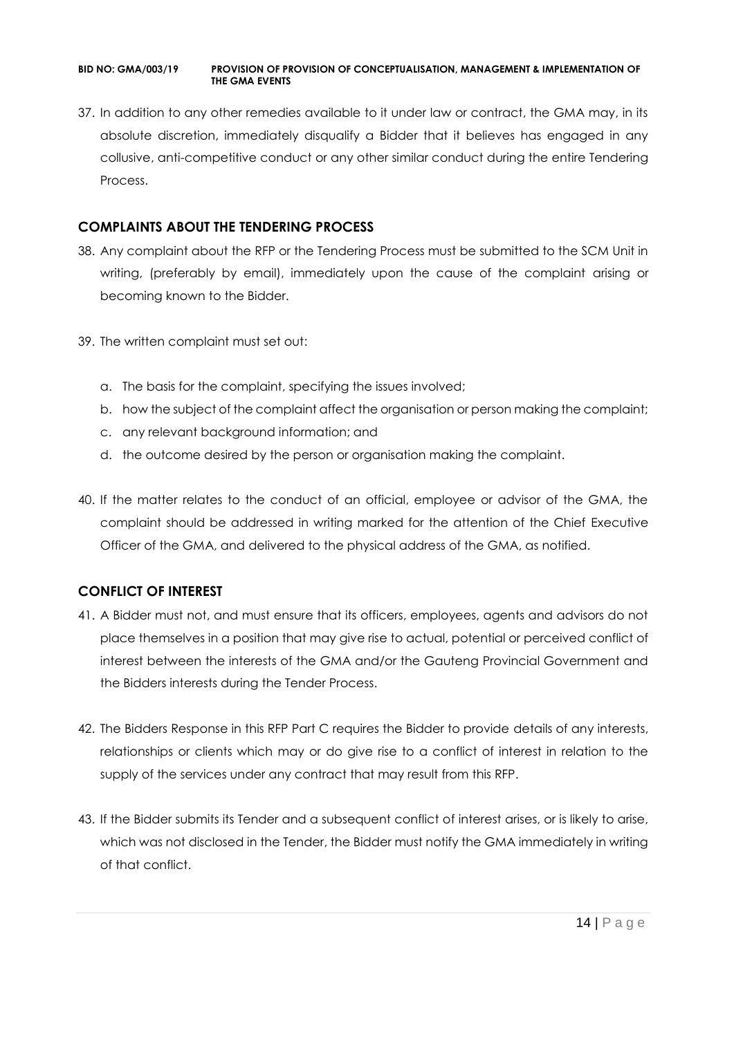37. In addition to any other remedies available to it under law or contract, the GMA may, in its absolute discretion, immediately disqualify a Bidder that it believes has engaged in any collusive, anti-competitive conduct or any other similar conduct during the entire Tendering Process.

## COMPLAINTS ABOUT THE TENDERING PROCESS

38. Any complaint about the RFP or the Tendering Process must be submitted to the SCM Unit in writing, (preferably by email), immediately upon the cause of the complaint arising or becoming known to the Bidder.

39. The written complaint must set out:

    a. The basis for the complaint, specifying the issues involved;
    b. how the subject of the complaint affect the organisation or person making the complaint;
    c. any relevant background information; and
    d. the outcome desired by the person or organisation making the complaint.

40. If the matter relates to the conduct of an official, employee or advisor of the GMA, the complaint should be addressed in writing marked for the attention of the Chief Executive Officer of the GMA, and delivered to the physical address of the GMA, as notified.

## CONFLICT OF INTEREST

41. A Bidder must not, and must ensure that its officers, employees, agents and advisors do not place themselves in a position that may give rise to actual, potential or perceived conflict of interest between the interests of the GMA and/or the Gauteng Provincial Government and the Bidders interests during the Tender Process.

42. The Bidders Response in this RFP Part C requires the Bidder to provide details of any interests, relationships or clients which may or do give rise to a conflict of interest in relation to the supply of the services under any contract that may result from this RFP.

43. If the Bidder submits its Tender and a subsequent conflict of interest arises, or is likely to arise, which was not disclosed in the Tender, the Bidder must notify the GMA immediately in writing of that conflict.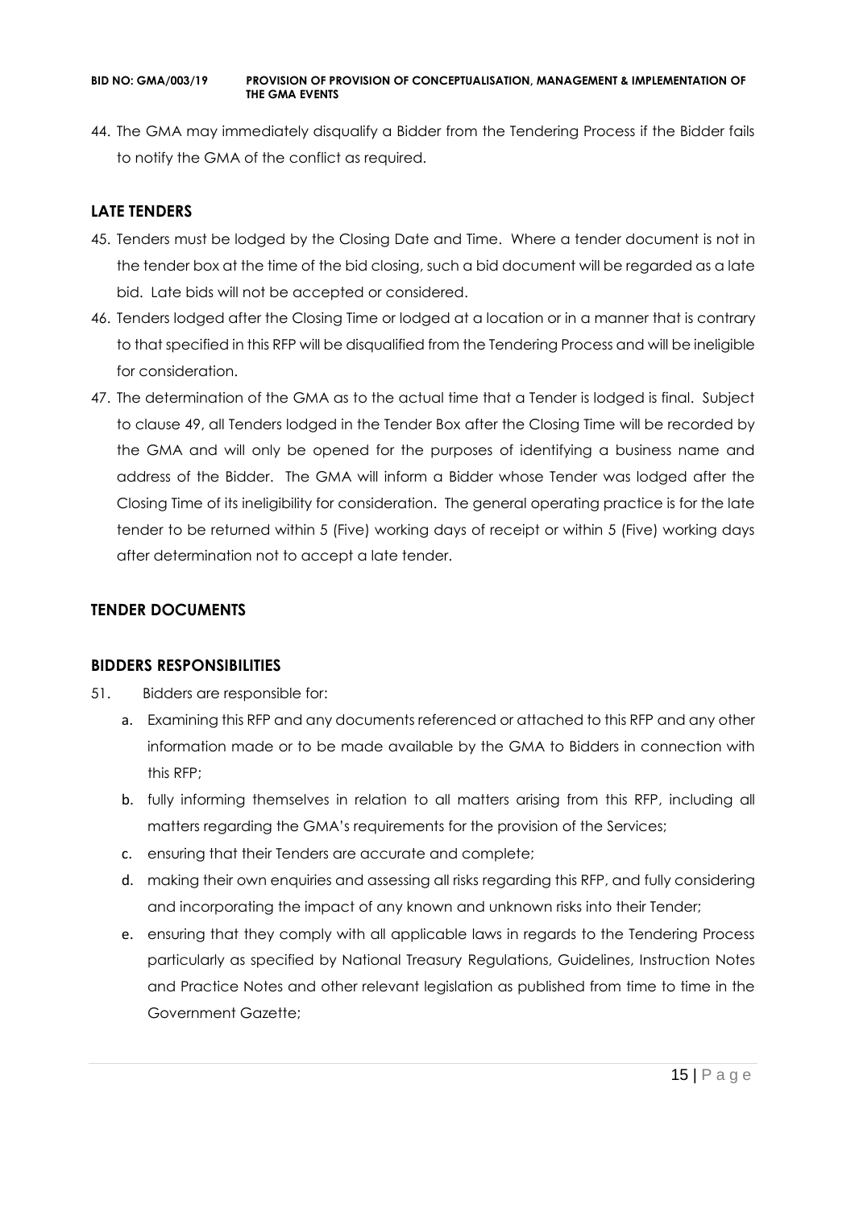44. The GMA may immediately disqualify a Bidder from the Tendering Process if the Bidder fails to notify the GMA of the conflict as required.

## LATE TENDERS

45. Tenders must be lodged by the Closing Date and Time. Where a tender document is not in the tender box at the time of the bid closing, such a bid document will be regarded as a late bid. Late bids will not be accepted or considered.
46. Tenders lodged after the Closing Time or lodged at a location or in a manner that is contrary to that specified in this RFP will be disqualified from the Tendering Process and will be ineligible for consideration.
47. The determination of the GMA as to the actual time that a Tender is lodged is final. Subject to clause 49, all Tenders lodged in the Tender Box after the Closing Time will be recorded by the GMA and will only be opened for the purposes of identifying a business name and address of the Bidder. The GMA will inform a Bidder whose Tender was lodged after the Closing Time of its ineligibility for consideration. The general operating practice is for the late tender to be returned within 5 (Five) working days of receipt or within 5 (Five) working days after determination not to accept a late tender.

## TENDER DOCUMENTS

## BIDDERS RESPONSIBILITIES

51. Bidders are responsible for:
    a. Examining this RFP and any documents referenced or attached to this RFP and any other information made or to be made available by the GMA to Bidders in connection with this RFP;
    b. fully informing themselves in relation to all matters arising from this RFP, including all matters regarding the GMA's requirements for the provision of the Services;
    c. ensuring that their Tenders are accurate and complete;
    d. making their own enquiries and assessing all risks regarding this RFP, and fully considering and incorporating the impact of any known and unknown risks into their Tender;
    e. ensuring that they comply with all applicable laws in regards to the Tendering Process particularly as specified by National Treasury Regulations, Guidelines, Instruction Notes and Practice Notes and other relevant legislation as published from time to time in the Government Gazette;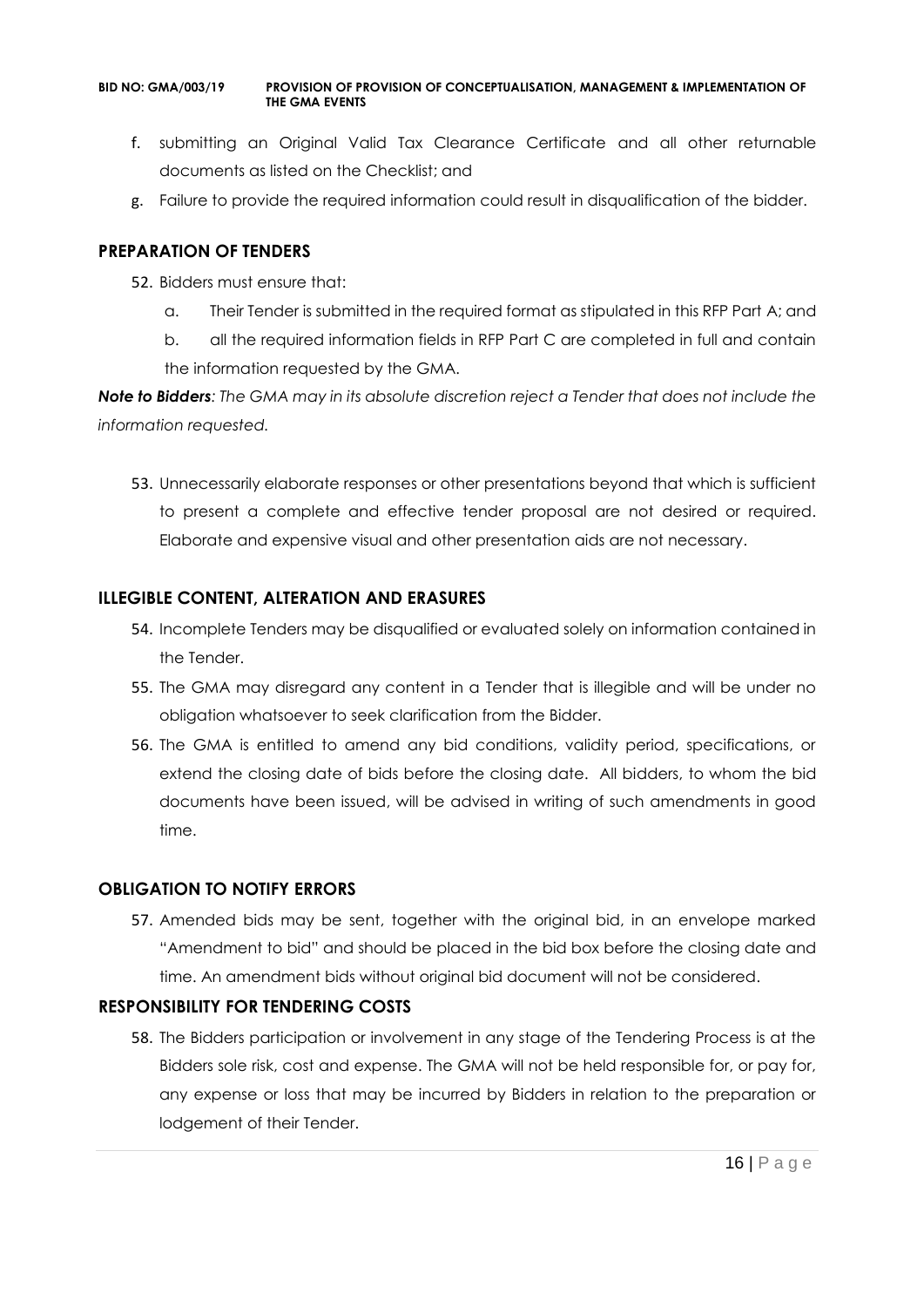f. submitting an Original Valid Tax Clearance Certificate and all other returnable documents as listed on the Checklist; and
g. Failure to provide the required information could result in disqualification of the bidder.

## PREPARATION OF TENDERS

52. Bidders must ensure that:
    a. Their Tender is submitted in the required format as stipulated in this RFP Part A; and
    b. all the required information fields in RFP Part C are completed in full and contain the information requested by the GMA.

***Note to Bidders**: The GMA may in its absolute discretion reject a Tender that does not include the information requested.*

53. Unnecessarily elaborate responses or other presentations beyond that which is sufficient to present a complete and effective tender proposal are not desired or required. Elaborate and expensive visual and other presentation aids are not necessary.

## ILLEGIBLE CONTENT, ALTERATION AND ERASURES

54. Incomplete Tenders may be disqualified or evaluated solely on information contained in the Tender.
55. The GMA may disregard any content in a Tender that is illegible and will be under no obligation whatsoever to seek clarification from the Bidder.
56. The GMA is entitled to amend any bid conditions, validity period, specifications, or extend the closing date of bids before the closing date. All bidders, to whom the bid documents have been issued, will be advised in writing of such amendments in good time.

## OBLIGATION TO NOTIFY ERRORS

57. Amended bids may be sent, together with the original bid, in an envelope marked "Amendment to bid" and should be placed in the bid box before the closing date and time. An amendment bids without original bid document will not be considered.

## RESPONSIBILITY FOR TENDERING COSTS

58. The Bidders participation or involvement in any stage of the Tendering Process is at the Bidders sole risk, cost and expense. The GMA will not be held responsible for, or pay for, any expense or loss that may be incurred by Bidders in relation to the preparation or lodgement of their Tender.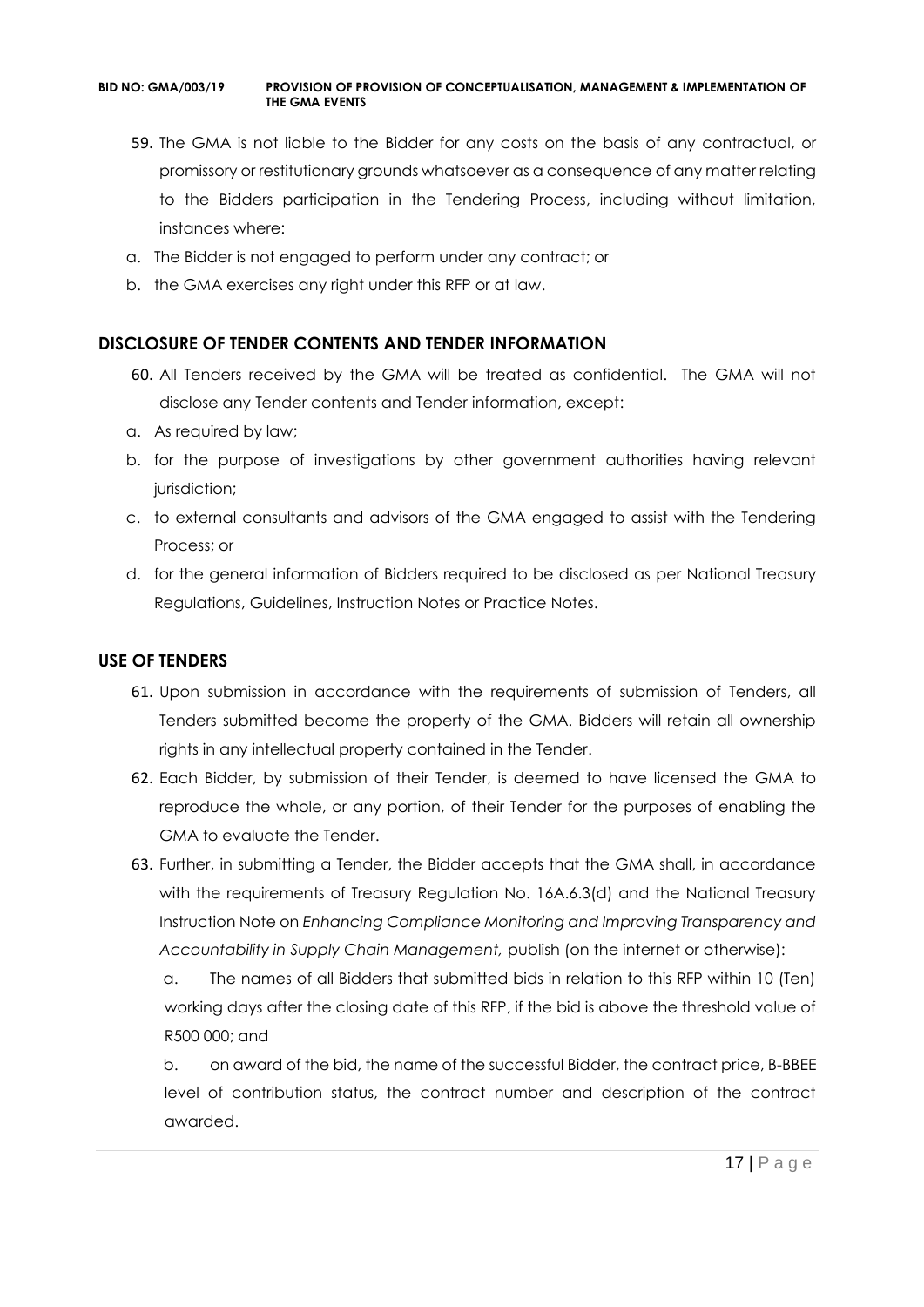59. The GMA is not liable to the Bidder for any costs on the basis of any contractual, or promissory or restitutionary grounds whatsoever as a consequence of any matter relating to the Bidders participation in the Tendering Process, including without limitation, instances where:

a. The Bidder is not engaged to perform under any contract; or
b. the GMA exercises any right under this RFP or at law.

## DISCLOSURE OF TENDER CONTENTS AND TENDER INFORMATION

60. All Tenders received by the GMA will be treated as confidential. The GMA will not disclose any Tender contents and Tender information, except:

a. As required by law;
b. for the purpose of investigations by other government authorities having relevant jurisdiction;
c. to external consultants and advisors of the GMA engaged to assist with the Tendering Process; or
d. for the general information of Bidders required to be disclosed as per National Treasury Regulations, Guidelines, Instruction Notes or Practice Notes.

## USE OF TENDERS

61. Upon submission in accordance with the requirements of submission of Tenders, all Tenders submitted become the property of the GMA. Bidders will retain all ownership rights in any intellectual property contained in the Tender.

62. Each Bidder, by submission of their Tender, is deemed to have licensed the GMA to reproduce the whole, or any portion, of their Tender for the purposes of enabling the GMA to evaluate the Tender.

63. Further, in submitting a Tender, the Bidder accepts that the GMA shall, in accordance with the requirements of Treasury Regulation No. 16A.6.3(d) and the National Treasury Instruction Note on *Enhancing Compliance Monitoring and Improving Transparency and Accountability in Supply Chain Management,* publish (on the internet or otherwise):

    a. The names of all Bidders that submitted bids in relation to this RFP within 10 (Ten) working days after the closing date of this RFP, if the bid is above the threshold value of R500 000; and

    b. on award of the bid, the name of the successful Bidder, the contract price, B-BBEE level of contribution status, the contract number and description of the contract awarded.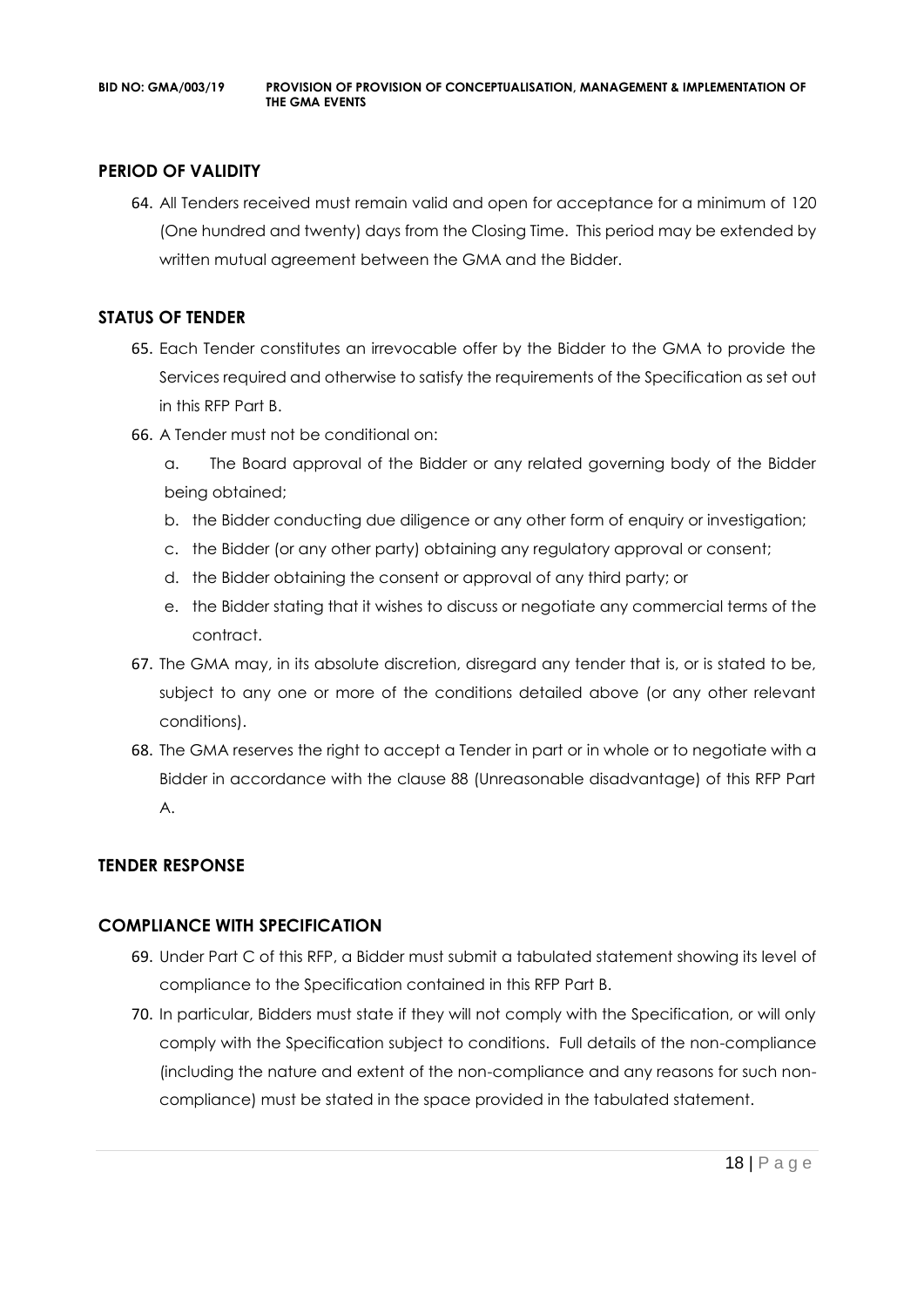## PERIOD OF VALIDITY

64. All Tenders received must remain valid and open for acceptance for a minimum of 120 (One hundred and twenty) days from the Closing Time. This period may be extended by written mutual agreement between the GMA and the Bidder.

## STATUS OF TENDER

65. Each Tender constitutes an irrevocable offer by the Bidder to the GMA to provide the Services required and otherwise to satisfy the requirements of the Specification as set out in this RFP Part B.
66. A Tender must not be conditional on:
    a. The Board approval of the Bidder or any related governing body of the Bidder being obtained;
    b. the Bidder conducting due diligence or any other form of enquiry or investigation;
    c. the Bidder (or any other party) obtaining any regulatory approval or consent;
    d. the Bidder obtaining the consent or approval of any third party; or
    e. the Bidder stating that it wishes to discuss or negotiate any commercial terms of the contract.
67. The GMA may, in its absolute discretion, disregard any tender that is, or is stated to be, subject to any one or more of the conditions detailed above (or any other relevant conditions).
68. The GMA reserves the right to accept a Tender in part or in whole or to negotiate with a Bidder in accordance with the clause 88 (Unreasonable disadvantage) of this RFP Part A.

## TENDER RESPONSE

## COMPLIANCE WITH SPECIFICATION

69. Under Part C of this RFP, a Bidder must submit a tabulated statement showing its level of compliance to the Specification contained in this RFP Part B.
70. In particular, Bidders must state if they will not comply with the Specification, or will only comply with the Specification subject to conditions. Full details of the non-compliance (including the nature and extent of the non-compliance and any reasons for such non-compliance) must be stated in the space provided in the tabulated statement.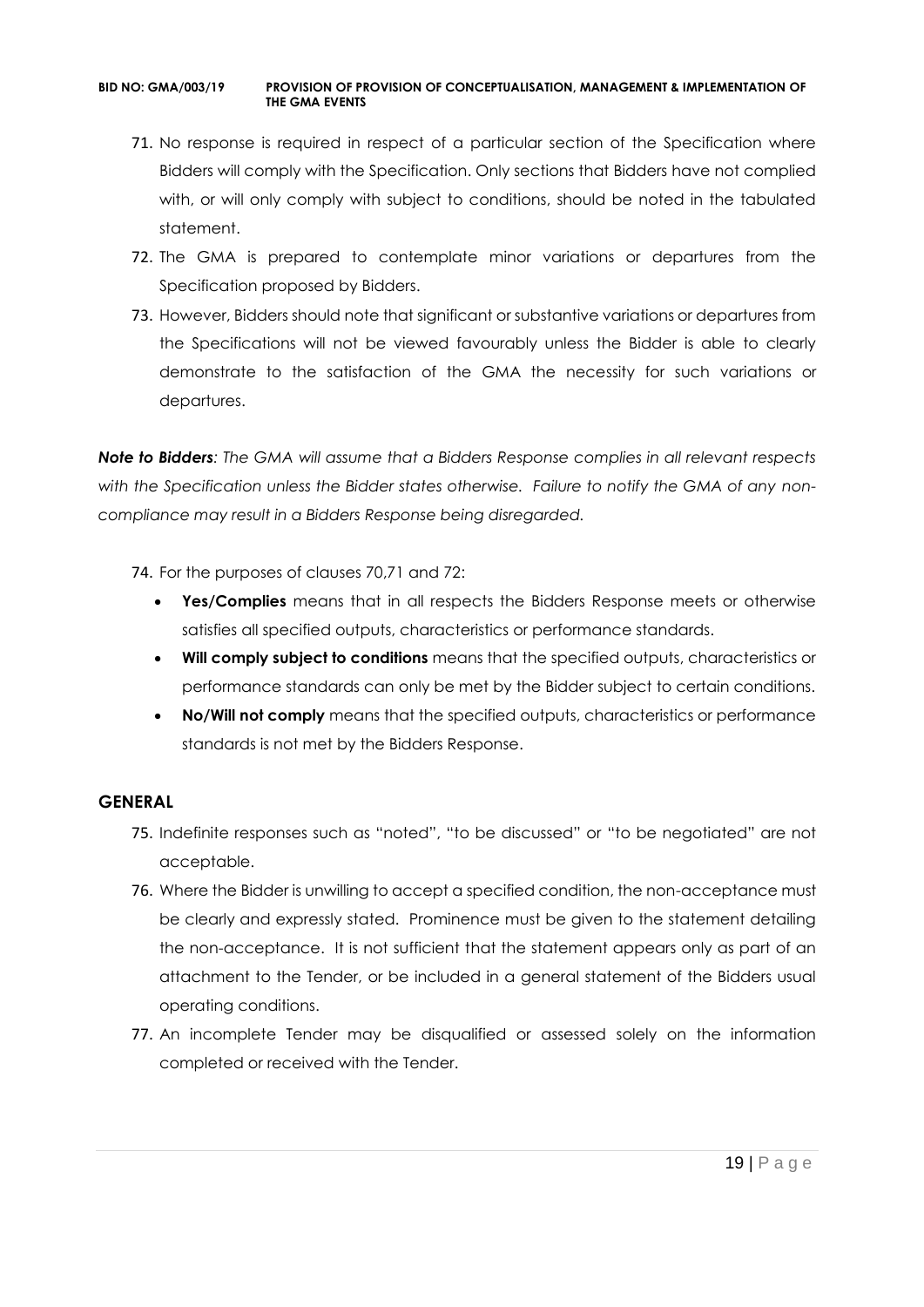71. No response is required in respect of a particular section of the Specification where Bidders will comply with the Specification. Only sections that Bidders have not complied with, or will only comply with subject to conditions, should be noted in the tabulated statement.
72. The GMA is prepared to contemplate minor variations or departures from the Specification proposed by Bidders.
73. However, Bidders should note that significant or substantive variations or departures from the Specifications will not be viewed favourably unless the Bidder is able to clearly demonstrate to the satisfaction of the GMA the necessity for such variations or departures.

***Note to Bidders**: The GMA will assume that a Bidders Response complies in all relevant respects with the Specification unless the Bidder states otherwise. Failure to notify the GMA of any non-compliance may result in a Bidders Response being disregarded.*

74. For the purposes of clauses 70,71 and 72:
    - **Yes/Complies** means that in all respects the Bidders Response meets or otherwise satisfies all specified outputs, characteristics or performance standards.
    - **Will comply subject to conditions** means that the specified outputs, characteristics or performance standards can only be met by the Bidder subject to certain conditions.
    - **No/Will not comply** means that the specified outputs, characteristics or performance standards is not met by the Bidders Response.

## GENERAL

75. Indefinite responses such as "noted", "to be discussed" or "to be negotiated" are not acceptable.
76. Where the Bidder is unwilling to accept a specified condition, the non-acceptance must be clearly and expressly stated. Prominence must be given to the statement detailing the non-acceptance. It is not sufficient that the statement appears only as part of an attachment to the Tender, or be included in a general statement of the Bidders usual operating conditions.
77. An incomplete Tender may be disqualified or assessed solely on the information completed or received with the Tender.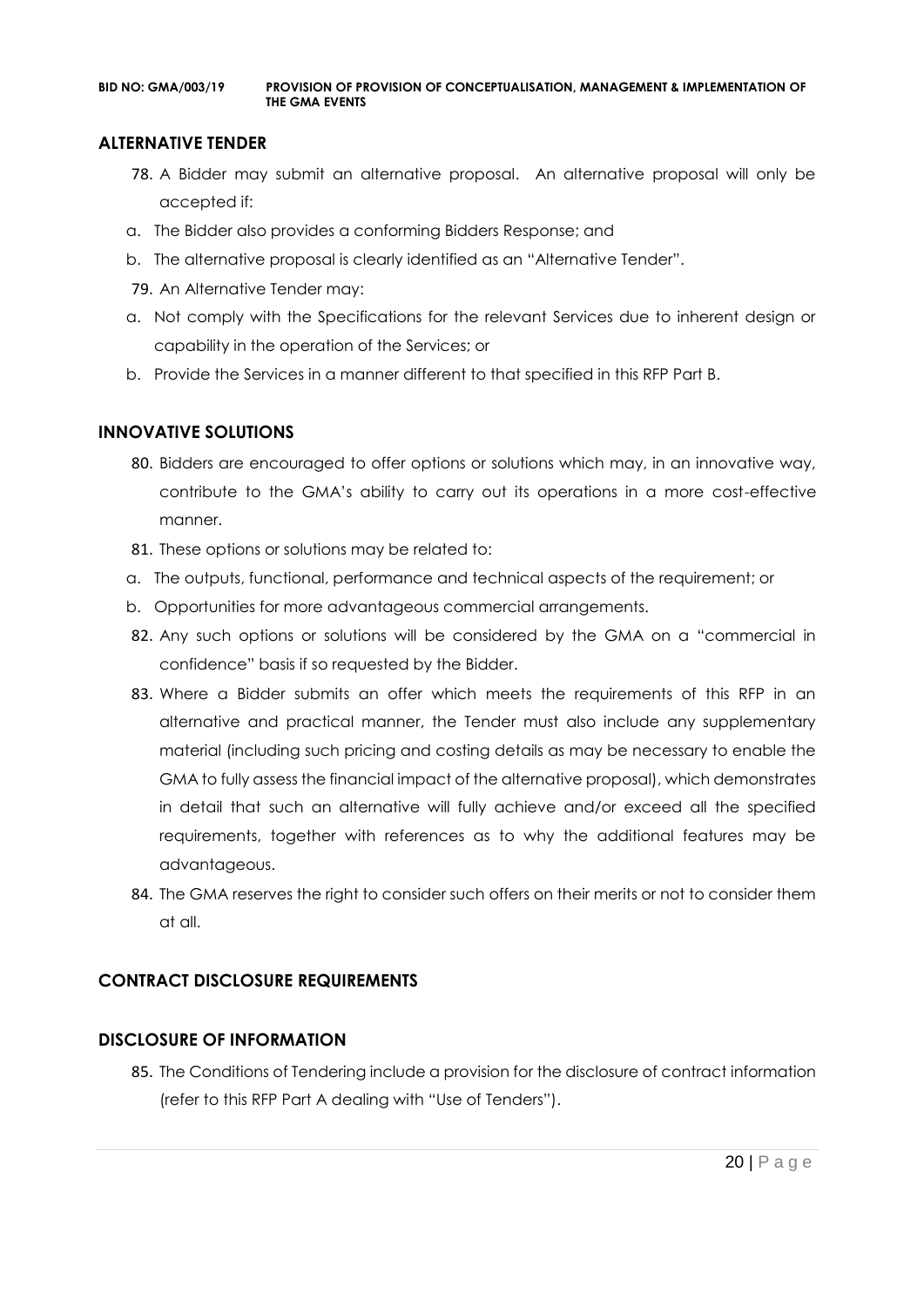## ALTERNATIVE TENDER

78. A Bidder may submit an alternative proposal. An alternative proposal will only be accepted if:

a. The Bidder also provides a conforming Bidders Response; and

b. The alternative proposal is clearly identified as an "Alternative Tender".

79. An Alternative Tender may:

a. Not comply with the Specifications for the relevant Services due to inherent design or capability in the operation of the Services; or

b. Provide the Services in a manner different to that specified in this RFP Part B.

## INNOVATIVE SOLUTIONS

80. Bidders are encouraged to offer options or solutions which may, in an innovative way, contribute to the GMA's ability to carry out its operations in a more cost-effective manner.

81. These options or solutions may be related to:

a. The outputs, functional, performance and technical aspects of the requirement; or

b. Opportunities for more advantageous commercial arrangements.

82. Any such options or solutions will be considered by the GMA on a "commercial in confidence" basis if so requested by the Bidder.

83. Where a Bidder submits an offer which meets the requirements of this RFP in an alternative and practical manner, the Tender must also include any supplementary material (including such pricing and costing details as may be necessary to enable the GMA to fully assess the financial impact of the alternative proposal), which demonstrates in detail that such an alternative will fully achieve and/or exceed all the specified requirements, together with references as to why the additional features may be advantageous.

84. The GMA reserves the right to consider such offers on their merits or not to consider them at all.

## CONTRACT DISCLOSURE REQUIREMENTS

## DISCLOSURE OF INFORMATION

85. The Conditions of Tendering include a provision for the disclosure of contract information (refer to this RFP Part A dealing with "Use of Tenders").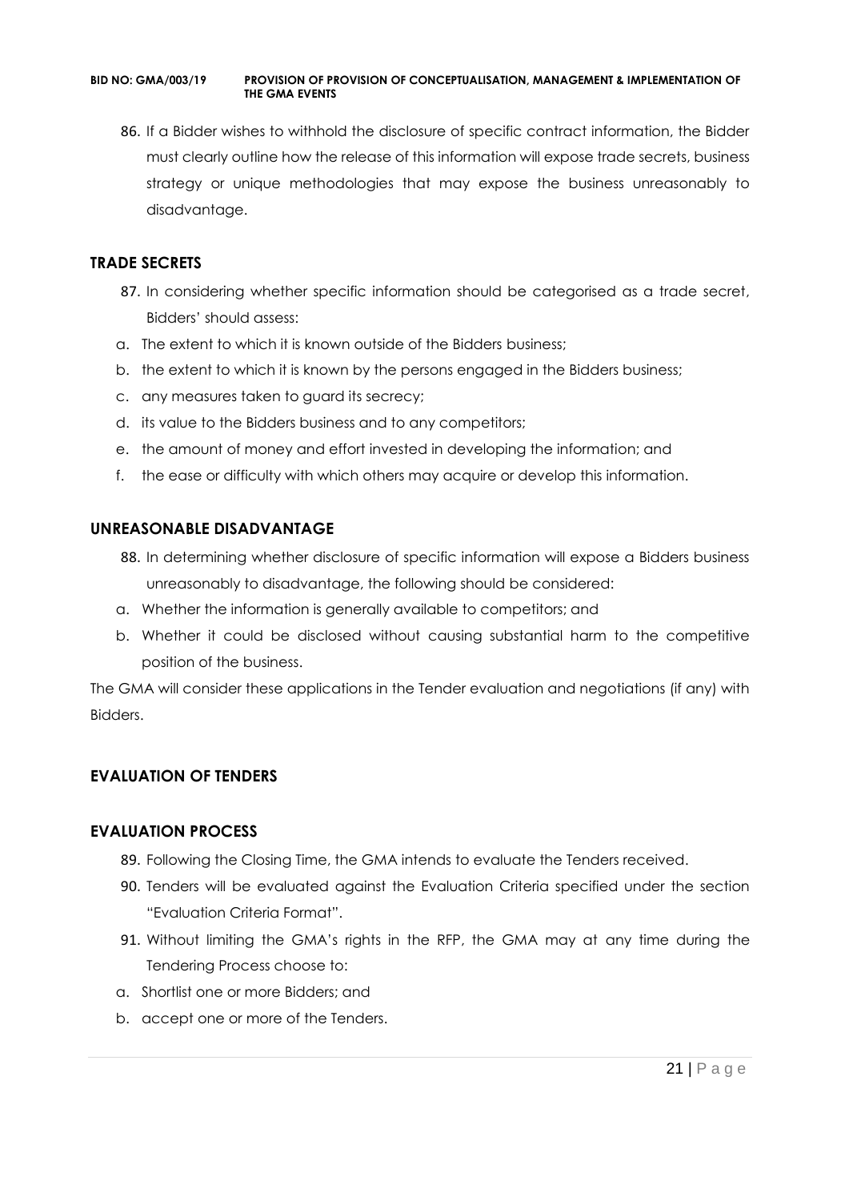86. If a Bidder wishes to withhold the disclosure of specific contract information, the Bidder must clearly outline how the release of this information will expose trade secrets, business strategy or unique methodologies that may expose the business unreasonably to disadvantage.

### TRADE SECRETS

87. In considering whether specific information should be categorised as a trade secret, Bidders' should assess:

a. The extent to which it is known outside of the Bidders business;

b. the extent to which it is known by the persons engaged in the Bidders business;

c. any measures taken to guard its secrecy;

d. its value to the Bidders business and to any competitors;

e. the amount of money and effort invested in developing the information; and

f. the ease or difficulty with which others may acquire or develop this information.

### UNREASONABLE DISADVANTAGE

88. In determining whether disclosure of specific information will expose a Bidders business unreasonably to disadvantage, the following should be considered:

a. Whether the information is generally available to competitors; and

b. Whether it could be disclosed without causing substantial harm to the competitive position of the business.

The GMA will consider these applications in the Tender evaluation and negotiations (if any) with Bidders.

## EVALUATION OF TENDERS

### EVALUATION PROCESS

89. Following the Closing Time, the GMA intends to evaluate the Tenders received.

90. Tenders will be evaluated against the Evaluation Criteria specified under the section "Evaluation Criteria Format".

91. Without limiting the GMA's rights in the RFP, the GMA may at any time during the Tendering Process choose to:

a. Shortlist one or more Bidders; and

b. accept one or more of the Tenders.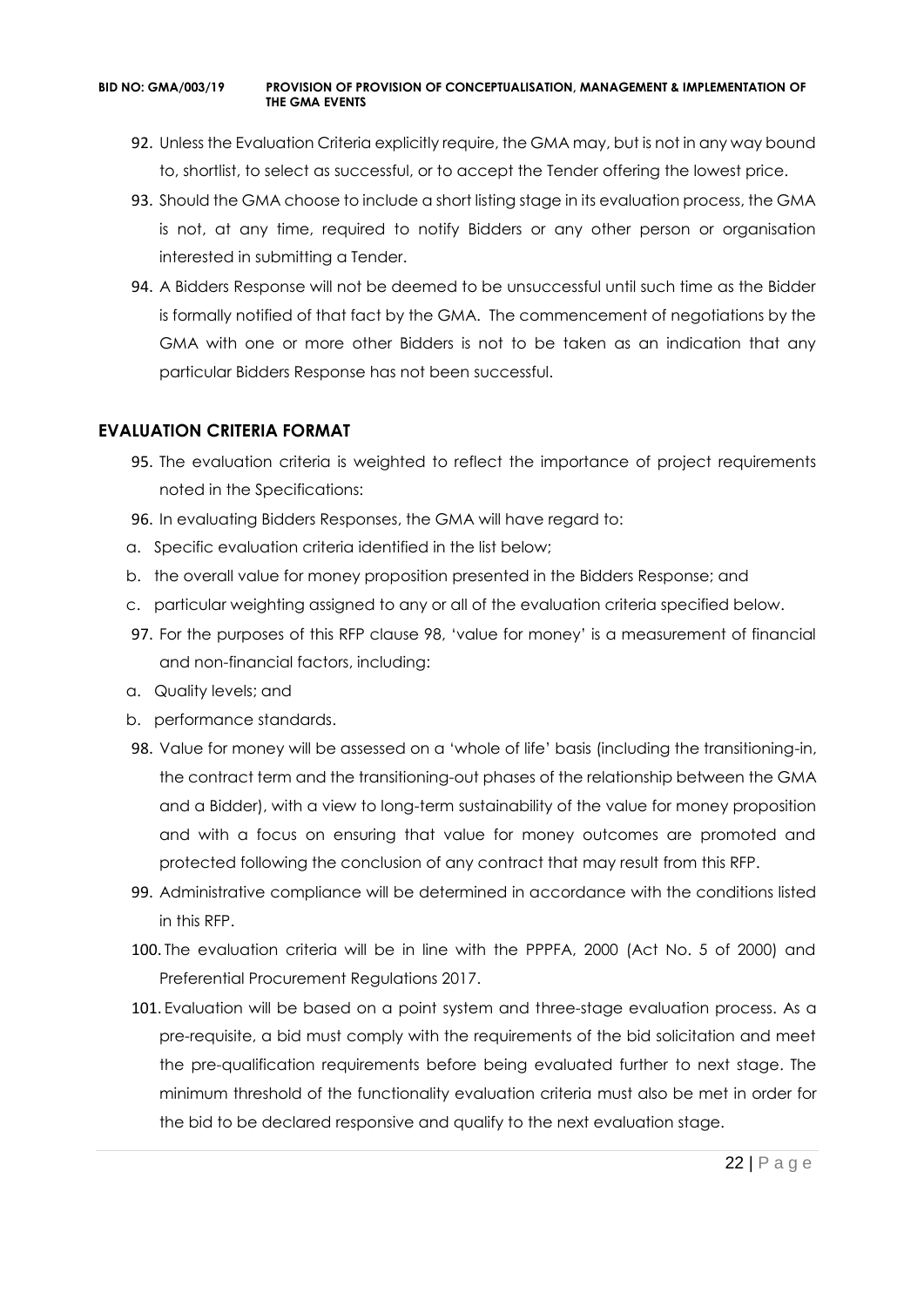92. Unless the Evaluation Criteria explicitly require, the GMA may, but is not in any way bound to, shortlist, to select as successful, or to accept the Tender offering the lowest price.
93. Should the GMA choose to include a short listing stage in its evaluation process, the GMA is not, at any time, required to notify Bidders or any other person or organisation interested in submitting a Tender.
94. A Bidders Response will not be deemed to be unsuccessful until such time as the Bidder is formally notified of that fact by the GMA. The commencement of negotiations by the GMA with one or more other Bidders is not to be taken as an indication that any particular Bidders Response has not been successful.

## EVALUATION CRITERIA FORMAT

95. The evaluation criteria is weighted to reflect the importance of project requirements noted in the Specifications:
96. In evaluating Bidders Responses, the GMA will have regard to:

a. Specific evaluation criteria identified in the list below;
b. the overall value for money proposition presented in the Bidders Response; and
c. particular weighting assigned to any or all of the evaluation criteria specified below.

97. For the purposes of this RFP clause 98, 'value for money' is a measurement of financial and non-financial factors, including:

a. Quality levels; and
b. performance standards.

98. Value for money will be assessed on a 'whole of life' basis (including the transitioning-in, the contract term and the transitioning-out phases of the relationship between the GMA and a Bidder), with a view to long-term sustainability of the value for money proposition and with a focus on ensuring that value for money outcomes are promoted and protected following the conclusion of any contract that may result from this RFP.
99. Administrative compliance will be determined in accordance with the conditions listed in this RFP.
100. The evaluation criteria will be in line with the PPPFA, 2000 (Act No. 5 of 2000) and Preferential Procurement Regulations 2017.
101. Evaluation will be based on a point system and three-stage evaluation process. As a pre-requisite, a bid must comply with the requirements of the bid solicitation and meet the pre-qualification requirements before being evaluated further to next stage. The minimum threshold of the functionality evaluation criteria must also be met in order for the bid to be declared responsive and qualify to the next evaluation stage.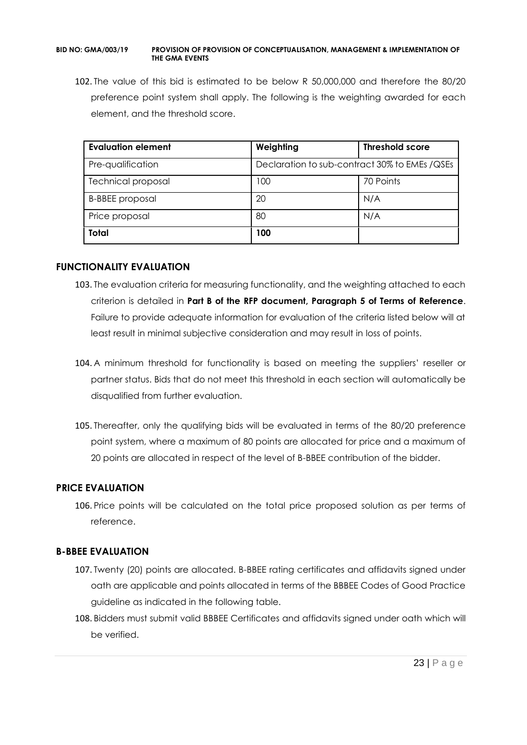102. The value of this bid is estimated to be below R 50,000,000 and therefore the 80/20 preference point system shall apply. The following is the weighting awarded for each element, and the threshold score.

| Evaluation element | Weighting | Threshold score |
|---|---|---|
| Pre-qualification | Declaration to sub-contract 30% to EMEs /QSEs | |
| Technical proposal | 100 | 70 Points |
| B-BBEE proposal | 20 | N/A |
| Price proposal | 80 | N/A |
| **Total** | **100** | |

## FUNCTIONALITY EVALUATION

103. The evaluation criteria for measuring functionality, and the weighting attached to each criterion is detailed in **Part B of the RFP document, Paragraph 5 of Terms of Reference**. Failure to provide adequate information for evaluation of the criteria listed below will at least result in minimal subjective consideration and may result in loss of points.

104. A minimum threshold for functionality is based on meeting the suppliers' reseller or partner status. Bids that do not meet this threshold in each section will automatically be disqualified from further evaluation.

105. Thereafter, only the qualifying bids will be evaluated in terms of the 80/20 preference point system, where a maximum of 80 points are allocated for price and a maximum of 20 points are allocated in respect of the level of B-BBEE contribution of the bidder.

## PRICE EVALUATION

106. Price points will be calculated on the total price proposed solution as per terms of reference.

## B-BBEE EVALUATION

107. Twenty (20) points are allocated. B-BBEE rating certificates and affidavits signed under oath are applicable and points allocated in terms of the BBBEE Codes of Good Practice guideline as indicated in the following table.
108. Bidders must submit valid BBBEE Certificates and affidavits signed under oath which will be verified.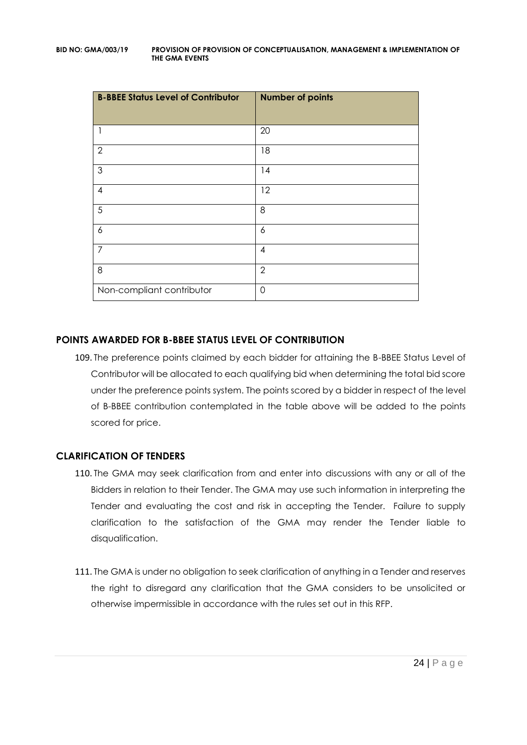| B-BBEE Status Level of Contributor | Number of points |
| --- | --- |
| 1 | 20 |
| 2 | 18 |
| 3 | 14 |
| 4 | 12 |
| 5 | 8 |
| 6 | 6 |
| 7 | 4 |
| 8 | 2 |
| Non-compliant contributor | 0 |

## POINTS AWARDED FOR B-BBEE STATUS LEVEL OF CONTRIBUTION

109. The preference points claimed by each bidder for attaining the B-BBEE Status Level of Contributor will be allocated to each qualifying bid when determining the total bid score under the preference points system. The points scored by a bidder in respect of the level of B-BBEE contribution contemplated in the table above will be added to the points scored for price.

## CLARIFICATION OF TENDERS

110. The GMA may seek clarification from and enter into discussions with any or all of the Bidders in relation to their Tender. The GMA may use such information in interpreting the Tender and evaluating the cost and risk in accepting the Tender. Failure to supply clarification to the satisfaction of the GMA may render the Tender liable to disqualification.

111. The GMA is under no obligation to seek clarification of anything in a Tender and reserves the right to disregard any clarification that the GMA considers to be unsolicited or otherwise impermissible in accordance with the rules set out in this RFP.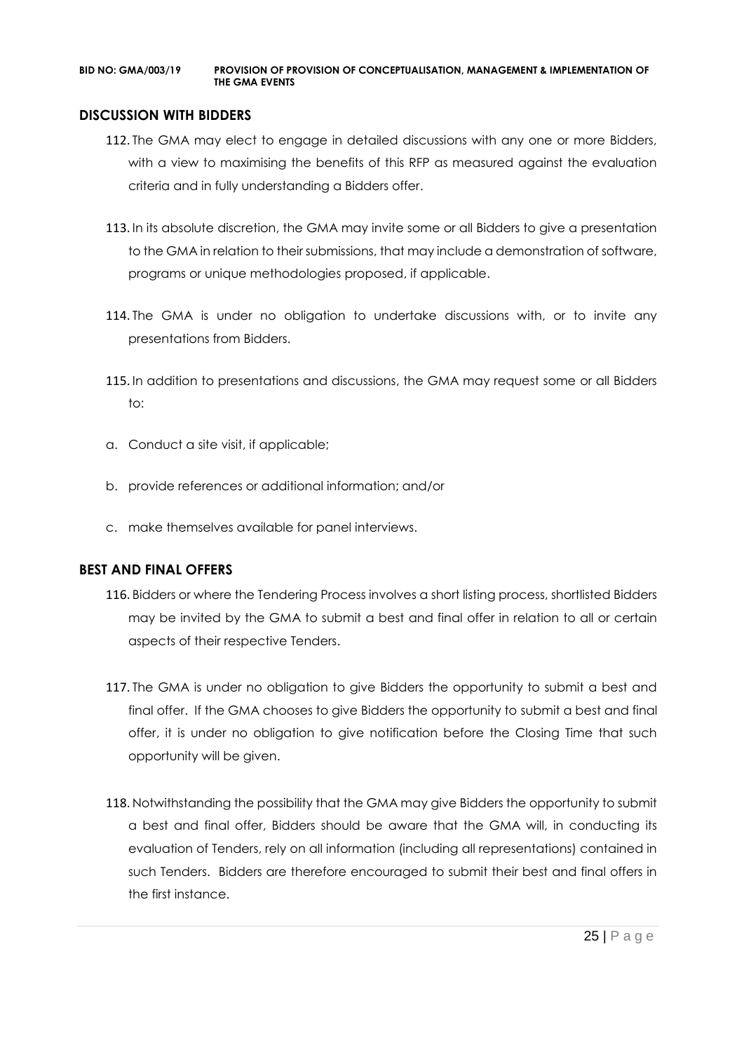## DISCUSSION WITH BIDDERS

112. The GMA may elect to engage in detailed discussions with any one or more Bidders, with a view to maximising the benefits of this RFP as measured against the evaluation criteria and in fully understanding a Bidders offer.

113. In its absolute discretion, the GMA may invite some or all Bidders to give a presentation to the GMA in relation to their submissions, that may include a demonstration of software, programs or unique methodologies proposed, if applicable.

114. The GMA is under no obligation to undertake discussions with, or to invite any presentations from Bidders.

115. In addition to presentations and discussions, the GMA may request some or all Bidders to:

a. Conduct a site visit, if applicable;

b. provide references or additional information; and/or

c. make themselves available for panel interviews.

## BEST AND FINAL OFFERS

116. Bidders or where the Tendering Process involves a short listing process, shortlisted Bidders may be invited by the GMA to submit a best and final offer in relation to all or certain aspects of their respective Tenders.

117. The GMA is under no obligation to give Bidders the opportunity to submit a best and final offer. If the GMA chooses to give Bidders the opportunity to submit a best and final offer, it is under no obligation to give notification before the Closing Time that such opportunity will be given.

118. Notwithstanding the possibility that the GMA may give Bidders the opportunity to submit a best and final offer, Bidders should be aware that the GMA will, in conducting its evaluation of Tenders, rely on all information (including all representations) contained in such Tenders. Bidders are therefore encouraged to submit their best and final offers in the first instance.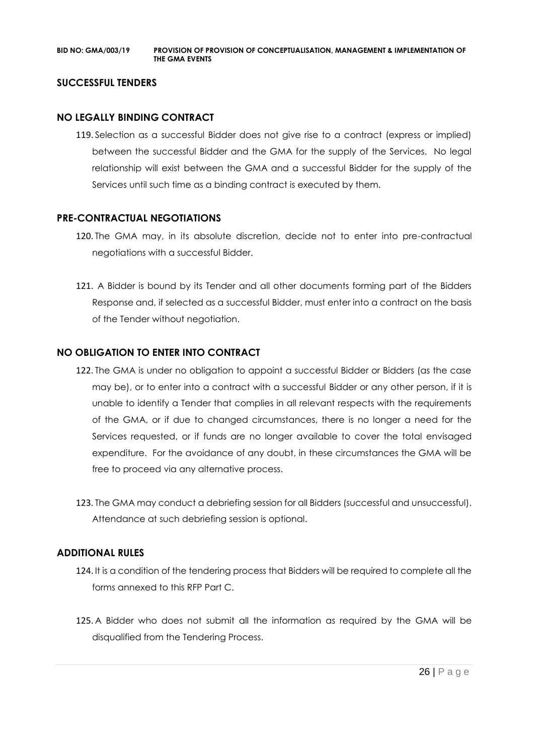## SUCCESSFUL TENDERS

### NO LEGALLY BINDING CONTRACT

119. Selection as a successful Bidder does not give rise to a contract (express or implied) between the successful Bidder and the GMA for the supply of the Services. No legal relationship will exist between the GMA and a successful Bidder for the supply of the Services until such time as a binding contract is executed by them.

### PRE-CONTRACTUAL NEGOTIATIONS

120. The GMA may, in its absolute discretion, decide not to enter into pre-contractual negotiations with a successful Bidder.

121. A Bidder is bound by its Tender and all other documents forming part of the Bidders Response and, if selected as a successful Bidder, must enter into a contract on the basis of the Tender without negotiation.

### NO OBLIGATION TO ENTER INTO CONTRACT

122. The GMA is under no obligation to appoint a successful Bidder or Bidders (as the case may be), or to enter into a contract with a successful Bidder or any other person, if it is unable to identify a Tender that complies in all relevant respects with the requirements of the GMA, or if due to changed circumstances, there is no longer a need for the Services requested, or if funds are no longer available to cover the total envisaged expenditure. For the avoidance of any doubt, in these circumstances the GMA will be free to proceed via any alternative process.

123. The GMA may conduct a debriefing session for all Bidders (successful and unsuccessful). Attendance at such debriefing session is optional.

### ADDITIONAL RULES

124. It is a condition of the tendering process that Bidders will be required to complete all the forms annexed to this RFP Part C.

125. A Bidder who does not submit all the information as required by the GMA will be disqualified from the Tendering Process.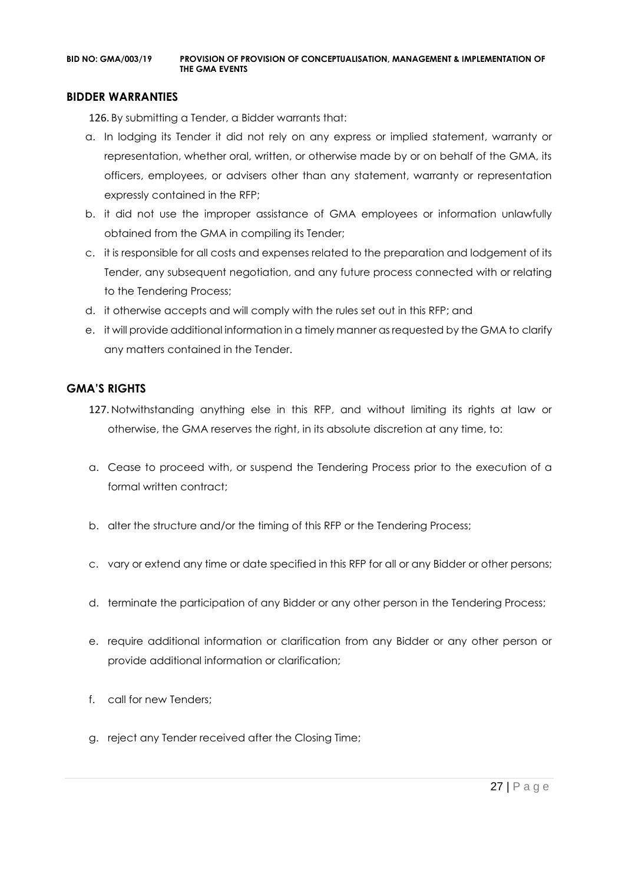## BIDDER WARRANTIES

126. By submitting a Tender, a Bidder warrants that:

a. In lodging its Tender it did not rely on any express or implied statement, warranty or representation, whether oral, written, or otherwise made by or on behalf of the GMA, its officers, employees, or advisers other than any statement, warranty or representation expressly contained in the RFP;

b. it did not use the improper assistance of GMA employees or information unlawfully obtained from the GMA in compiling its Tender;

c. it is responsible for all costs and expenses related to the preparation and lodgement of its Tender, any subsequent negotiation, and any future process connected with or relating to the Tendering Process;

d. it otherwise accepts and will comply with the rules set out in this RFP; and

e. it will provide additional information in a timely manner as requested by the GMA to clarify any matters contained in the Tender.

## GMA'S RIGHTS

127. Notwithstanding anything else in this RFP, and without limiting its rights at law or otherwise, the GMA reserves the right, in its absolute discretion at any time, to:

a. Cease to proceed with, or suspend the Tendering Process prior to the execution of a formal written contract;

b. alter the structure and/or the timing of this RFP or the Tendering Process;

c. vary or extend any time or date specified in this RFP for all or any Bidder or other persons;

d. terminate the participation of any Bidder or any other person in the Tendering Process;

e. require additional information or clarification from any Bidder or any other person or provide additional information or clarification;

f. call for new Tenders;

g. reject any Tender received after the Closing Time;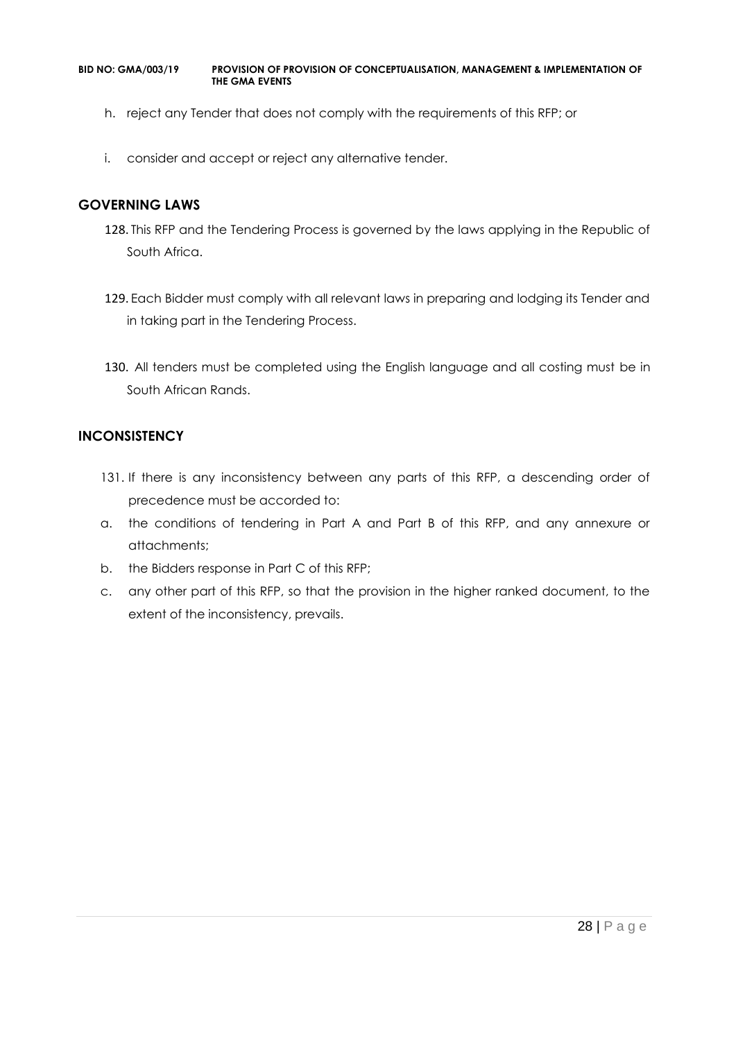h. reject any Tender that does not comply with the requirements of this RFP; or

i. consider and accept or reject any alternative tender.

## GOVERNING LAWS

128. This RFP and the Tendering Process is governed by the laws applying in the Republic of South Africa.

129. Each Bidder must comply with all relevant laws in preparing and lodging its Tender and in taking part in the Tendering Process.

130. All tenders must be completed using the English language and all costing must be in South African Rands.

## INCONSISTENCY

131. If there is any inconsistency between any parts of this RFP, a descending order of precedence must be accorded to:

a. the conditions of tendering in Part A and Part B of this RFP, and any annexure or attachments;

b. the Bidders response in Part C of this RFP;

c. any other part of this RFP, so that the provision in the higher ranked document, to the extent of the inconsistency, prevails.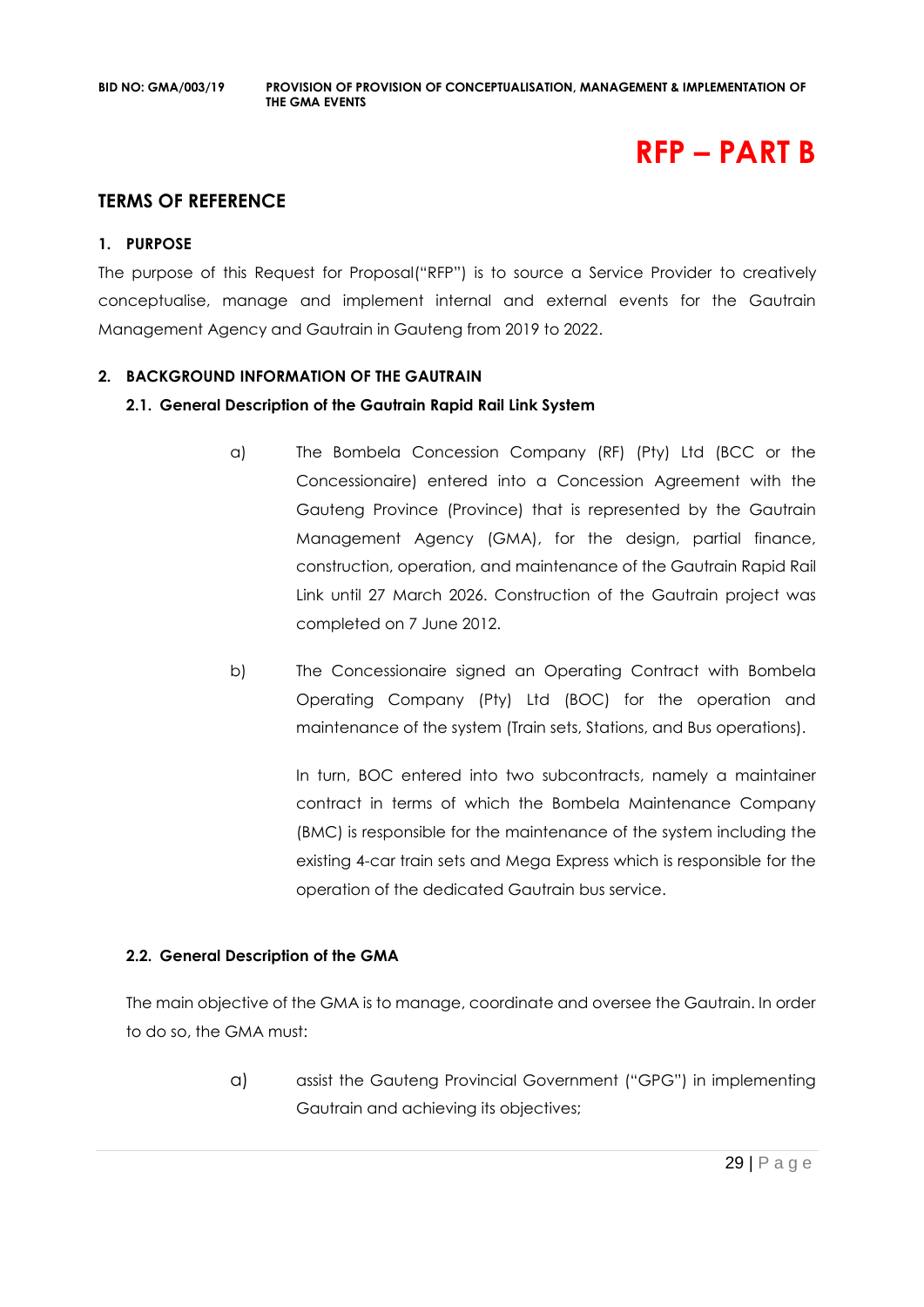# RFP – PART B

## TERMS OF REFERENCE

### 1. PURPOSE

The purpose of this Request for Proposal("RFP") is to source a Service Provider to creatively conceptualise, manage and implement internal and external events for the Gautrain Management Agency and Gautrain in Gauteng from 2019 to 2022.

### 2. BACKGROUND INFORMATION OF THE GAUTRAIN

#### 2.1. General Description of the Gautrain Rapid Rail Link System

a) The Bombela Concession Company (RF) (Pty) Ltd (BCC or the Concessionaire) entered into a Concession Agreement with the Gauteng Province (Province) that is represented by the Gautrain Management Agency (GMA), for the design, partial finance, construction, operation, and maintenance of the Gautrain Rapid Rail Link until 27 March 2026. Construction of the Gautrain project was completed on 7 June 2012.

b) The Concessionaire signed an Operating Contract with Bombela Operating Company (Pty) Ltd (BOC) for the operation and maintenance of the system (Train sets, Stations, and Bus operations).

   In turn, BOC entered into two subcontracts, namely a maintainer contract in terms of which the Bombela Maintenance Company (BMC) is responsible for the maintenance of the system including the existing 4-car train sets and Mega Express which is responsible for the operation of the dedicated Gautrain bus service.

#### 2.2. General Description of the GMA

The main objective of the GMA is to manage, coordinate and oversee the Gautrain. In order to do so, the GMA must:

a) assist the Gauteng Provincial Government ("GPG") in implementing Gautrain and achieving its objectives;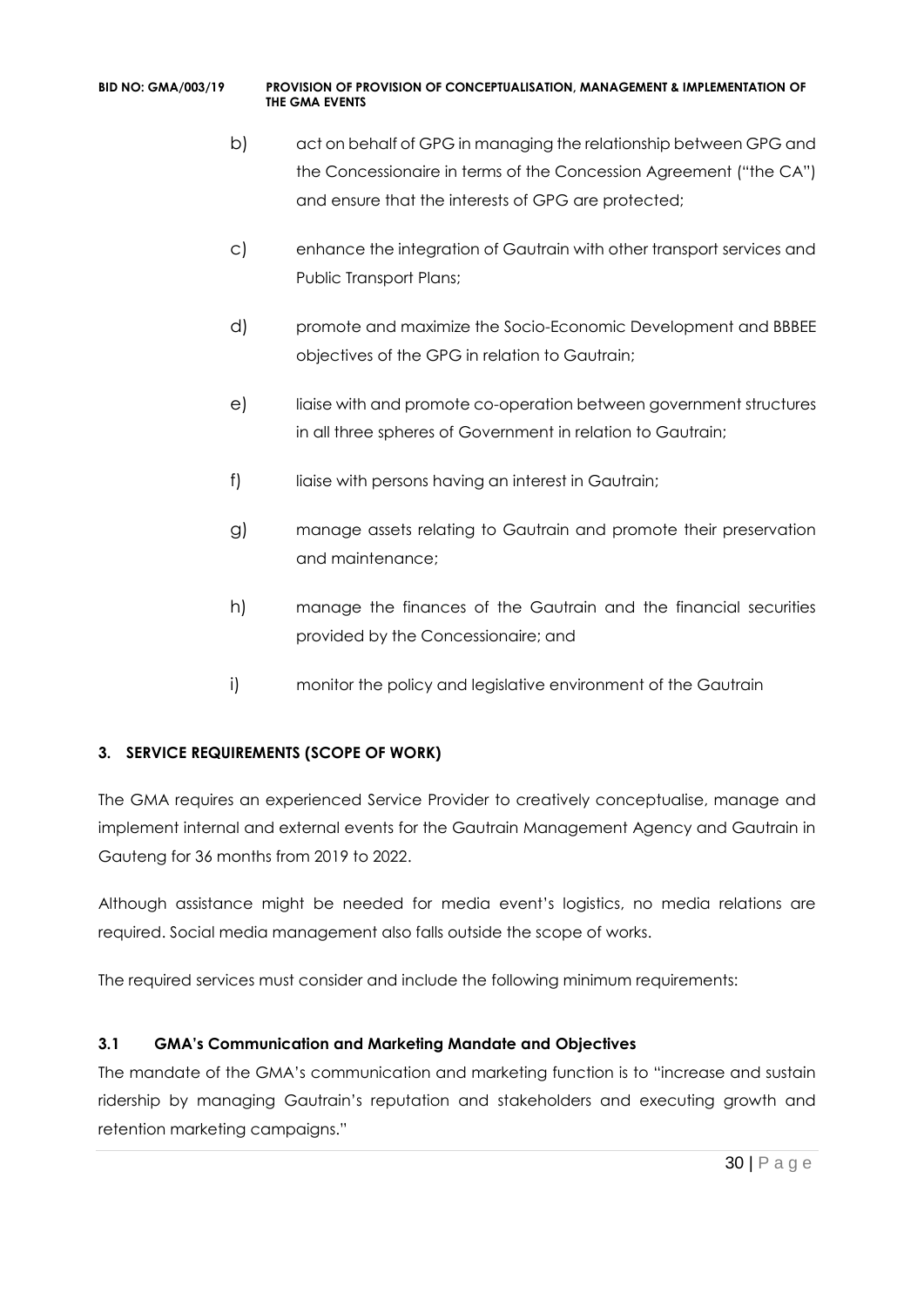b) act on behalf of GPG in managing the relationship between GPG and the Concessionaire in terms of the Concession Agreement ("the CA") and ensure that the interests of GPG are protected;

c) enhance the integration of Gautrain with other transport services and Public Transport Plans;

d) promote and maximize the Socio-Economic Development and BBBEE objectives of the GPG in relation to Gautrain;

e) liaise with and promote co-operation between government structures in all three spheres of Government in relation to Gautrain;

f) liaise with persons having an interest in Gautrain;

g) manage assets relating to Gautrain and promote their preservation and maintenance;

h) manage the finances of the Gautrain and the financial securities provided by the Concessionaire; and

i) monitor the policy and legislative environment of the Gautrain

## 3. SERVICE REQUIREMENTS (SCOPE OF WORK)

The GMA requires an experienced Service Provider to creatively conceptualise, manage and implement internal and external events for the Gautrain Management Agency and Gautrain in Gauteng for 36 months from 2019 to 2022.

Although assistance might be needed for media event's logistics, no media relations are required. Social media management also falls outside the scope of works.

The required services must consider and include the following minimum requirements:

### 3.1 GMA's Communication and Marketing Mandate and Objectives

The mandate of the GMA's communication and marketing function is to "increase and sustain ridership by managing Gautrain's reputation and stakeholders and executing growth and retention marketing campaigns."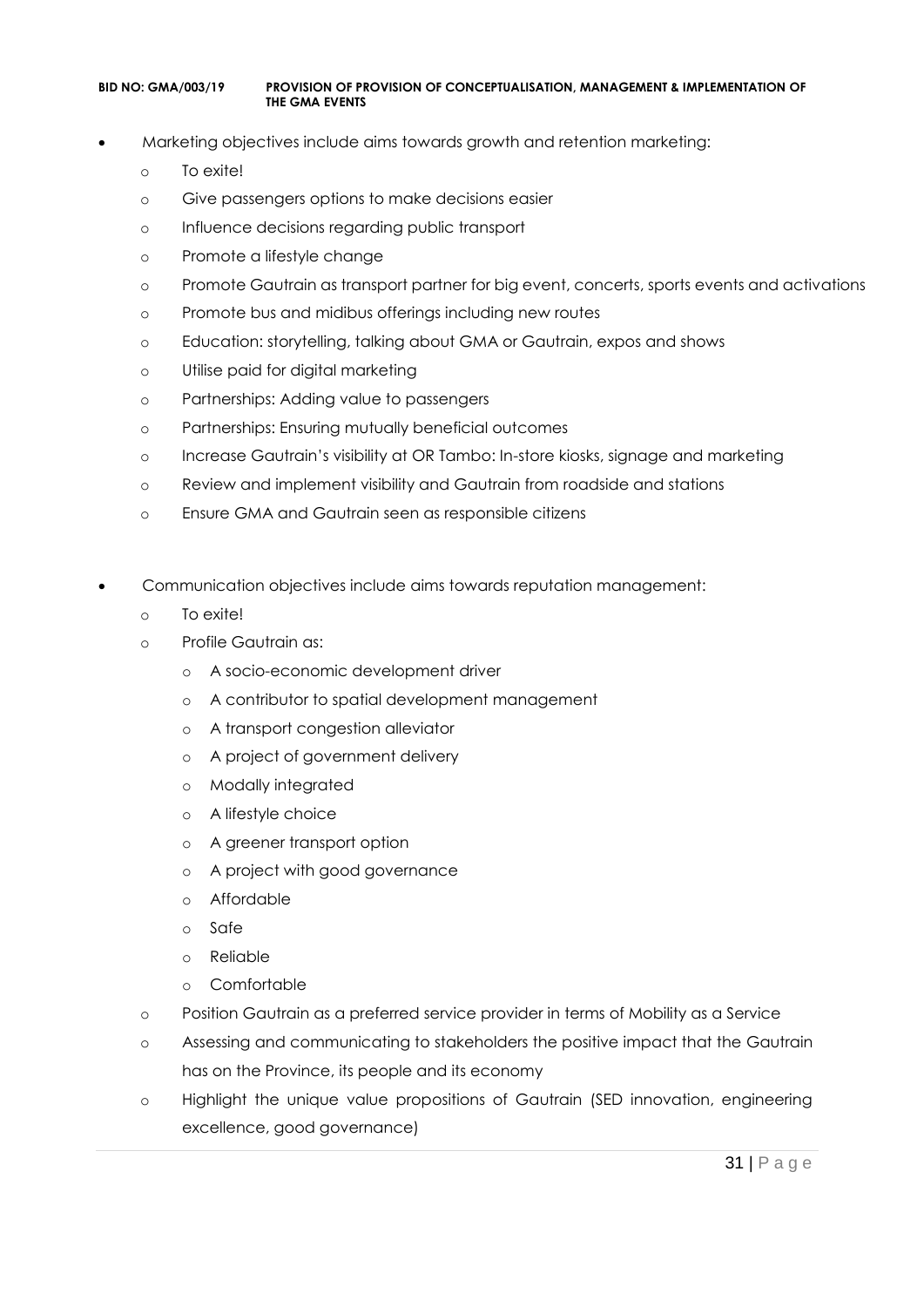- Marketing objectives include aims towards growth and retention marketing:
  - To exite!
  - Give passengers options to make decisions easier
  - Influence decisions regarding public transport
  - Promote a lifestyle change
  - Promote Gautrain as transport partner for big event, concerts, sports events and activations
  - Promote bus and midibus offerings including new routes
  - Education: storytelling, talking about GMA or Gautrain, expos and shows
  - Utilise paid for digital marketing
  - Partnerships: Adding value to passengers
  - Partnerships: Ensuring mutually beneficial outcomes
  - Increase Gautrain's visibility at OR Tambo: In-store kiosks, signage and marketing
  - Review and implement visibility and Gautrain from roadside and stations
  - Ensure GMA and Gautrain seen as responsible citizens

- Communication objectives include aims towards reputation management:
  - To exite!
  - Profile Gautrain as:
    - A socio-economic development driver
    - A contributor to spatial development management
    - A transport congestion alleviator
    - A project of government delivery
    - Modally integrated
    - A lifestyle choice
    - A greener transport option
    - A project with good governance
    - Affordable
    - Safe
    - Reliable
    - Comfortable
  - Position Gautrain as a preferred service provider in terms of Mobility as a Service
  - Assessing and communicating to stakeholders the positive impact that the Gautrain has on the Province, its people and its economy
  - Highlight the unique value propositions of Gautrain (SED innovation, engineering excellence, good governance)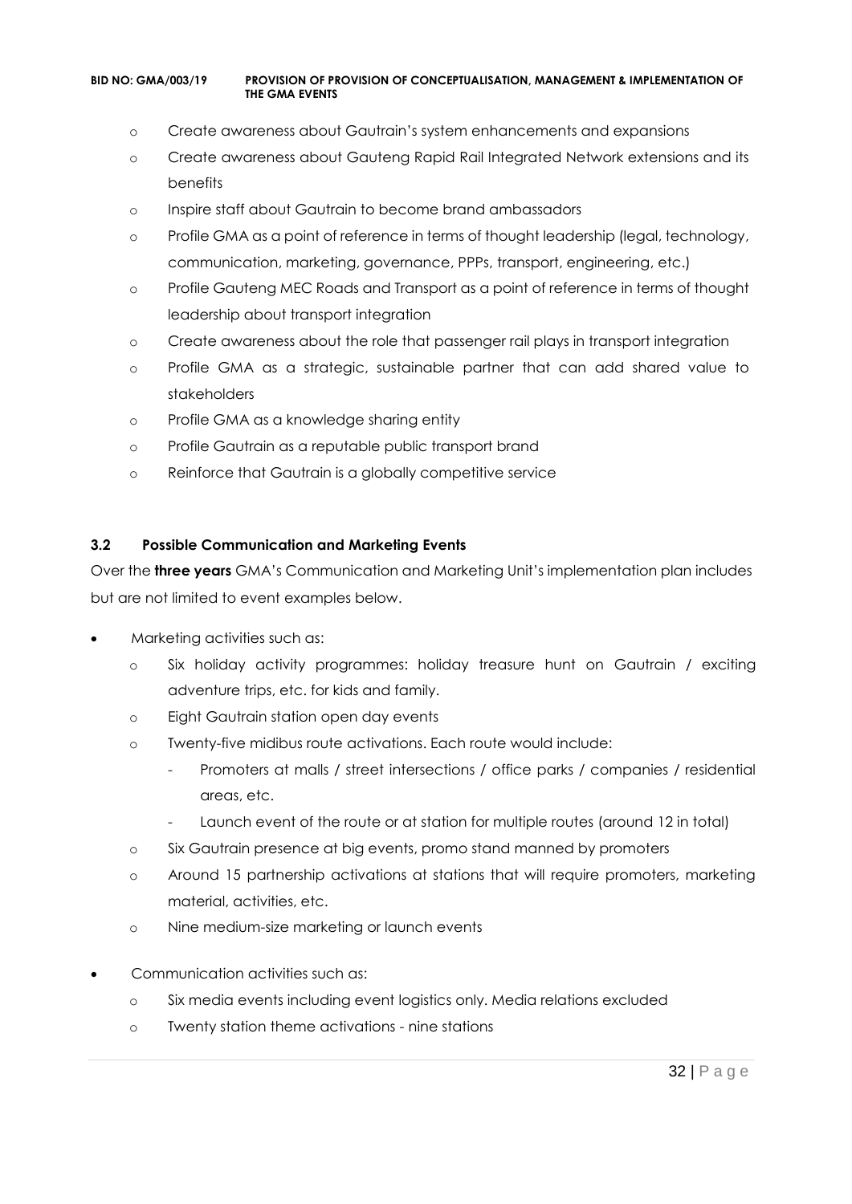- Create awareness about Gautrain's system enhancements and expansions
- Create awareness about Gauteng Rapid Rail Integrated Network extensions and its benefits
- Inspire staff about Gautrain to become brand ambassadors
- Profile GMA as a point of reference in terms of thought leadership (legal, technology, communication, marketing, governance, PPPs, transport, engineering, etc.)
- Profile Gauteng MEC Roads and Transport as a point of reference in terms of thought leadership about transport integration
- Create awareness about the role that passenger rail plays in transport integration
- Profile GMA as a strategic, sustainable partner that can add shared value to stakeholders
- Profile GMA as a knowledge sharing entity
- Profile Gautrain as a reputable public transport brand
- Reinforce that Gautrain is a globally competitive service

### 3.2 Possible Communication and Marketing Events

Over the **three years** GMA's Communication and Marketing Unit's implementation plan includes but are not limited to event examples below.

- Marketing activities such as:
  - Six holiday activity programmes: holiday treasure hunt on Gautrain / exciting adventure trips, etc. for kids and family.
  - Eight Gautrain station open day events
  - Twenty-five midibus route activations. Each route would include:
    - Promoters at malls / street intersections / office parks / companies / residential areas, etc.
    - Launch event of the route or at station for multiple routes (around 12 in total)
  - Six Gautrain presence at big events, promo stand manned by promoters
  - Around 15 partnership activations at stations that will require promoters, marketing material, activities, etc.
  - Nine medium-size marketing or launch events
- Communication activities such as:
  - Six media events including event logistics only. Media relations excluded
  - Twenty station theme activations - nine stations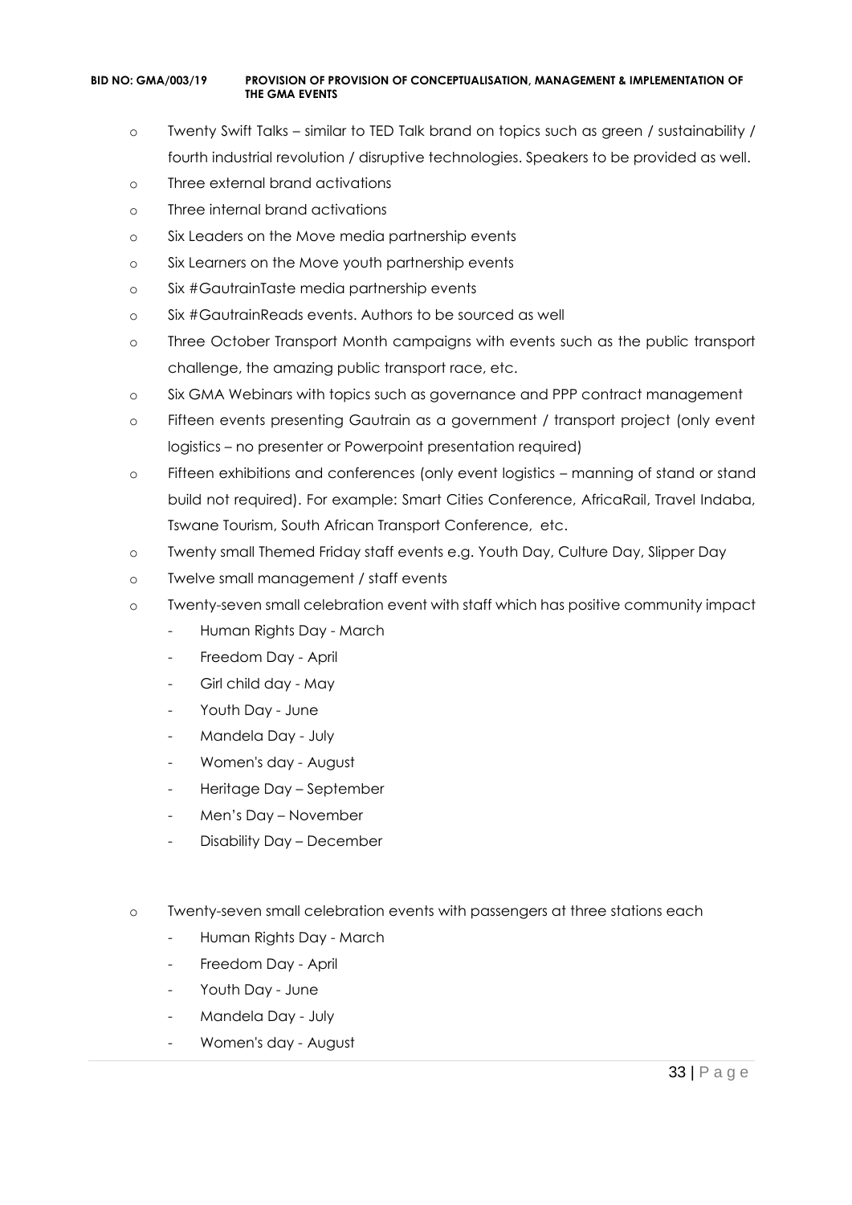- Twenty Swift Talks – similar to TED Talk brand on topics such as green / sustainability / fourth industrial revolution / disruptive technologies. Speakers to be provided as well.
- Three external brand activations
- Three internal brand activations
- Six Leaders on the Move media partnership events
- Six Learners on the Move youth partnership events
- Six #GautrainTaste media partnership events
- Six #GautrainReads events. Authors to be sourced as well
- Three October Transport Month campaigns with events such as the public transport challenge, the amazing public transport race, etc.
- Six GMA Webinars with topics such as governance and PPP contract management
- Fifteen events presenting Gautrain as a government / transport project (only event logistics – no presenter or Powerpoint presentation required)
- Fifteen exhibitions and conferences (only event logistics – manning of stand or stand build not required). For example: Smart Cities Conference, AfricaRail, Travel Indaba, Tswane Tourism, South African Transport Conference, etc.
- Twenty small Themed Friday staff events e.g. Youth Day, Culture Day, Slipper Day
- Twelve small management / staff events
- Twenty-seven small celebration event with staff which has positive community impact
  - Human Rights Day - March
  - Freedom Day - April
  - Girl child day - May
  - Youth Day - June
  - Mandela Day - July
  - Women's day - August
  - Heritage Day – September
  - Men's Day – November
  - Disability Day – December

- Twenty-seven small celebration events with passengers at three stations each
  - Human Rights Day - March
  - Freedom Day - April
  - Youth Day - June
  - Mandela Day - July
  - Women's day - August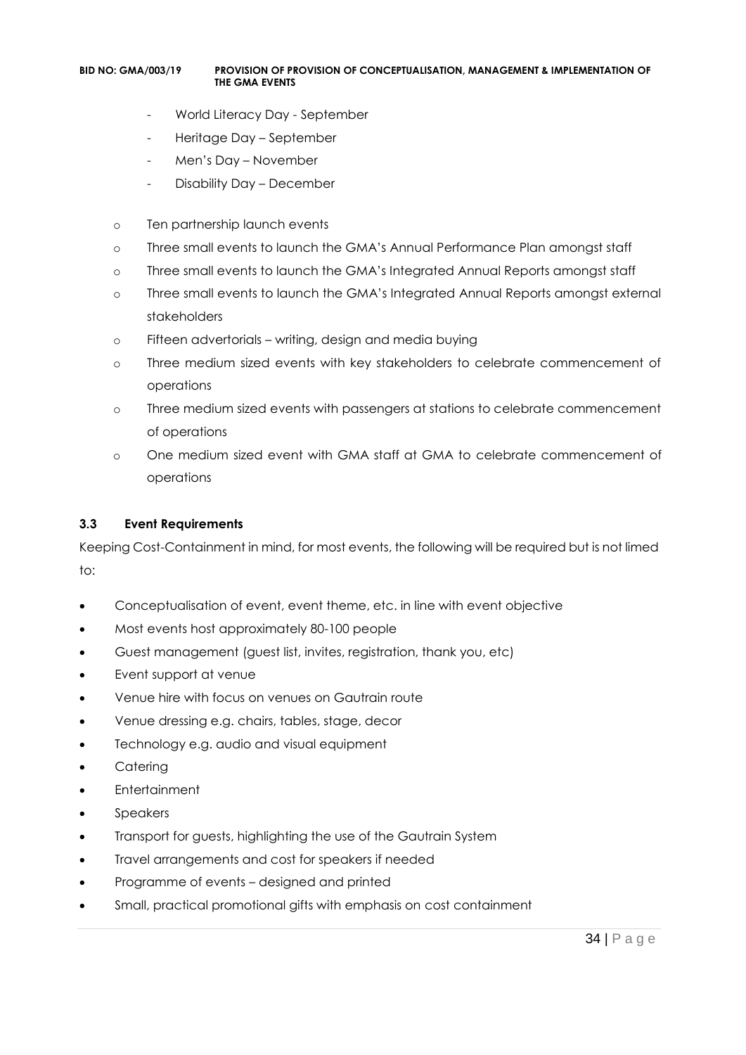- World Literacy Day - September
    - Heritage Day – September
    - Men's Day – November
    - Disability Day – December

- Ten partnership launch events
- Three small events to launch the GMA's Annual Performance Plan amongst staff
- Three small events to launch the GMA's Integrated Annual Reports amongst staff
- Three small events to launch the GMA's Integrated Annual Reports amongst external stakeholders
- Fifteen advertorials – writing, design and media buying
- Three medium sized events with key stakeholders to celebrate commencement of operations
- Three medium sized events with passengers at stations to celebrate commencement of operations
- One medium sized event with GMA staff at GMA to celebrate commencement of operations

### 3.3 Event Requirements

Keeping Cost-Containment in mind, for most events, the following will be required but is not limed to:

- Conceptualisation of event, event theme, etc. in line with event objective
- Most events host approximately 80-100 people
- Guest management (guest list, invites, registration, thank you, etc)
- Event support at venue
- Venue hire with focus on venues on Gautrain route
- Venue dressing e.g. chairs, tables, stage, decor
- Technology e.g. audio and visual equipment
- Catering
- Entertainment
- Speakers
- Transport for guests, highlighting the use of the Gautrain System
- Travel arrangements and cost for speakers if needed
- Programme of events – designed and printed
- Small, practical promotional gifts with emphasis on cost containment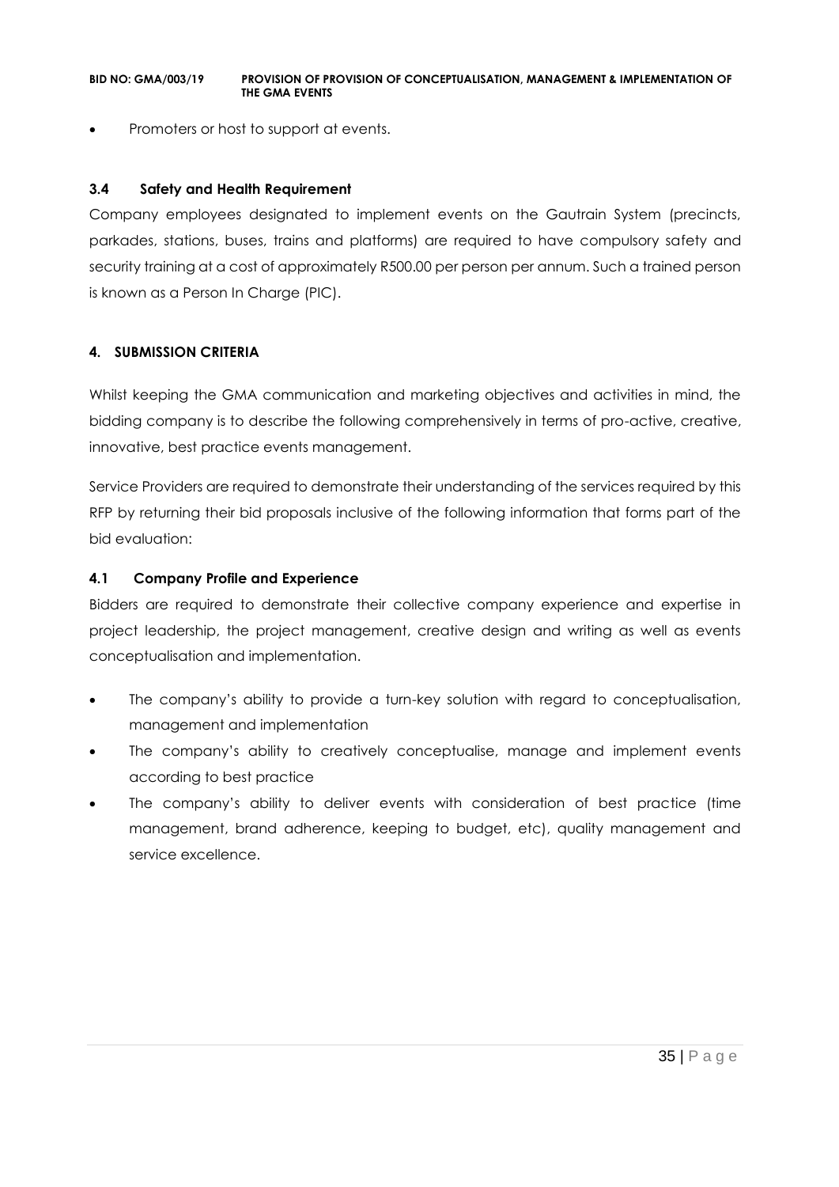- Promoters or host to support at events.

### 3.4 Safety and Health Requirement

Company employees designated to implement events on the Gautrain System (precincts, parkades, stations, buses, trains and platforms) are required to have compulsory safety and security training at a cost of approximately R500.00 per person per annum. Such a trained person is known as a Person In Charge (PIC).

## 4. SUBMISSION CRITERIA

Whilst keeping the GMA communication and marketing objectives and activities in mind, the bidding company is to describe the following comprehensively in terms of pro-active, creative, innovative, best practice events management.

Service Providers are required to demonstrate their understanding of the services required by this RFP by returning their bid proposals inclusive of the following information that forms part of the bid evaluation:

### 4.1 Company Profile and Experience

Bidders are required to demonstrate their collective company experience and expertise in project leadership, the project management, creative design and writing as well as events conceptualisation and implementation.

- The company's ability to provide a turn-key solution with regard to conceptualisation, management and implementation
- The company's ability to creatively conceptualise, manage and implement events according to best practice
- The company's ability to deliver events with consideration of best practice (time management, brand adherence, keeping to budget, etc), quality management and service excellence.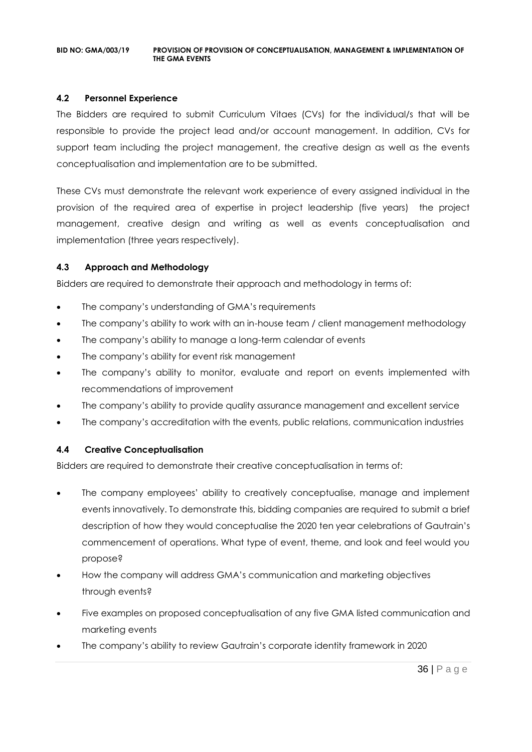### 4.2 Personnel Experience

The Bidders are required to submit Curriculum Vitaes (CVs) for the individual/s that will be responsible to provide the project lead and/or account management. In addition, CVs for support team including the project management, the creative design as well as the events conceptualisation and implementation are to be submitted.

These CVs must demonstrate the relevant work experience of every assigned individual in the provision of the required area of expertise in project leadership (five years) the project management, creative design and writing as well as events conceptualisation and implementation (three years respectively).

### 4.3 Approach and Methodology

Bidders are required to demonstrate their approach and methodology in terms of:

- The company's understanding of GMA's requirements
- The company's ability to work with an in-house team / client management methodology
- The company's ability to manage a long-term calendar of events
- The company's ability for event risk management
- The company's ability to monitor, evaluate and report on events implemented with recommendations of improvement
- The company's ability to provide quality assurance management and excellent service
- The company's accreditation with the events, public relations, communication industries

### 4.4 Creative Conceptualisation

Bidders are required to demonstrate their creative conceptualisation in terms of:

- The company employees' ability to creatively conceptualise, manage and implement events innovatively. To demonstrate this, bidding companies are required to submit a brief description of how they would conceptualise the 2020 ten year celebrations of Gautrain's commencement of operations. What type of event, theme, and look and feel would you propose?
- How the company will address GMA's communication and marketing objectives through events?
- Five examples on proposed conceptualisation of any five GMA listed communication and marketing events
- The company's ability to review Gautrain's corporate identity framework in 2020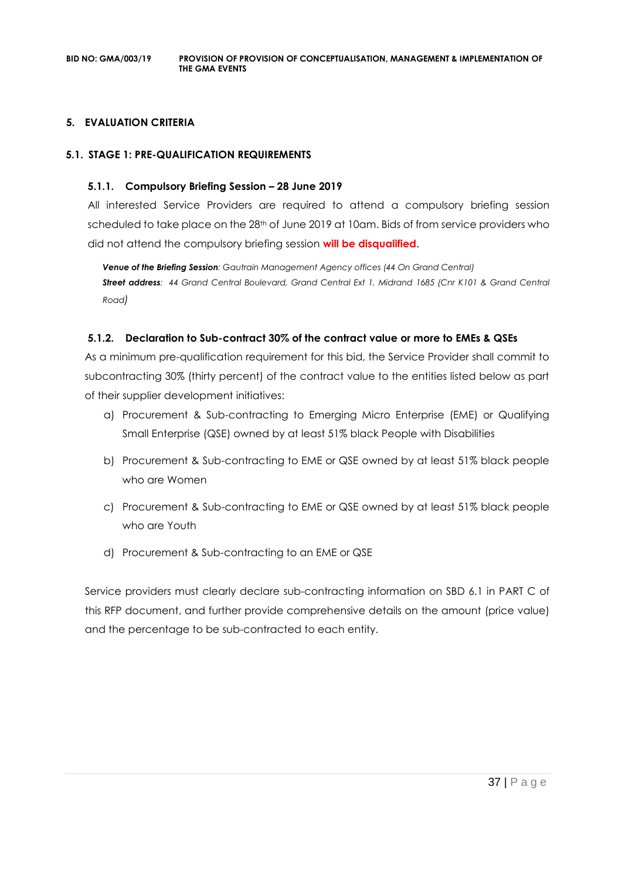## 5. EVALUATION CRITERIA

### 5.1. STAGE 1: PRE-QUALIFICATION REQUIREMENTS

#### 5.1.1. Compulsory Briefing Session – 28 June 2019

All interested Service Providers are required to attend a compulsory briefing session scheduled to take place on the 28th of June 2019 at 10am. Bids of from service providers who did not attend the compulsory briefing session **will be disqualified**.

***Venue of the Briefing Session**: Gautrain Management Agency offices (44 On Grand Central)*
***Street address**: 44 Grand Central Boulevard, Grand Central Ext 1, Midrand 1685 (Cnr K101 & Grand Central Road)*

#### 5.1.2. Declaration to Sub-contract 30% of the contract value or more to EMEs & QSEs

As a minimum pre-qualification requirement for this bid, the Service Provider shall commit to subcontracting 30% (thirty percent) of the contract value to the entities listed below as part of their supplier development initiatives:

a) Procurement & Sub-contracting to Emerging Micro Enterprise (EME) or Qualifying Small Enterprise (QSE) owned by at least 51% black People with Disabilities

b) Procurement & Sub-contracting to EME or QSE owned by at least 51% black people who are Women

c) Procurement & Sub-contracting to EME or QSE owned by at least 51% black people who are Youth

d) Procurement & Sub-contracting to an EME or QSE

Service providers must clearly declare sub-contracting information on SBD 6.1 in PART C of this RFP document, and further provide comprehensive details on the amount (price value) and the percentage to be sub-contracted to each entity.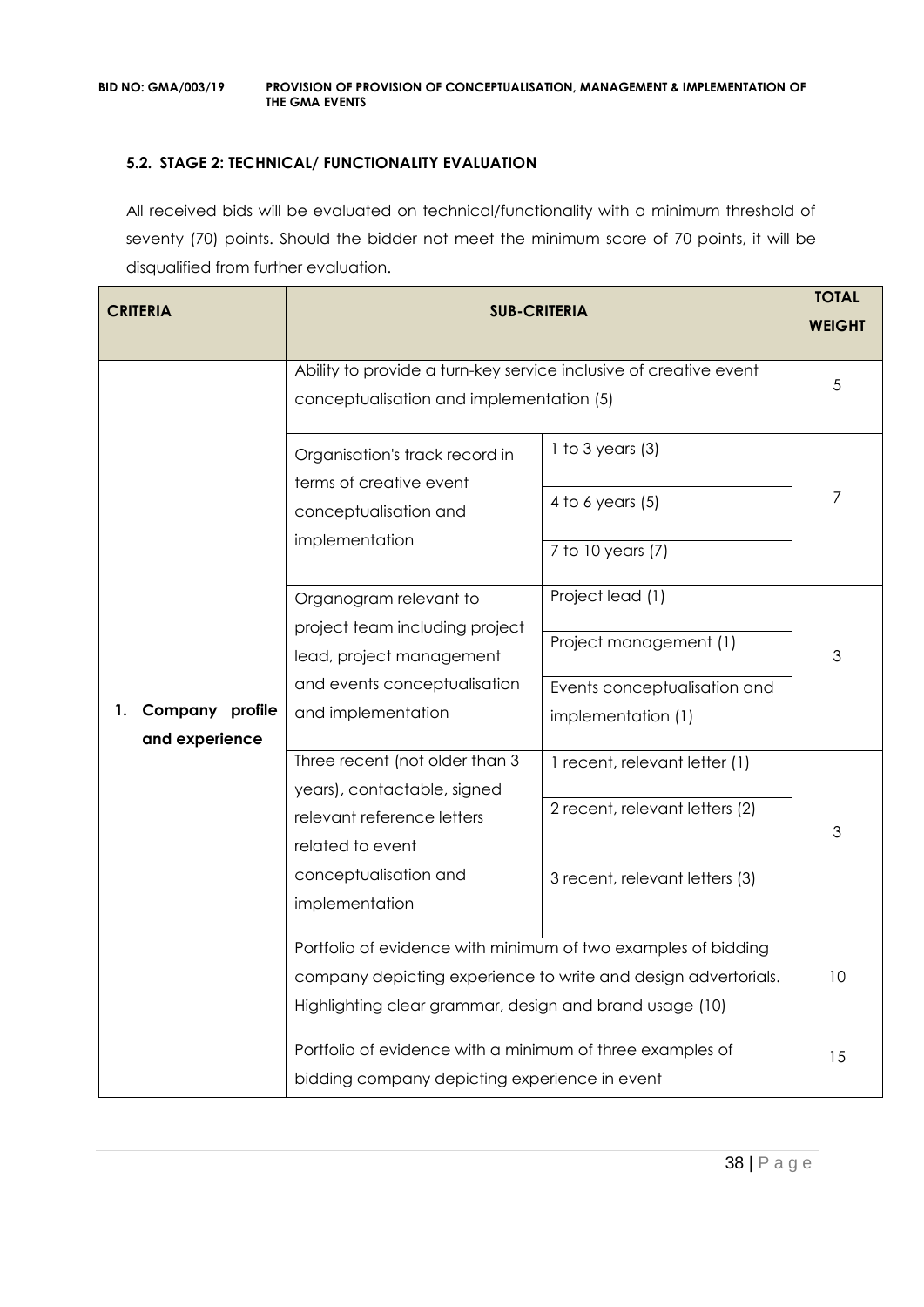### 5.2. STAGE 2: TECHNICAL/ FUNCTIONALITY EVALUATION

All received bids will be evaluated on technical/functionality with a minimum threshold of seventy (70) points. Should the bidder not meet the minimum score of 70 points, it will be disqualified from further evaluation.

| CRITERIA | SUB-CRITERIA | | TOTAL WEIGHT |
|---|---|---|---|
| 1. Company profile and experience | Ability to provide a turn-key service inclusive of creative event conceptualisation and implementation (5) | | 5 |
| | Organisation's track record in terms of creative event conceptualisation and implementation | 1 to 3 years (3) | 7 |
| | | 4 to 6 years (5) | |
| | | 7 to 10 years (7) | |
| | Organogram relevant to project team including project lead, project management and events conceptualisation and implementation | Project lead (1) | 3 |
| | | Project management (1) | |
| | | Events conceptualisation and implementation (1) | |
| | Three recent (not older than 3 years), contactable, signed relevant reference letters related to event conceptualisation and implementation | 1 recent, relevant letter (1) | 3 |
| | | 2 recent, relevant letters (2) | |
| | | 3 recent, relevant letters (3) | |
| | Portfolio of evidence with minimum of two examples of bidding company depicting experience to write and design advertorials. Highlighting clear grammar, design and brand usage (10) | | 10 |
| | Portfolio of evidence with a minimum of three examples of bidding company depicting experience in event | | 15 |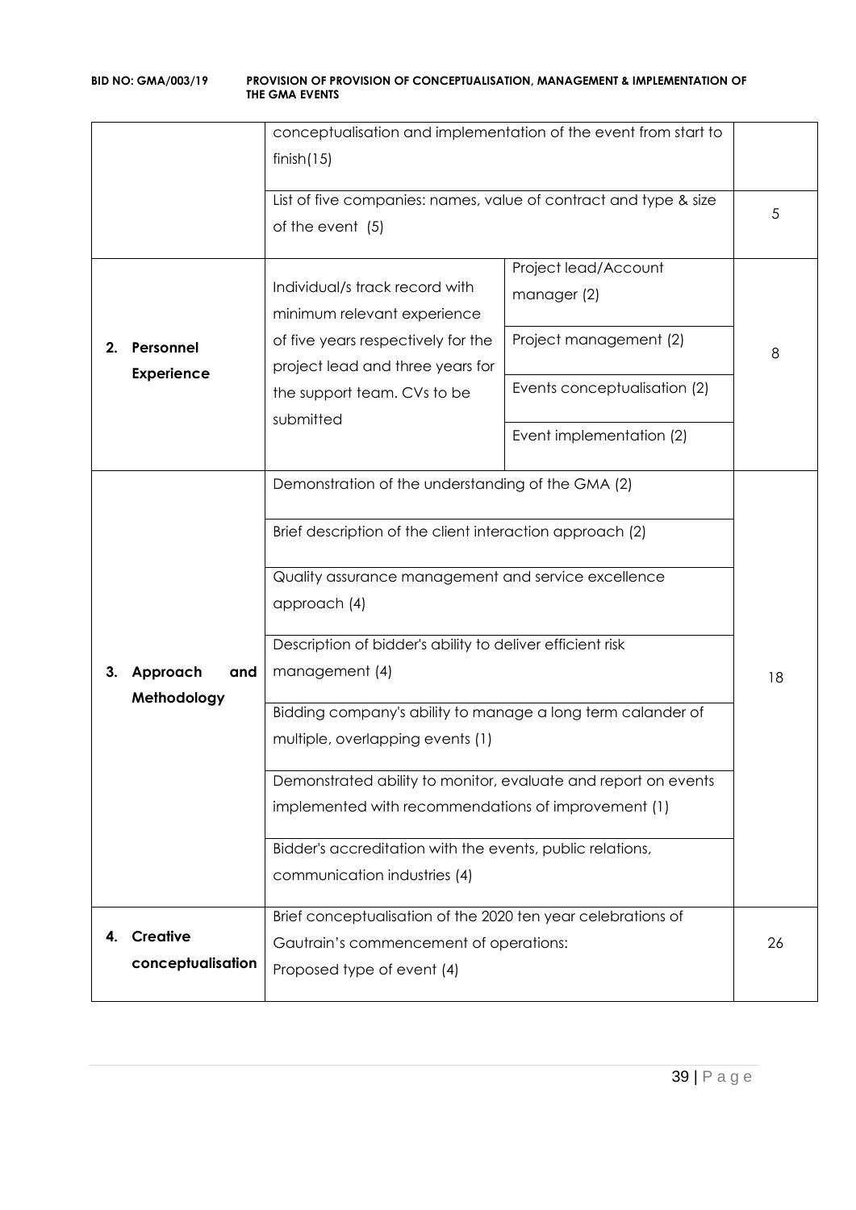| | | | |
|---|---|---|---|
| | conceptualisation and implementation of the event from start to finish(15) | | |
| | List of five companies: names, value of contract and type & size of the event (5) | | 5 |
| **2. Personnel Experience** | Individual/s track record with minimum relevant experience of five years respectively for the project lead and three years for the support team. CVs to be submitted | Project lead/Account manager (2) | 8 |
| | | Project management (2) | |
| | | Events conceptualisation (2) | |
| | | Event implementation (2) | |
| **3. Approach and Methodology** | Demonstration of the understanding of the GMA (2) | | 18 |
| | Brief description of the client interaction approach (2) | | |
| | Quality assurance management and service excellence approach (4) | | |
| | Description of bidder's ability to deliver efficient risk management (4) | | |
| | Bidding company's ability to manage a long term calander of multiple, overlapping events (1) | | |
| | Demonstrated ability to monitor, evaluate and report on events implemented with recommendations of improvement (1) | | |
| | Bidder's accreditation with the events, public relations, communication industries (4) | | |
| **4. Creative conceptualisation** | Brief conceptualisation of the 2020 ten year celebrations of Gautrain's commencement of operations: Proposed type of event (4) | | 26 |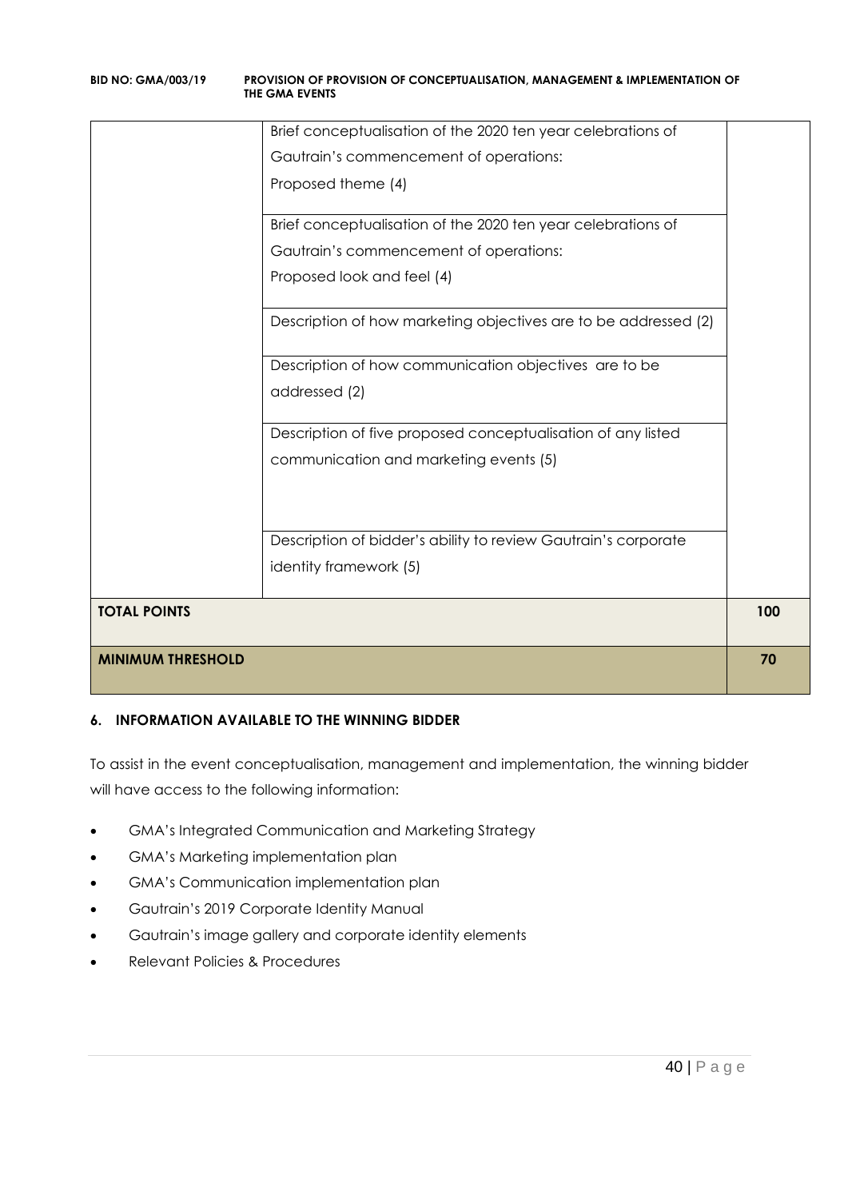|  | Brief conceptualisation of the 2020 ten year celebrations of Gautrain's commencement of operations: Proposed theme (4) |  |
| --- | --- | --- |
|  | Brief conceptualisation of the 2020 ten year celebrations of Gautrain's commencement of operations: Proposed look and feel (4) |  |
|  | Description of how marketing objectives are to be addressed (2) |  |
|  | Description of how communication objectives are to be addressed (2) |  |
|  | Description of five proposed conceptualisation of any listed communication and marketing events (5) |  |
|  | Description of bidder's ability to review Gautrain's corporate identity framework (5) |  |
| **TOTAL POINTS** |  | **100** |
| **MINIMUM THRESHOLD** |  | **70** |

### 6. INFORMATION AVAILABLE TO THE WINNING BIDDER

To assist in the event conceptualisation, management and implementation, the winning bidder will have access to the following information:

- GMA's Integrated Communication and Marketing Strategy
- GMA's Marketing implementation plan
- GMA's Communication implementation plan
- Gautrain's 2019 Corporate Identity Manual
- Gautrain's image gallery and corporate identity elements
- Relevant Policies & Procedures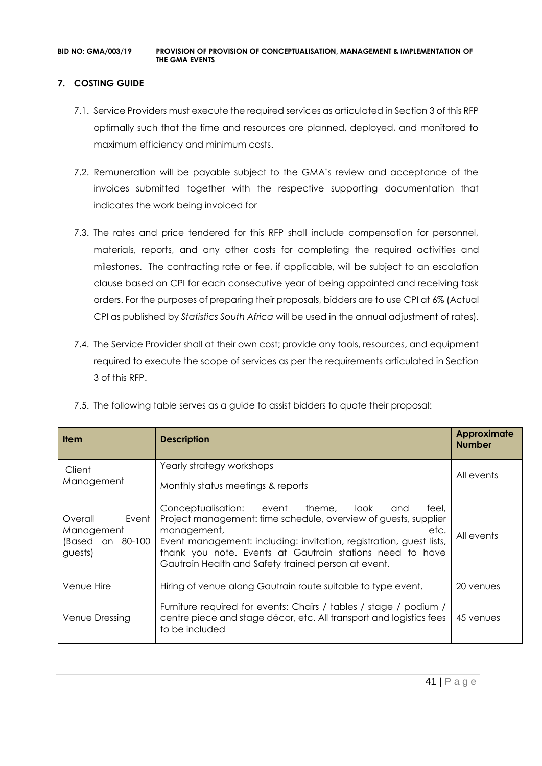## 7. COSTING GUIDE

7.1. Service Providers must execute the required services as articulated in Section 3 of this RFP optimally such that the time and resources are planned, deployed, and monitored to maximum efficiency and minimum costs.

7.2. Remuneration will be payable subject to the GMA's review and acceptance of the invoices submitted together with the respective supporting documentation that indicates the work being invoiced for

7.3. The rates and price tendered for this RFP shall include compensation for personnel, materials, reports, and any other costs for completing the required activities and milestones. The contracting rate or fee, if applicable, will be subject to an escalation clause based on CPI for each consecutive year of being appointed and receiving task orders. For the purposes of preparing their proposals, bidders are to use CPI at 6% (Actual CPI as published by *Statistics South Africa* will be used in the annual adjustment of rates).

7.4. The Service Provider shall at their own cost; provide any tools, resources, and equipment required to execute the scope of services as per the requirements articulated in Section 3 of this RFP.

7.5. The following table serves as a guide to assist bidders to quote their proposal:

| Item | Description | Approximate Number |
|---|---|---|
| Client Management | Yearly strategy workshops<br>Monthly status meetings & reports | All events |
| Overall Event Management (Based on 80-100 guests) | Conceptualisation: event theme, look and feel, Project management: time schedule, overview of guests, supplier management, etc. Event management: including: invitation, registration, guest lists, thank you note. Events at Gautrain stations need to have Gautrain Health and Safety trained person at event. | All events |
| Venue Hire | Hiring of venue along Gautrain route suitable to type event. | 20 venues |
| Venue Dressing | Furniture required for events: Chairs / tables / stage / podium / centre piece and stage décor, etc. All transport and logistics fees to be included | 45 venues |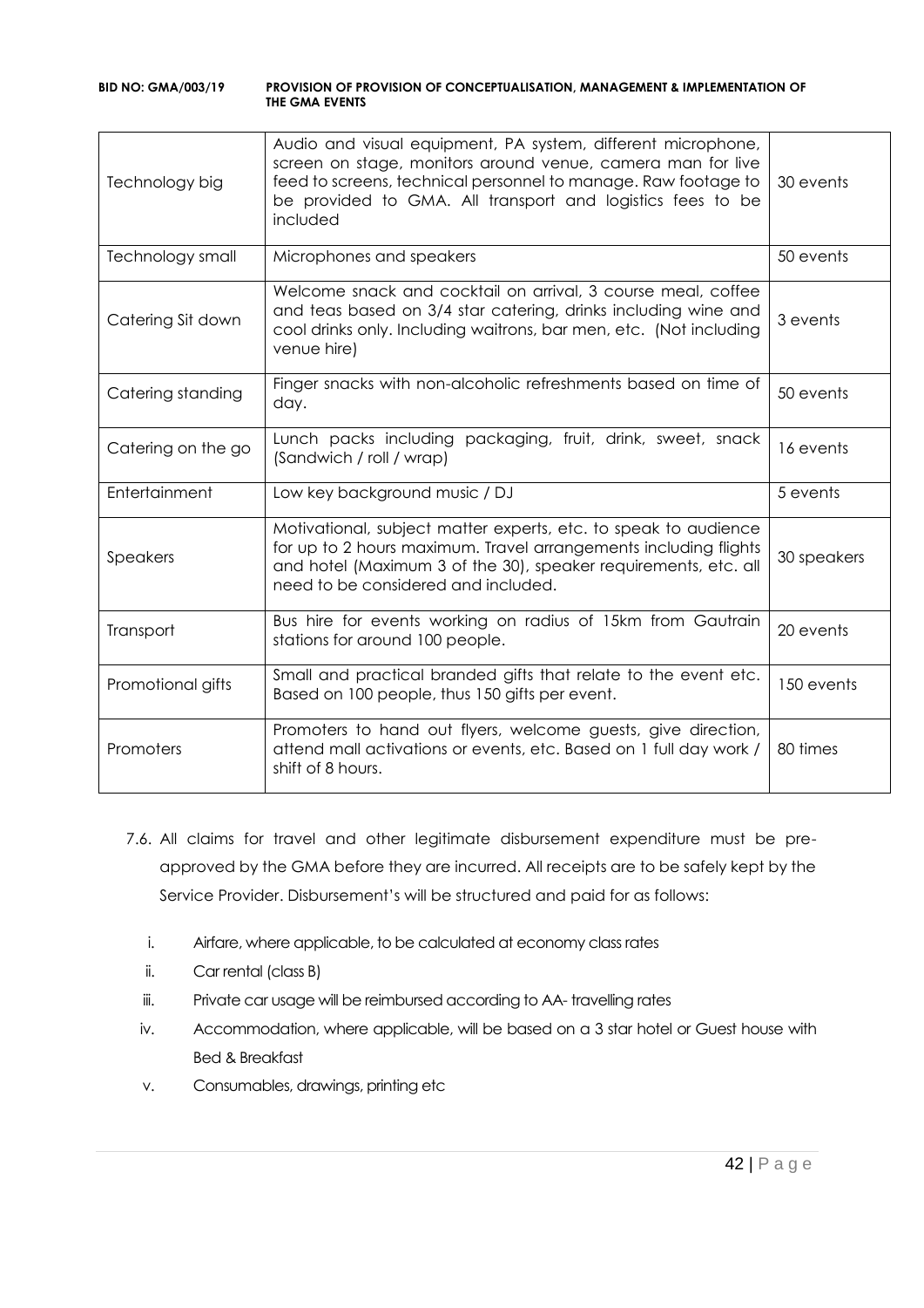| Technology big | Audio and visual equipment, PA system, different microphone, screen on stage, monitors around venue, camera man for live feed to screens, technical personnel to manage. Raw footage to be provided to GMA. All transport and logistics fees to be included | 30 events |
|---|---|---|
| Technology small | Microphones and speakers | 50 events |
| Catering Sit down | Welcome snack and cocktail on arrival, 3 course meal, coffee and teas based on 3/4 star catering, drinks including wine and cool drinks only. Including waitrons, bar men, etc. (Not including venue hire) | 3 events |
| Catering standing | Finger snacks with non-alcoholic refreshments based on time of day. | 50 events |
| Catering on the go | Lunch packs including packaging, fruit, drink, sweet, snack (Sandwich / roll / wrap) | 16 events |
| Entertainment | Low key background music / DJ | 5 events |
| Speakers | Motivational, subject matter experts, etc. to speak to audience for up to 2 hours maximum. Travel arrangements including flights and hotel (Maximum 3 of the 30), speaker requirements, etc. all need to be considered and included. | 30 speakers |
| Transport | Bus hire for events working on radius of 15km from Gautrain stations for around 100 people. | 20 events |
| Promotional gifts | Small and practical branded gifts that relate to the event etc. Based on 100 people, thus 150 gifts per event. | 150 events |
| Promoters | Promoters to hand out flyers, welcome guests, give direction, attend mall activations or events, etc. Based on 1 full day work / shift of 8 hours. | 80 times |

7.6. All claims for travel and other legitimate disbursement expenditure must be pre-approved by the GMA before they are incurred. All receipts are to be safely kept by the Service Provider. Disbursement's will be structured and paid for as follows:

i. Airfare, where applicable, to be calculated at economy class rates

ii. Car rental (class B)

iii. Private car usage will be reimbursed according to AA- travelling rates

iv. Accommodation, where applicable, will be based on a 3 star hotel or Guest house with Bed & Breakfast

v. Consumables, drawings, printing etc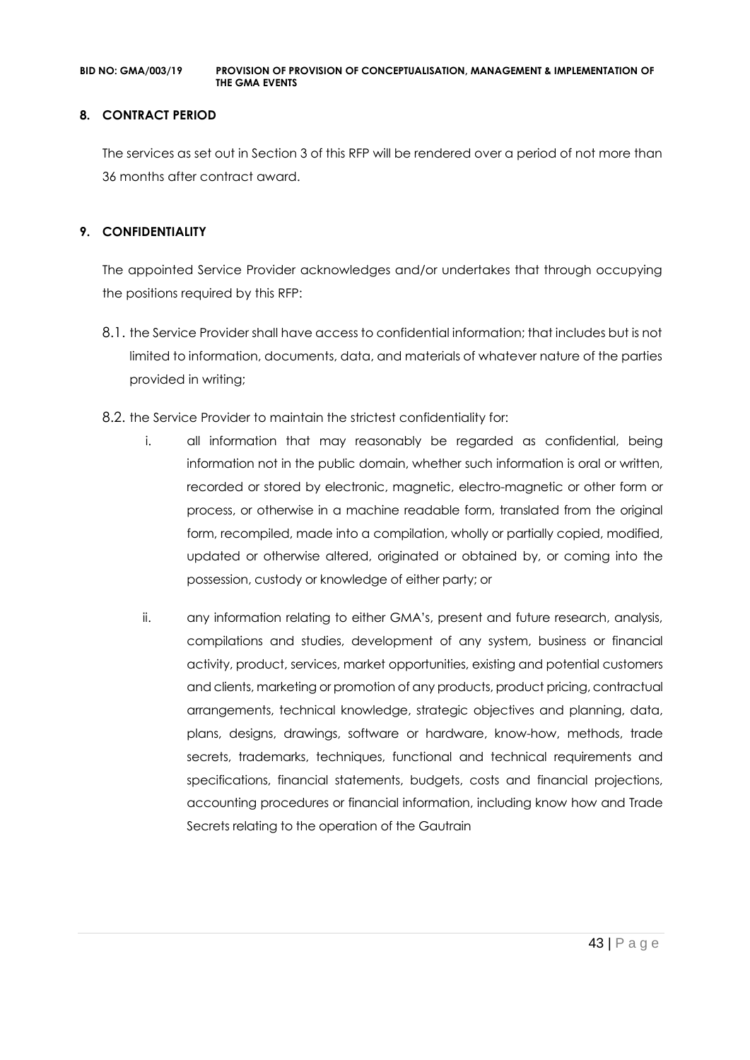## 8. CONTRACT PERIOD

The services as set out in Section 3 of this RFP will be rendered over a period of not more than 36 months after contract award.

## 9. CONFIDENTIALITY

The appointed Service Provider acknowledges and/or undertakes that through occupying the positions required by this RFP:

8.1. the Service Provider shall have access to confidential information; that includes but is not limited to information, documents, data, and materials of whatever nature of the parties provided in writing;

8.2. the Service Provider to maintain the strictest confidentiality for:

i. all information that may reasonably be regarded as confidential, being information not in the public domain, whether such information is oral or written, recorded or stored by electronic, magnetic, electro-magnetic or other form or process, or otherwise in a machine readable form, translated from the original form, recompiled, made into a compilation, wholly or partially copied, modified, updated or otherwise altered, originated or obtained by, or coming into the possession, custody or knowledge of either party; or

ii. any information relating to either GMA's, present and future research, analysis, compilations and studies, development of any system, business or financial activity, product, services, market opportunities, existing and potential customers and clients, marketing or promotion of any products, product pricing, contractual arrangements, technical knowledge, strategic objectives and planning, data, plans, designs, drawings, software or hardware, know-how, methods, trade secrets, trademarks, techniques, functional and technical requirements and specifications, financial statements, budgets, costs and financial projections, accounting procedures or financial information, including know how and Trade Secrets relating to the operation of the Gautrain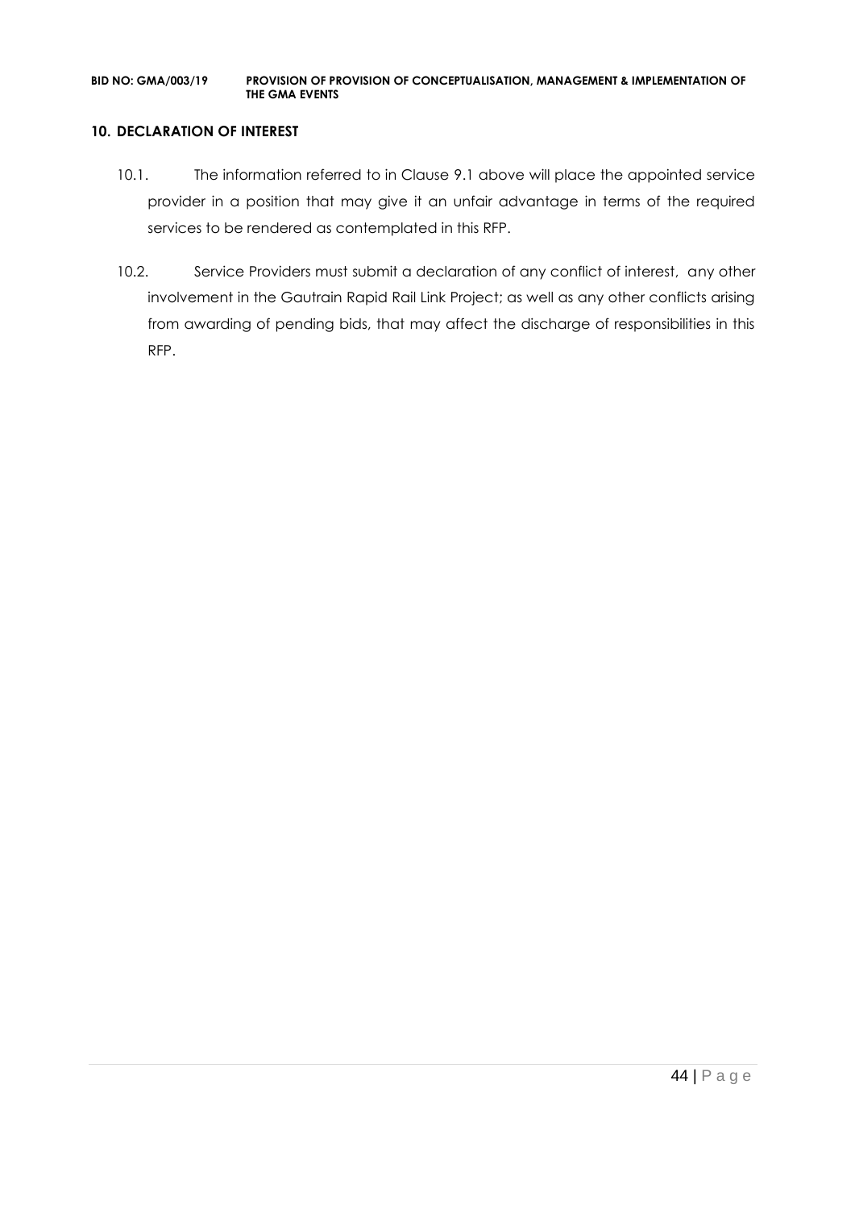## 10. DECLARATION OF INTEREST

10.1. The information referred to in Clause 9.1 above will place the appointed service provider in a position that may give it an unfair advantage in terms of the required services to be rendered as contemplated in this RFP.

10.2. Service Providers must submit a declaration of any conflict of interest, any other involvement in the Gautrain Rapid Rail Link Project; as well as any other conflicts arising from awarding of pending bids, that may affect the discharge of responsibilities in this RFP.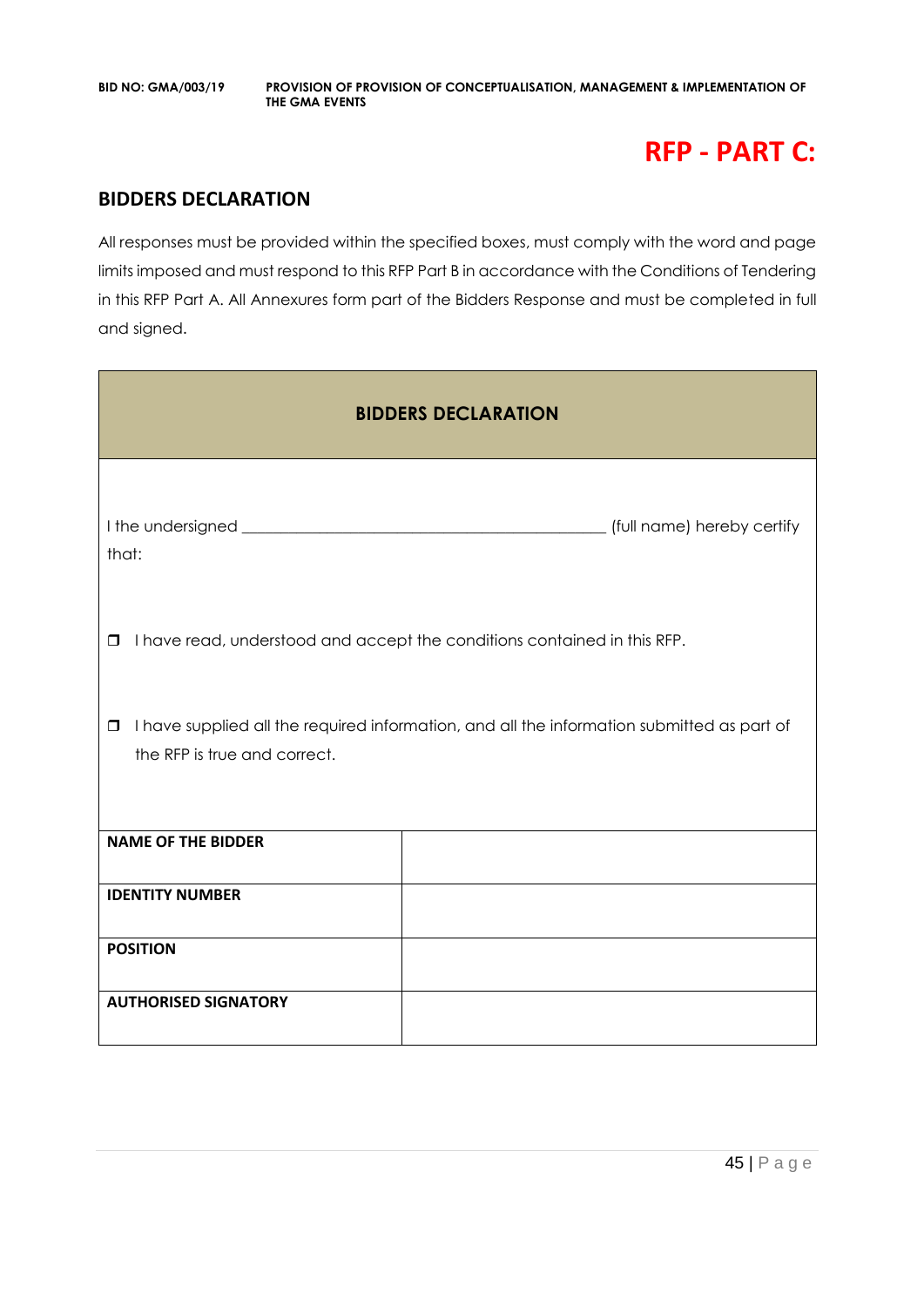# RFP - PART C:

## BIDDERS DECLARATION

All responses must be provided within the specified boxes, must comply with the word and page limits imposed and must respond to this RFP Part B in accordance with the Conditions of Tendering in this RFP Part A. All Annexures form part of the Bidders Response and must be completed in full and signed.

| BIDDERS DECLARATION | |
|---|---|
| I the undersigned _____________________________________________ (full name) hereby certify that:<br><br>❒ I have read, understood and accept the conditions contained in this RFP.<br><br>❒ I have supplied all the required information, and all the information submitted as part of the RFP is true and correct. | |
| **NAME OF THE BIDDER** | |
| **IDENTITY NUMBER** | |
| **POSITION** | |
| **AUTHORISED SIGNATORY** | |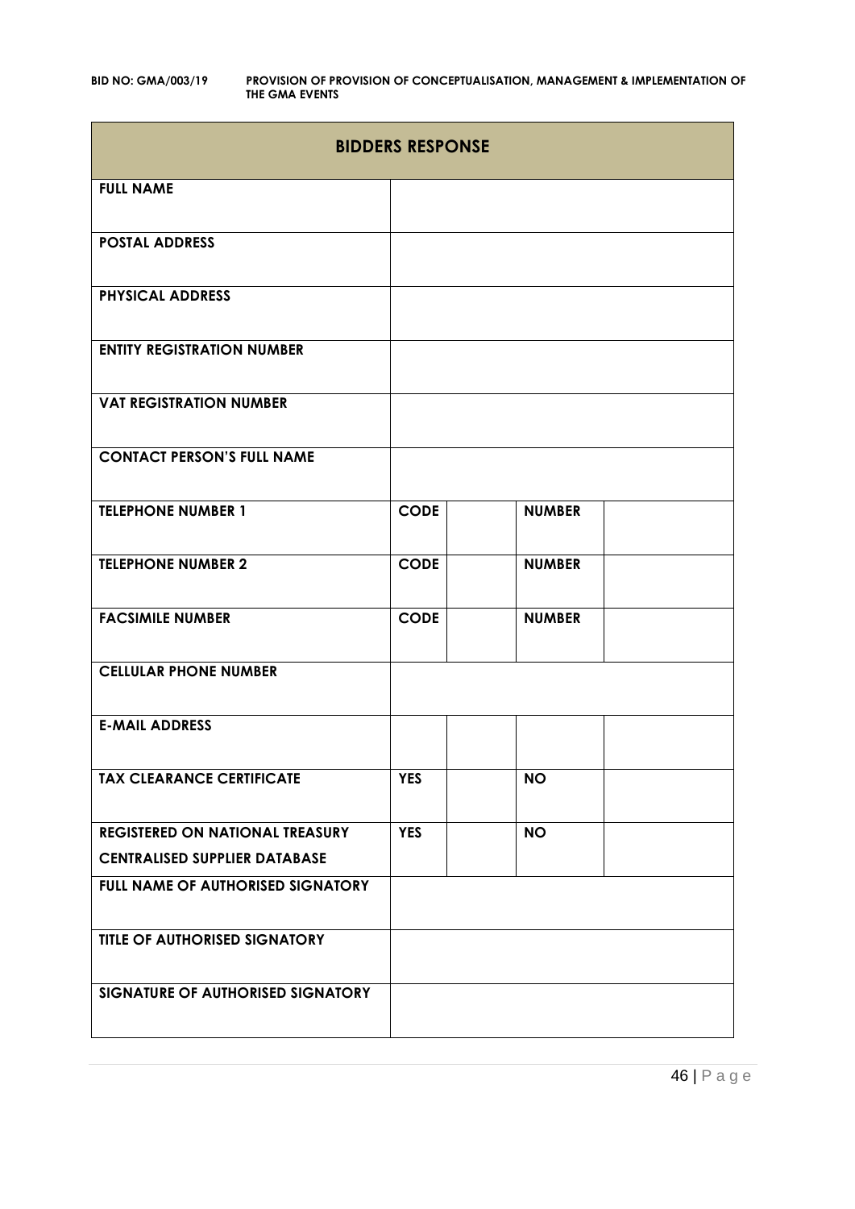| BIDDERS RESPONSE | | | | |
|---|---|---|---|---|
| **FULL NAME** | | | | |
| **POSTAL ADDRESS** | | | | |
| **PHYSICAL ADDRESS** | | | | |
| **ENTITY REGISTRATION NUMBER** | | | | |
| **VAT REGISTRATION NUMBER** | | | | |
| **CONTACT PERSON'S FULL NAME** | | | | |
| **TELEPHONE NUMBER 1** | **CODE** | | **NUMBER** | |
| **TELEPHONE NUMBER 2** | **CODE** | | **NUMBER** | |
| **FACSIMILE NUMBER** | **CODE** | | **NUMBER** | |
| **CELLULAR PHONE NUMBER** | | | | |
| **E-MAIL ADDRESS** | | | | |
| **TAX CLEARANCE CERTIFICATE** | **YES** | | **NO** | |
| **REGISTERED ON NATIONAL TREASURY CENTRALISED SUPPLIER DATABASE** | **YES** | | **NO** | |
| **FULL NAME OF AUTHORISED SIGNATORY** | | | | |
| **TITLE OF AUTHORISED SIGNATORY** | | | | |
| **SIGNATURE OF AUTHORISED SIGNATORY** | | | | |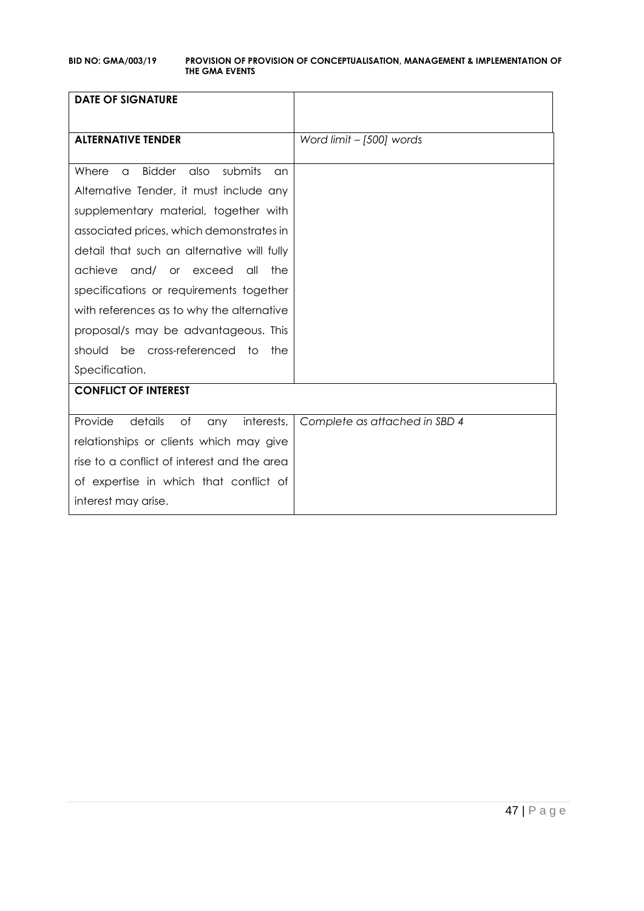| **DATE OF SIGNATURE** | |
|---|---|
| **ALTERNATIVE TENDER** | *Word limit – [500] words* |
| Where a Bidder also submits an Alternative Tender, it must include any supplementary material, together with associated prices, which demonstrates in detail that such an alternative will fully achieve and/ or exceed all the specifications or requirements together with references as to why the alternative proposal/s may be advantageous. This should be cross-referenced to the Specification. | |
| **CONFLICT OF INTEREST** | |
| Provide details of any interests, relationships or clients which may give rise to a conflict of interest and the area of expertise in which that conflict of interest may arise. | *Complete as attached in SBD 4* |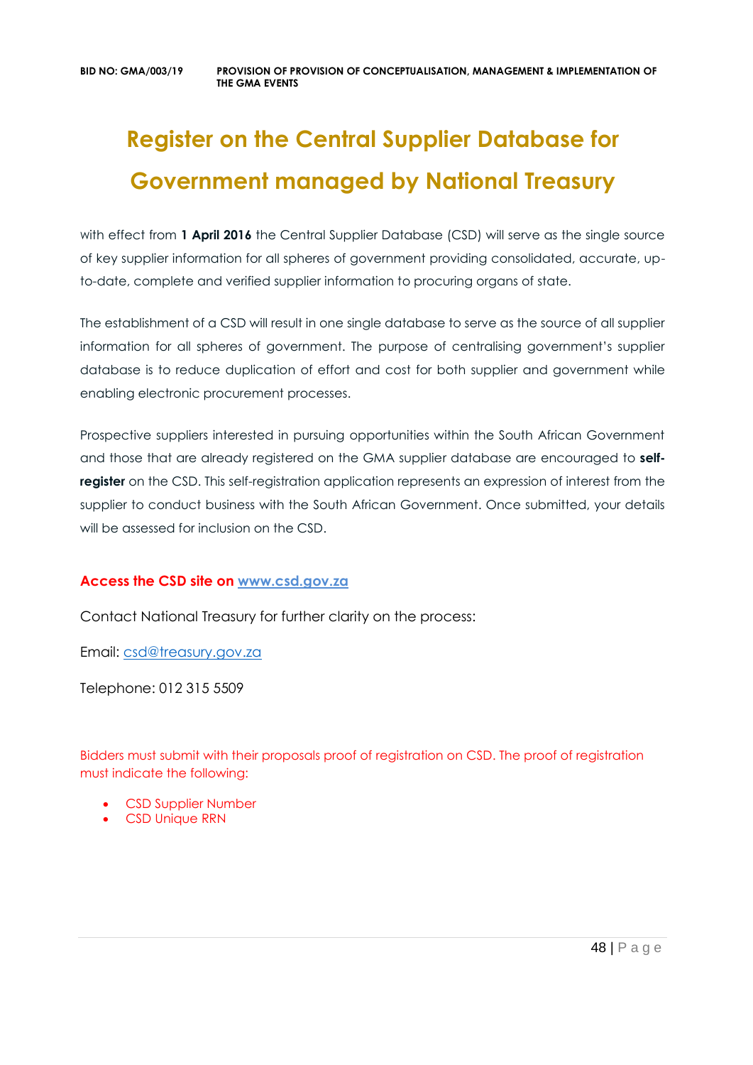# Register on the Central Supplier Database for Government managed by National Treasury

with effect from **1 April 2016** the Central Supplier Database (CSD) will serve as the single source of key supplier information for all spheres of government providing consolidated, accurate, up-to-date, complete and verified supplier information to procuring organs of state.

The establishment of a CSD will result in one single database to serve as the source of all supplier information for all spheres of government. The purpose of centralising government's supplier database is to reduce duplication of effort and cost for both supplier and government while enabling electronic procurement processes.

Prospective suppliers interested in pursuing opportunities within the South African Government and those that are already registered on the GMA supplier database are encouraged to **self-register** on the CSD. This self-registration application represents an expression of interest from the supplier to conduct business with the South African Government. Once submitted, your details will be assessed for inclusion on the CSD.

**Access the CSD site on www.csd.gov.za**

Contact National Treasury for further clarity on the process:

Email: csd@treasury.gov.za

Telephone: 012 315 5509

Bidders must submit with their proposals proof of registration on CSD. The proof of registration must indicate the following:

- CSD Supplier Number
- CSD Unique RRN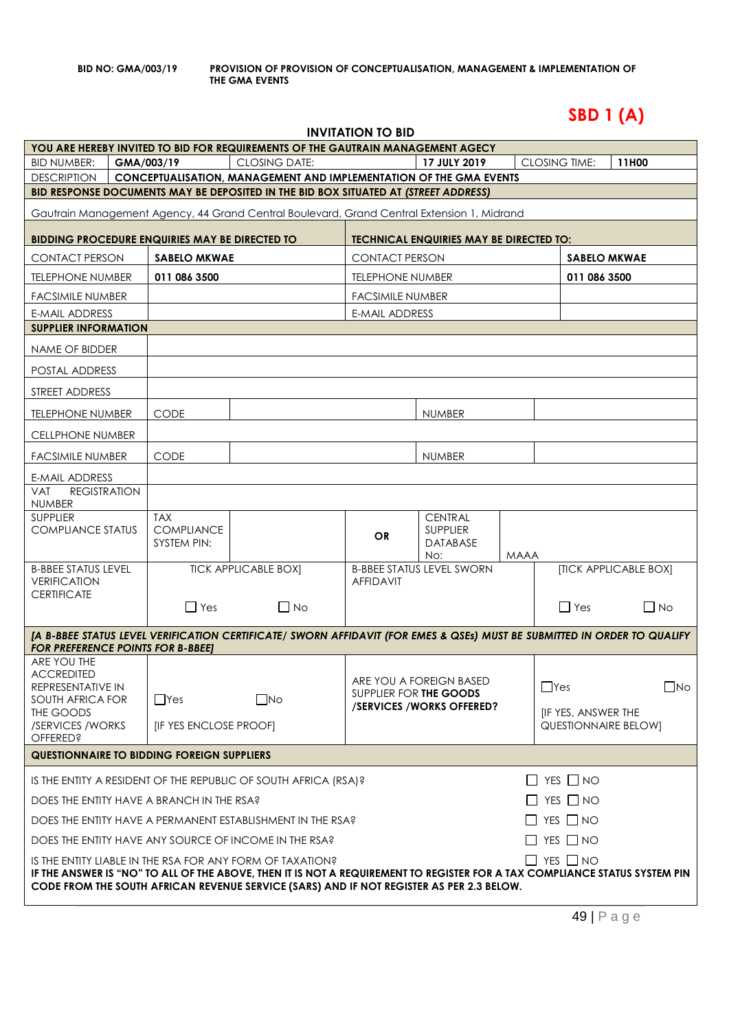**BID NO: GMA/003/19** **PROVISION OF PROVISION OF CONCEPTUALISATION, MANAGEMENT & IMPLEMENTATION OF THE GMA EVENTS**

# SBD 1 (A)

## INVITATION TO BID

| **YOU ARE HEREBY INVITED TO BID FOR REQUIREMENTS OF THE GAUTRAIN MANAGEMENT AGECY** | | | | | |
|---|---|---|---|---|---|
| BID NUMBER: | **GMA/003/19** | CLOSING DATE: | **17 JULY 2019** | CLOSING TIME: | **11H00** |
| DESCRIPTION | **CONCEPTUALISATION, MANAGEMENT AND IMPLEMENTATION OF THE GMA EVENTS** | | | | |

**BID RESPONSE DOCUMENTS MAY BE DEPOSITED IN THE BID BOX SITUATED AT *(STREET ADDRESS)***

Gautrain Management Agency, 44 Grand Central Boulevard, Grand Central Extension 1, Midrand

| **BIDDING PROCEDURE ENQUIRIES MAY BE DIRECTED TO** | | **TECHNICAL ENQUIRIES MAY BE DIRECTED TO:** | |
|---|---|---|---|
| CONTACT PERSON | **SABELO MKWAE** | CONTACT PERSON | **SABELO MKWAE** |
| TELEPHONE NUMBER | **011 086 3500** | TELEPHONE NUMBER | **011 086 3500** |
| FACSIMILE NUMBER | | FACSIMILE NUMBER | |
| E-MAIL ADDRESS | | E-MAIL ADDRESS | |

| **SUPPLIER INFORMATION** | | | | | |
|---|---|---|---|---|---|
| NAME OF BIDDER | | | | | |
| POSTAL ADDRESS | | | | | |
| STREET ADDRESS | | | | | |
| TELEPHONE NUMBER | CODE | | NUMBER | | |
| CELLPHONE NUMBER | | | | | |
| FACSIMILE NUMBER | CODE | | NUMBER | | |
| E-MAIL ADDRESS | | | | | |
| VAT REGISTRATION NUMBER | | | | | |
| SUPPLIER COMPLIANCE STATUS | TAX COMPLIANCE SYSTEM PIN: | | **OR** | CENTRAL SUPPLIER DATABASE No: | MAAA |
| B-BBEE STATUS LEVEL VERIFICATION CERTIFICATE | TICK APPLICABLE BOX] ☐ Yes ☐ No | | B-BBEE STATUS LEVEL SWORN AFFIDAVIT | | [TICK APPLICABLE BOX] ☐ Yes ☐ No |

***[A B-BBEE STATUS LEVEL VERIFICATION CERTIFICATE/ SWORN AFFIDAVIT (FOR EMES & QSEs) MUST BE SUBMITTED IN ORDER TO QUALIFY FOR PREFERENCE POINTS FOR B-BBEE]***

| ARE YOU THE ACCREDITED REPRESENTATIVE IN SOUTH AFRICA FOR THE GOODS /SERVICES /WORKS OFFERED? | ☐Yes ☐No [IF YES ENCLOSE PROOF] | ARE YOU A FOREIGN BASED SUPPLIER FOR **THE GOODS /SERVICES /WORKS OFFERED?** | ☐Yes ☐No [IF YES, ANSWER THE QUESTIONNAIRE BELOW] |
|---|---|---|---|

**QUESTIONNAIRE TO BIDDING FOREIGN SUPPLIERS**

| | |
|---|---|
| IS THE ENTITY A RESIDENT OF THE REPUBLIC OF SOUTH AFRICA (RSA)? | ☐ YES ☐ NO |
| DOES THE ENTITY HAVE A BRANCH IN THE RSA? | ☐ YES ☐ NO |
| DOES THE ENTITY HAVE A PERMANENT ESTABLISHMENT IN THE RSA? | ☐ YES ☐ NO |
| DOES THE ENTITY HAVE ANY SOURCE OF INCOME IN THE RSA? | ☐ YES ☐ NO |
| IS THE ENTITY LIABLE IN THE RSA FOR ANY FORM OF TAXATION? | ☐ YES ☐ NO |

**IF THE ANSWER IS "NO" TO ALL OF THE ABOVE, THEN IT IS NOT A REQUIREMENT TO REGISTER FOR A TAX COMPLIANCE STATUS SYSTEM PIN CODE FROM THE SOUTH AFRICAN REVENUE SERVICE (SARS) AND IF NOT REGISTER AS PER 2.3 BELOW.**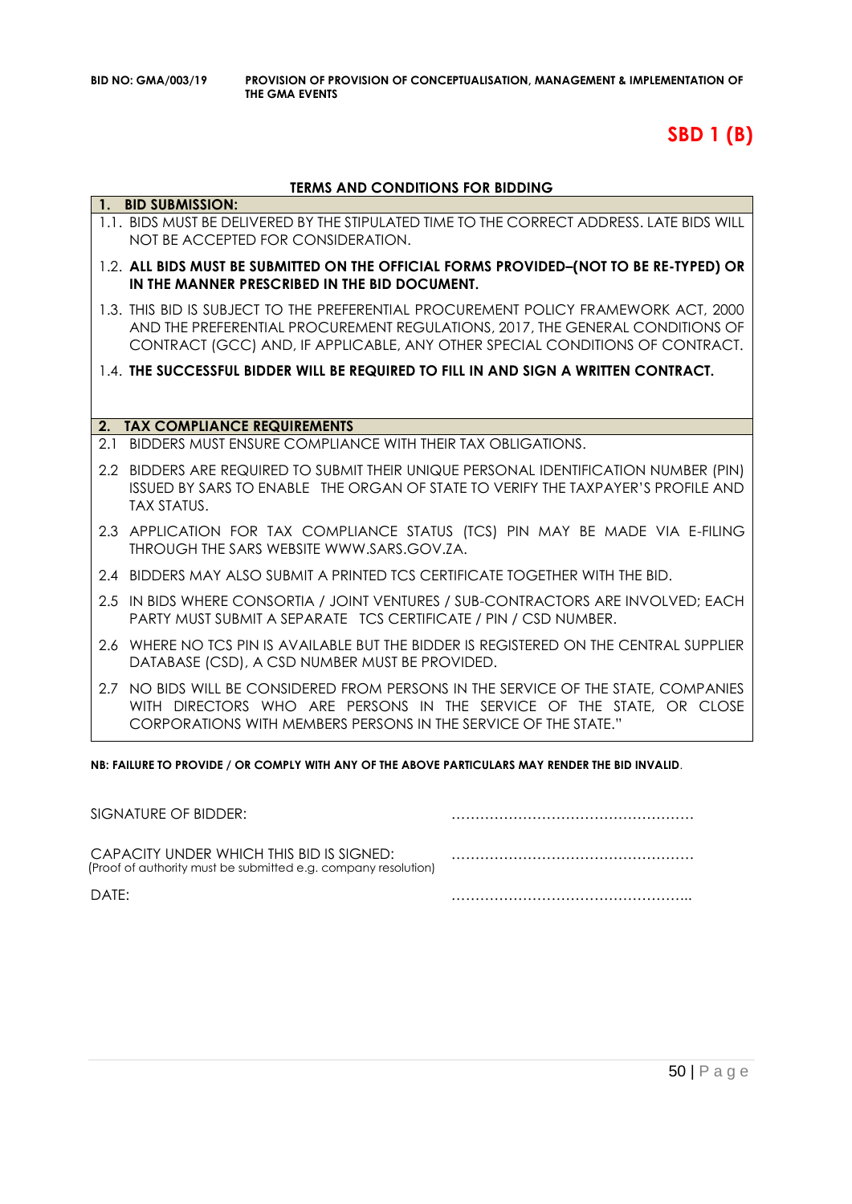# SBD 1 (B)

## TERMS AND CONDITIONS FOR BIDDING

**1. BID SUBMISSION:**

1.1. BIDS MUST BE DELIVERED BY THE STIPULATED TIME TO THE CORRECT ADDRESS. LATE BIDS WILL NOT BE ACCEPTED FOR CONSIDERATION.

1.2. **ALL BIDS MUST BE SUBMITTED ON THE OFFICIAL FORMS PROVIDED–(NOT TO BE RE-TYPED) OR IN THE MANNER PRESCRIBED IN THE BID DOCUMENT.**

1.3. THIS BID IS SUBJECT TO THE PREFERENTIAL PROCUREMENT POLICY FRAMEWORK ACT, 2000 AND THE PREFERENTIAL PROCUREMENT REGULATIONS, 2017, THE GENERAL CONDITIONS OF CONTRACT (GCC) AND, IF APPLICABLE, ANY OTHER SPECIAL CONDITIONS OF CONTRACT.

1.4. **THE SUCCESSFUL BIDDER WILL BE REQUIRED TO FILL IN AND SIGN A WRITTEN CONTRACT.**

**2. TAX COMPLIANCE REQUIREMENTS**

2.1 BIDDERS MUST ENSURE COMPLIANCE WITH THEIR TAX OBLIGATIONS.

2.2 BIDDERS ARE REQUIRED TO SUBMIT THEIR UNIQUE PERSONAL IDENTIFICATION NUMBER (PIN) ISSUED BY SARS TO ENABLE THE ORGAN OF STATE TO VERIFY THE TAXPAYER'S PROFILE AND TAX STATUS.

2.3 APPLICATION FOR TAX COMPLIANCE STATUS (TCS) PIN MAY BE MADE VIA E-FILING THROUGH THE SARS WEBSITE WWW.SARS.GOV.ZA.

2.4 BIDDERS MAY ALSO SUBMIT A PRINTED TCS CERTIFICATE TOGETHER WITH THE BID.

2.5 IN BIDS WHERE CONSORTIA / JOINT VENTURES / SUB-CONTRACTORS ARE INVOLVED; EACH PARTY MUST SUBMIT A SEPARATE TCS CERTIFICATE / PIN / CSD NUMBER.

2.6 WHERE NO TCS PIN IS AVAILABLE BUT THE BIDDER IS REGISTERED ON THE CENTRAL SUPPLIER DATABASE (CSD), A CSD NUMBER MUST BE PROVIDED.

2.7 NO BIDS WILL BE CONSIDERED FROM PERSONS IN THE SERVICE OF THE STATE, COMPANIES WITH DIRECTORS WHO ARE PERSONS IN THE SERVICE OF THE STATE, OR CLOSE CORPORATIONS WITH MEMBERS PERSONS IN THE SERVICE OF THE STATE."

**NB: FAILURE TO PROVIDE / OR COMPLY WITH ANY OF THE ABOVE PARTICULARS MAY RENDER THE BID INVALID**.

SIGNATURE OF BIDDER: ……………………………………………

CAPACITY UNDER WHICH THIS BID IS SIGNED: ……………………………………………
(Proof of authority must be submitted e.g. company resolution)

DATE: ……………………………………………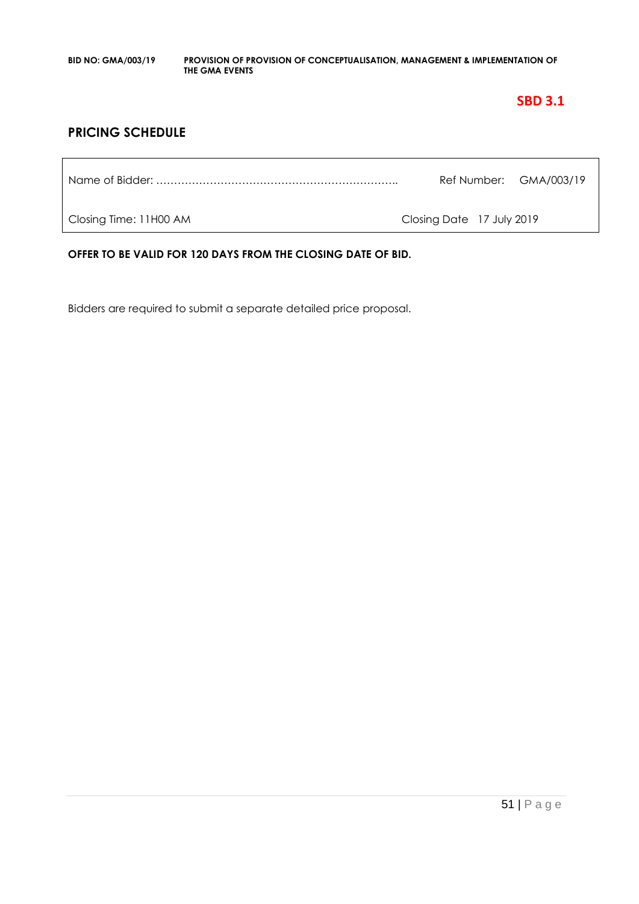**SBD 3.1**

## PRICING SCHEDULE

| Name of Bidder: …………………………………………………………….. | Ref Number: GMA/003/19 |
| --- | --- |
| Closing Time: 11H00 AM | Closing Date 17 July 2019 |

**OFFER TO BE VALID FOR 120 DAYS FROM THE CLOSING DATE OF BID.**

Bidders are required to submit a separate detailed price proposal.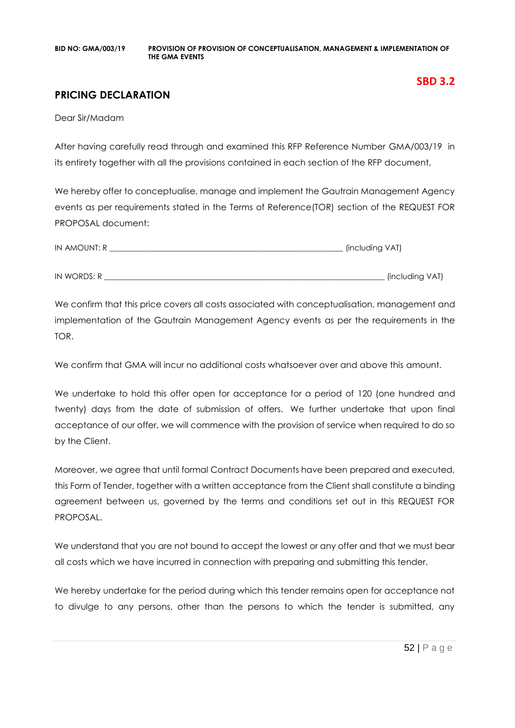**SBD 3.2**

## PRICING DECLARATION

Dear Sir/Madam

After having carefully read through and examined this RFP Reference Number GMA/003/19 in its entirety together with all the provisions contained in each section of the RFP document,

We hereby offer to conceptualise, manage and implement the Gautrain Management Agency events as per requirements stated in the Terms of Reference(TOR) section of the REQUEST FOR PROPOSAL document:

IN AMOUNT: R ____________________________________________ (including VAT)

IN WORDS: R ______________________________________________________ (including VAT)

We confirm that this price covers all costs associated with conceptualisation, management and implementation of the Gautrain Management Agency events as per the requirements in the TOR.

We confirm that GMA will incur no additional costs whatsoever over and above this amount.

We undertake to hold this offer open for acceptance for a period of 120 (one hundred and twenty) days from the date of submission of offers. We further undertake that upon final acceptance of our offer, we will commence with the provision of service when required to do so by the Client.

Moreover, we agree that until formal Contract Documents have been prepared and executed, this Form of Tender, together with a written acceptance from the Client shall constitute a binding agreement between us, governed by the terms and conditions set out in this REQUEST FOR PROPOSAL.

We understand that you are not bound to accept the lowest or any offer and that we must bear all costs which we have incurred in connection with preparing and submitting this tender.

We hereby undertake for the period during which this tender remains open for acceptance not to divulge to any persons, other than the persons to which the tender is submitted, any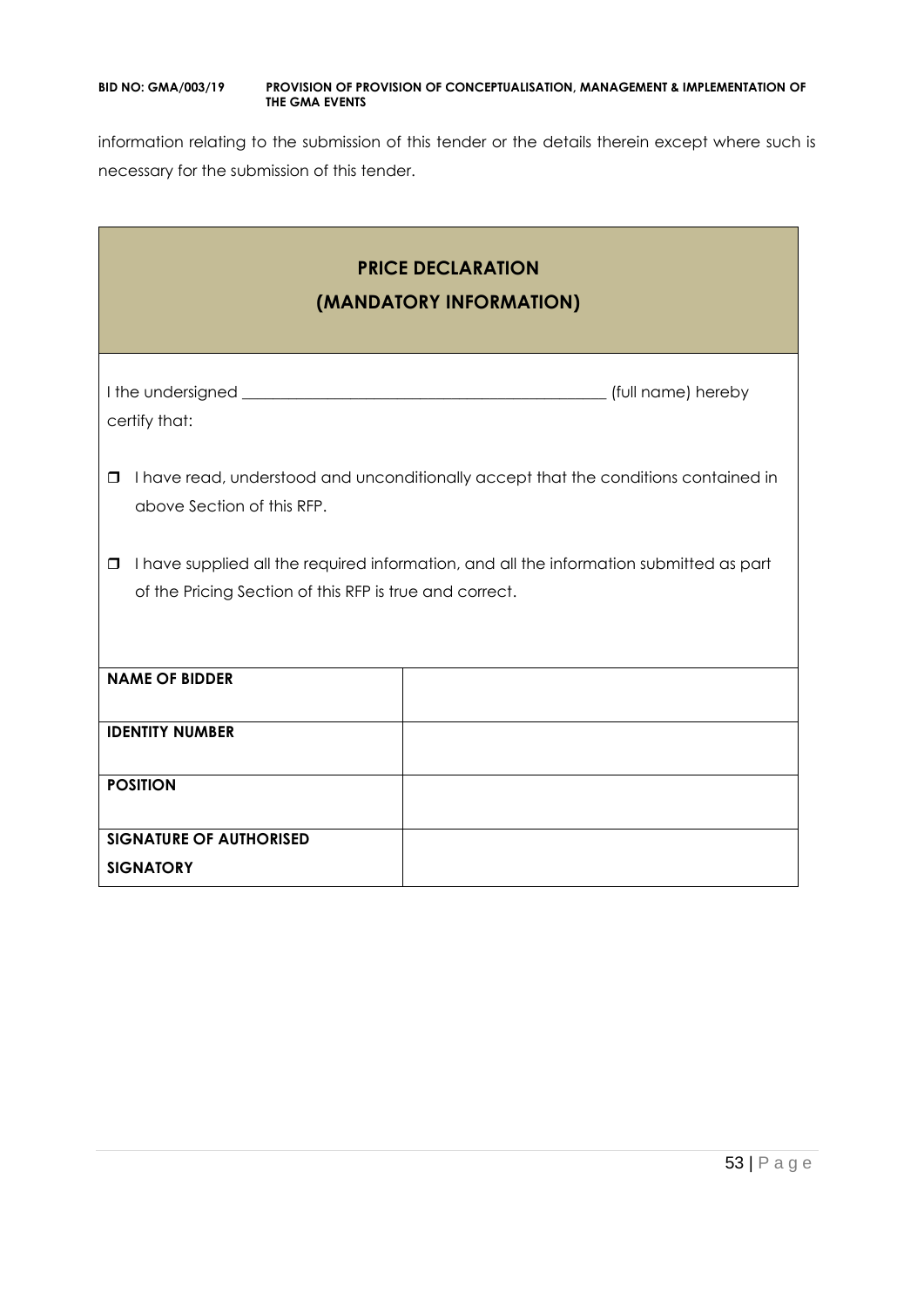information relating to the submission of this tender or the details therein except where such is necessary for the submission of this tender.

## PRICE DECLARATION
## (MANDATORY INFORMATION)

I the undersigned _____________________________________________ (full name) hereby certify that:

- ❒ I have read, understood and unconditionally accept that the conditions contained in above Section of this RFP.
- ❒ I have supplied all the required information, and all the information submitted as part of the Pricing Section of this RFP is true and correct.

| | |
|---|---|
| **NAME OF BIDDER** | |
| **IDENTITY NUMBER** | |
| **POSITION** | |
| **SIGNATURE OF AUTHORISED SIGNATORY** | |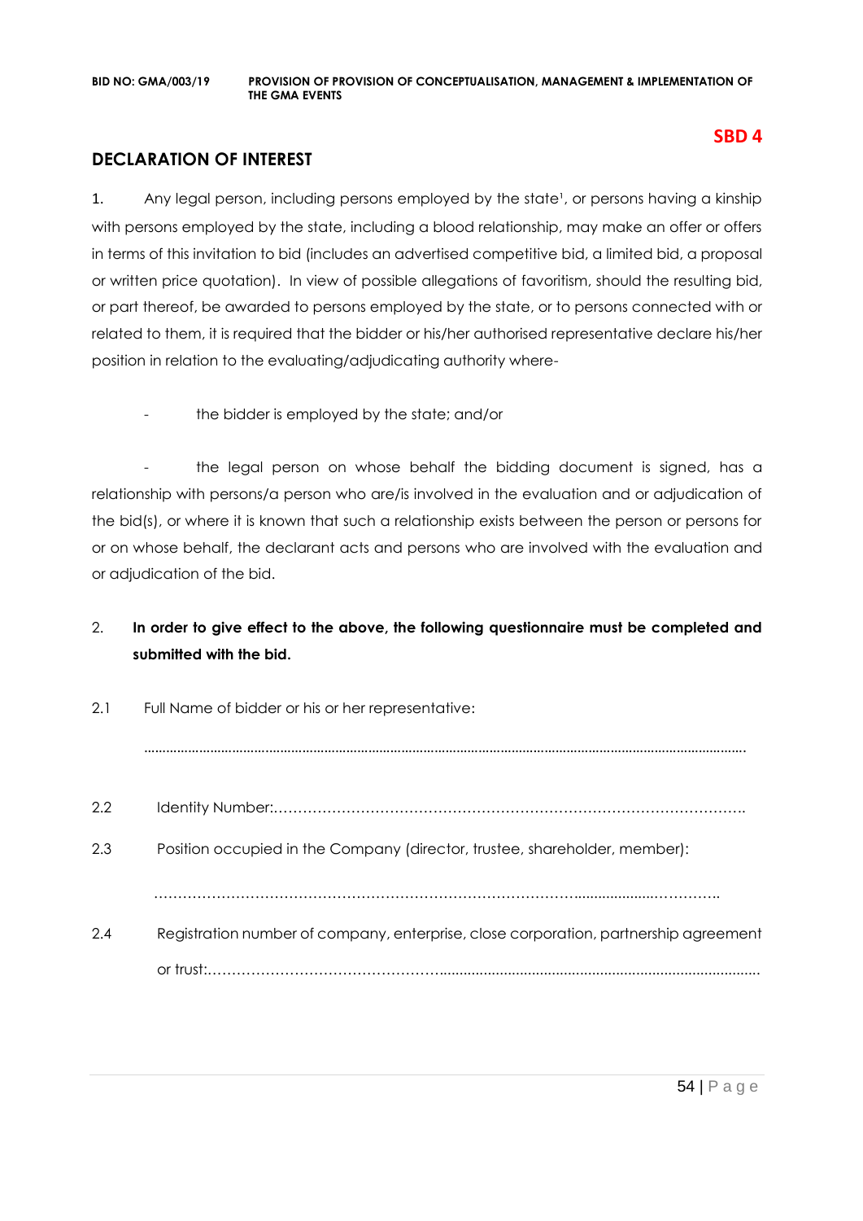**SBD 4**

## DECLARATION OF INTEREST

1. Any legal person, including persons employed by the state[1], or persons having a kinship with persons employed by the state, including a blood relationship, may make an offer or offers in terms of this invitation to bid (includes an advertised competitive bid, a limited bid, a proposal or written price quotation). In view of possible allegations of favoritism, should the resulting bid, or part thereof, be awarded to persons employed by the state, or to persons connected with or related to them, it is required that the bidder or his/her authorised representative declare his/her position in relation to the evaluating/adjudicating authority where-

- the bidder is employed by the state; and/or

- the legal person on whose behalf the bidding document is signed, has a relationship with persons/a person who are/is involved in the evaluation and or adjudication of the bid(s), or where it is known that such a relationship exists between the person or persons for or on whose behalf, the declarant acts and persons who are involved with the evaluation and or adjudication of the bid.

2. **In order to give effect to the above, the following questionnaire must be completed and submitted with the bid.**

2.1 Full Name of bidder or his or her representative:

........................................................................................................................................................

2.2 Identity Number:………………………………………………………………………………………

2.3 Position occupied in the Company (director, trustee, shareholder, member):

……………………………………………………………………………….................……………

2.4 Registration number of company, enterprise, close corporation, partnership agreement or trust:…………………………………………….................................................................................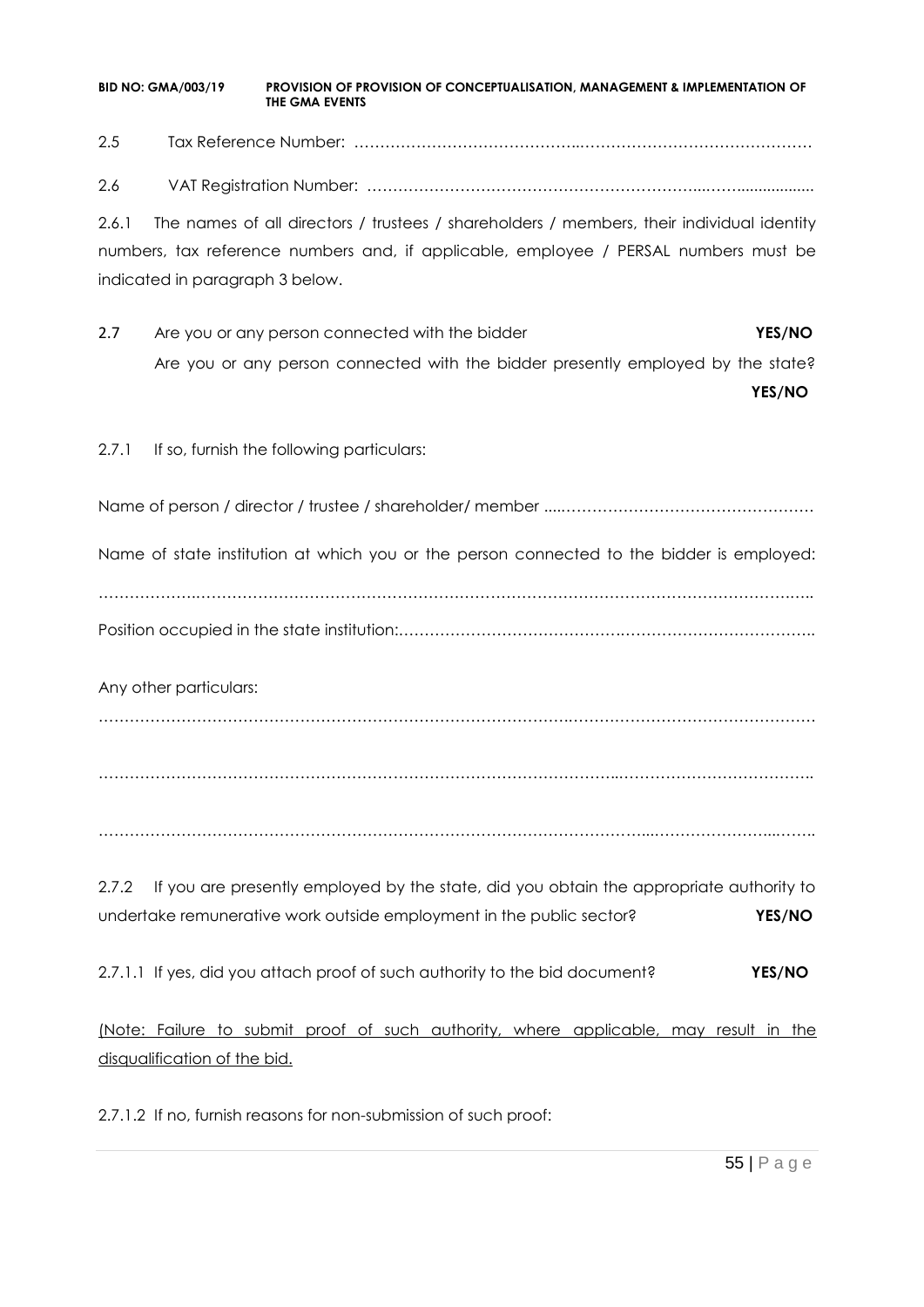2.5 Tax Reference Number: ……………………………………..………………………………………

2.6 VAT Registration Number: ………………………………………………………..……..................

2.6.1 The names of all directors / trustees / shareholders / members, their individual identity numbers, tax reference numbers and, if applicable, employee / PERSAL numbers must be indicated in paragraph 3 below.

2.7 Are you or any person connected with the bidder **YES/NO**
Are you or any person connected with the bidder presently employed by the state? **YES/NO**

2.7.1 If so, furnish the following particulars:

Name of person / director / trustee / shareholder/ member ....…………………………………………

Name of state institution at which you or the person connected to the bidder is employed:

……………….……………………………………………………………………………………………..

Position occupied in the state institution:……………………………………….……………………………..

Any other particulars:

……………………………………………………………………………….………………………………………

…………………………………………………………………………………..……………………………….

…………………………………………………………………………………...……………………...……..

2.7.2 If you are presently employed by the state, did you obtain the appropriate authority to undertake remunerative work outside employment in the public sector? **YES/NO**

2.7.1.1 If yes, did you attach proof of such authority to the bid document? **YES/NO**

<u>(Note: Failure to submit proof of such authority, where applicable, may result in the disqualification of the bid.</u>

2.7.1.2 If no, furnish reasons for non-submission of such proof: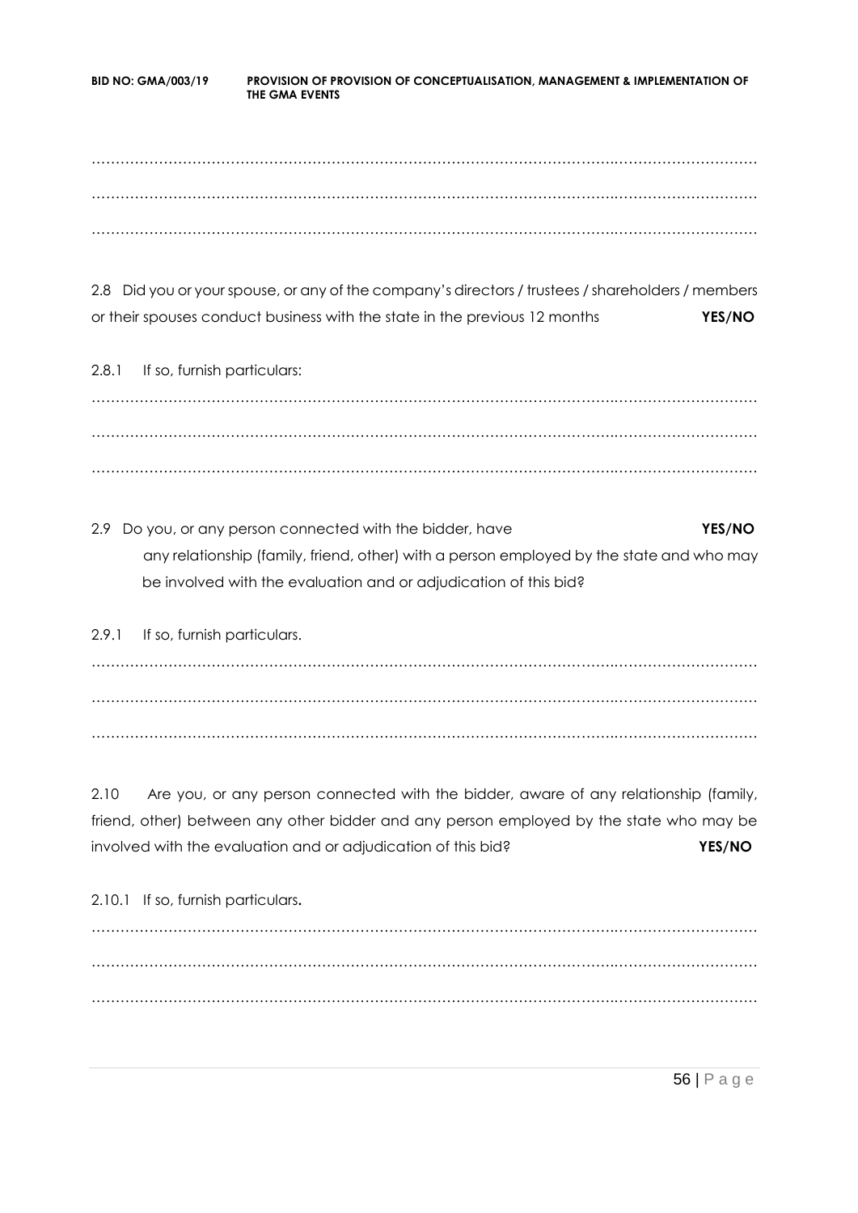………………………………………………………………………………………………………………………

………………………………………………………………………………………………………………………

………………………………………………………………………………………………………………………

2.8 Did you or your spouse, or any of the company's directors / trustees / shareholders / members or their spouses conduct business with the state in the previous 12 months **YES/NO**

2.8.1 If so, furnish particulars:

………………………………………………………………………………………………………………………

………………………………………………………………………………………………………………………

………………………………………………………………………………………………………………………

2.9 Do you, or any person connected with the bidder, have **YES/NO** any relationship (family, friend, other) with a person employed by the state and who may be involved with the evaluation and or adjudication of this bid?

2.9.1 If so, furnish particulars.

………………………………………………………………………………………………………………………

………………………………………………………………………………………………………………………

………………………………………………………………………………………………………………………

2.10 Are you, or any person connected with the bidder, aware of any relationship (family, friend, other) between any other bidder and any person employed by the state who may be involved with the evaluation and or adjudication of this bid? **YES/NO**

2.10.1 If so, furnish particulars**.**

………………………………………………………………………………………………………………………

………………………………………………………………………………………………………………………

………………………………………………………………………………………………………………………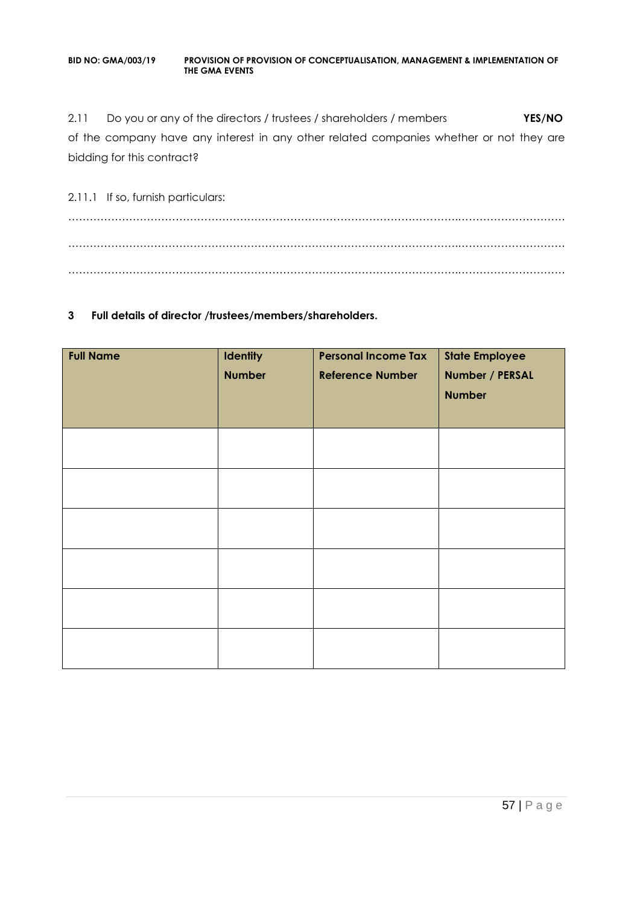2.11 Do you or any of the directors / trustees / shareholders / members **YES/NO** of the company have any interest in any other related companies whether or not they are bidding for this contract?

2.11.1 If so, furnish particulars:

………………………………………………………………………………………………………………………………

………………………………………………………………………………………………………………………………

………………………………………………………………………………………………………………………………

**3 Full details of director /trustees/members/shareholders.**

| Full Name | Identity Number | Personal Income Tax Reference Number | State Employee Number / PERSAL Number |
|---|---|---|---|
| | | | |
| | | | |
| | | | |
| | | | |
| | | | |
| | | | |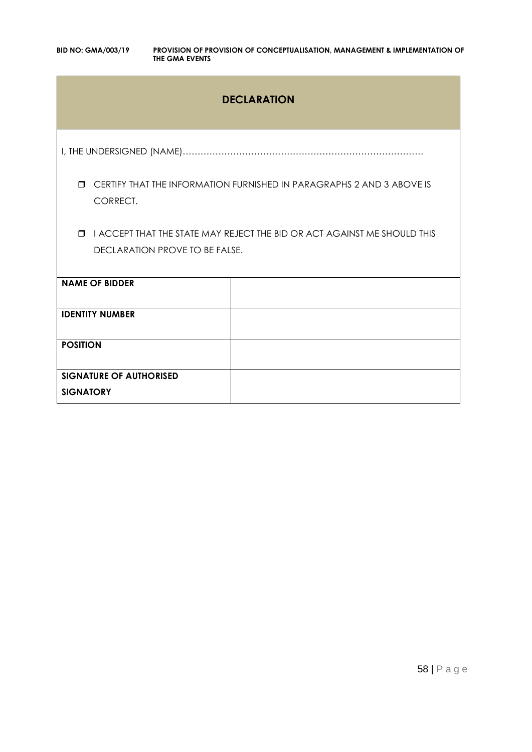## DECLARATION

I, THE UNDERSIGNED (NAME)………………………………………………………………………

- ❒ CERTIFY THAT THE INFORMATION FURNISHED IN PARAGRAPHS 2 AND 3 ABOVE IS CORRECT.
- ❒ I ACCEPT THAT THE STATE MAY REJECT THE BID OR ACT AGAINST ME SHOULD THIS DECLARATION PROVE TO BE FALSE.

| **NAME OF BIDDER** | |
|---|---|
| **IDENTITY NUMBER** | |
| **POSITION** | |
| **SIGNATURE OF AUTHORISED SIGNATORY** | |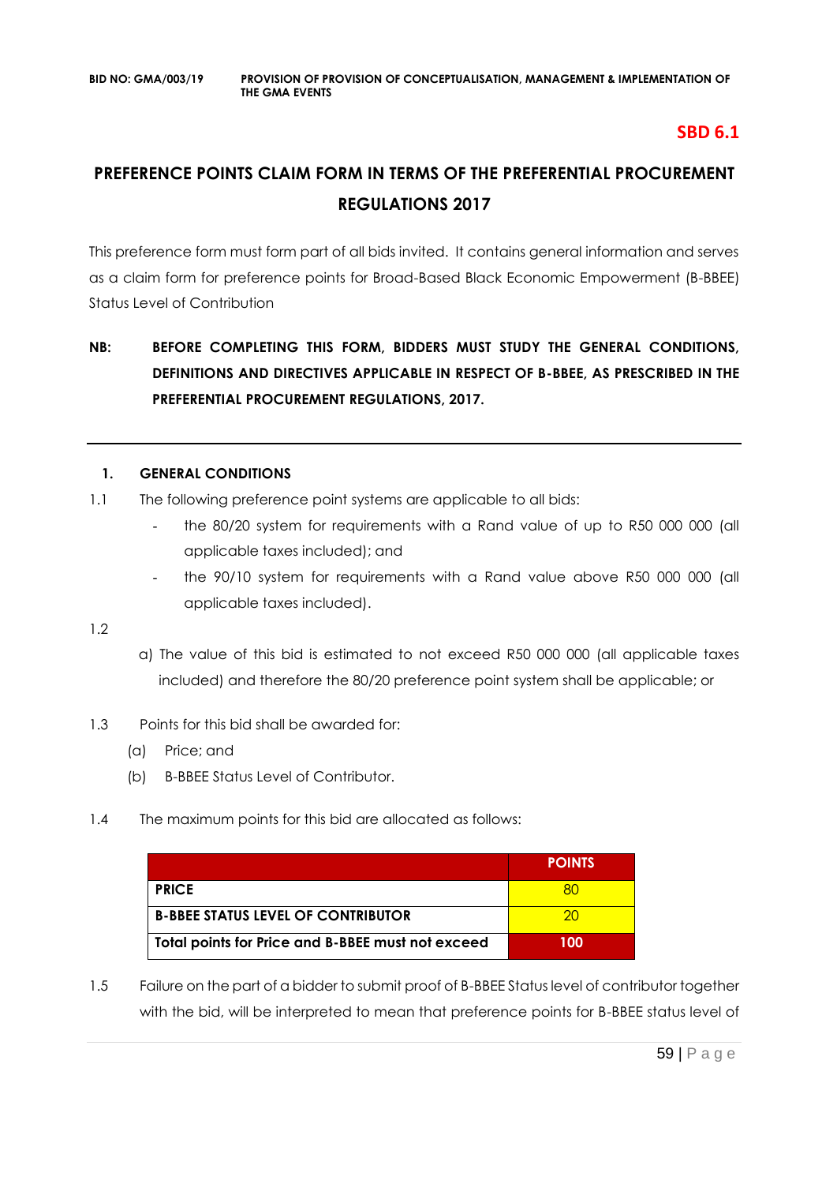**SBD 6.1**

## PREFERENCE POINTS CLAIM FORM IN TERMS OF THE PREFERENTIAL PROCUREMENT REGULATIONS 2017

This preference form must form part of all bids invited. It contains general information and serves as a claim form for preference points for Broad-Based Black Economic Empowerment (B-BBEE) Status Level of Contribution

**NB: BEFORE COMPLETING THIS FORM, BIDDERS MUST STUDY THE GENERAL CONDITIONS, DEFINITIONS AND DIRECTIVES APPLICABLE IN RESPECT OF B-BBEE, AS PRESCRIBED IN THE PREFERENTIAL PROCUREMENT REGULATIONS, 2017.**

---

### 1. GENERAL CONDITIONS

1.1 The following preference point systems are applicable to all bids:

- the 80/20 system for requirements with a Rand value of up to R50 000 000 (all applicable taxes included); and
- the 90/10 system for requirements with a Rand value above R50 000 000 (all applicable taxes included).

1.2

a) The value of this bid is estimated to not exceed R50 000 000 (all applicable taxes included) and therefore the 80/20 preference point system shall be applicable; or

1.3 Points for this bid shall be awarded for:

(a) Price; and

(b) B-BBEE Status Level of Contributor.

1.4 The maximum points for this bid are allocated as follows:

| | POINTS |
|---|---|
| **PRICE** | 80 |
| **B-BBEE STATUS LEVEL OF CONTRIBUTOR** | 20 |
| **Total points for Price and B-BBEE must not exceed** | **100** |

1.5 Failure on the part of a bidder to submit proof of B-BBEE Status level of contributor together with the bid, will be interpreted to mean that preference points for B-BBEE status level of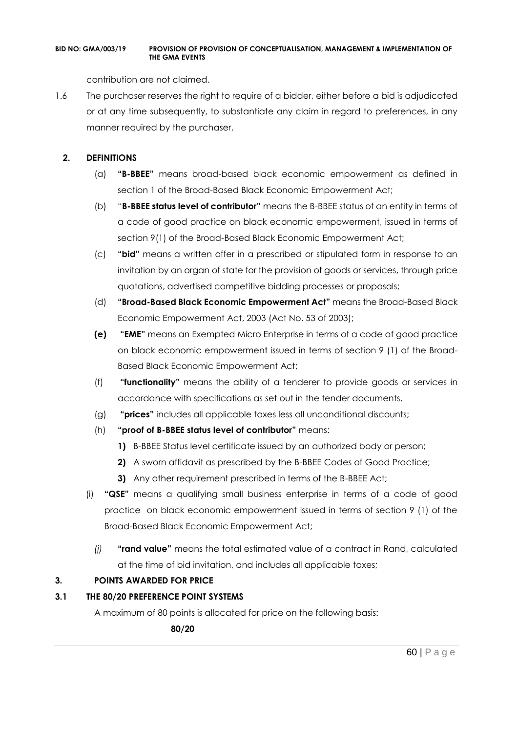contribution are not claimed.

1.6 The purchaser reserves the right to require of a bidder, either before a bid is adjudicated or at any time subsequently, to substantiate any claim in regard to preferences, in any manner required by the purchaser.

## 2. DEFINITIONS

(a) **"B-BBEE"** means broad-based black economic empowerment as defined in section 1 of the Broad-Based Black Economic Empowerment Act;

(b) "**B-BBEE status level of contributor"** means the B-BBEE status of an entity in terms of a code of good practice on black economic empowerment, issued in terms of section 9(1) of the Broad-Based Black Economic Empowerment Act;

(c) **"bid"** means a written offer in a prescribed or stipulated form in response to an invitation by an organ of state for the provision of goods or services, through price quotations, advertised competitive bidding processes or proposals;

(d) **"Broad-Based Black Economic Empowerment Act"** means the Broad-Based Black Economic Empowerment Act, 2003 (Act No. 53 of 2003);

**(e)** **"EME"** means an Exempted Micro Enterprise in terms of a code of good practice on black economic empowerment issued in terms of section 9 (1) of the Broad-Based Black Economic Empowerment Act;

(f) **"functionality"** means the ability of a tenderer to provide goods or services in accordance with specifications as set out in the tender documents.

(g) **"prices"** includes all applicable taxes less all unconditional discounts;

(h) **"proof of B-BBEE status level of contributor"** means:

1) B-BBEE Status level certificate issued by an authorized body or person;
2) A sworn affidavit as prescribed by the B-BBEE Codes of Good Practice;
3) Any other requirement prescribed in terms of the B-BBEE Act;

(i) **"QSE"** means a qualifying small business enterprise in terms of a code of good practice on black economic empowerment issued in terms of section 9 (1) of the Broad-Based Black Economic Empowerment Act;

*(j)* **"rand value"** means the total estimated value of a contract in Rand, calculated at the time of bid invitation, and includes all applicable taxes;

## 3. POINTS AWARDED FOR PRICE

### 3.1 THE 80/20 PREFERENCE POINT SYSTEMS

A maximum of 80 points is allocated for price on the following basis:

**80/20**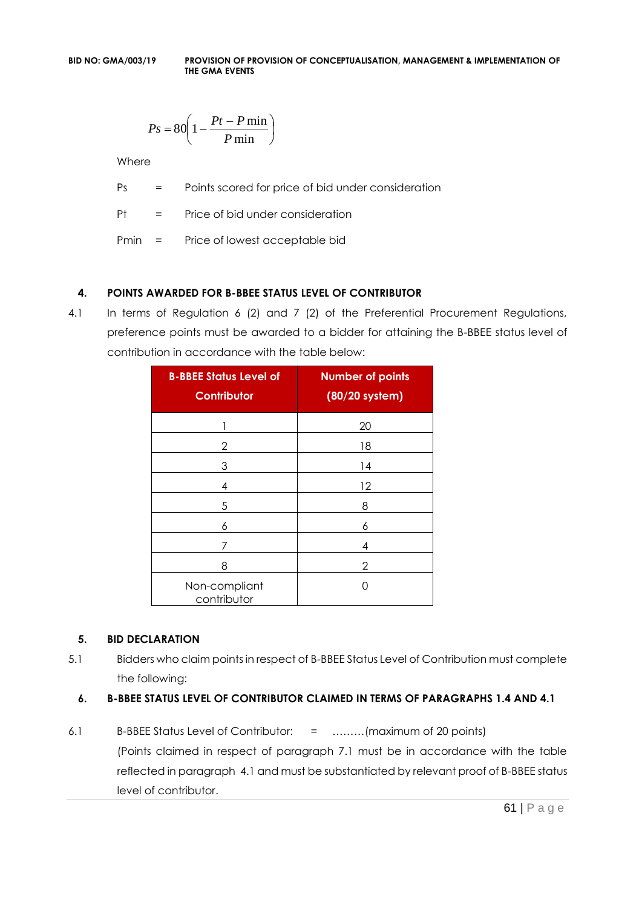$$Ps = 80\left(1 - \frac{Pt - P\min}{P\min}\right)$$

Where

Ps = Points scored for price of bid under consideration

Pt = Price of bid under consideration

Pmin = Price of lowest acceptable bid

## 4. POINTS AWARDED FOR B-BBEE STATUS LEVEL OF CONTRIBUTOR

4.1 In terms of Regulation 6 (2) and 7 (2) of the Preferential Procurement Regulations, preference points must be awarded to a bidder for attaining the B-BBEE status level of contribution in accordance with the table below:

| B-BBEE Status Level of Contributor | Number of points (80/20 system) |
|---|---|
| 1 | 20 |
| 2 | 18 |
| 3 | 14 |
| 4 | 12 |
| 5 | 8 |
| 6 | 6 |
| 7 | 4 |
| 8 | 2 |
| Non-compliant contributor | 0 |

## 5. BID DECLARATION

5.1 Bidders who claim points in respect of B-BBEE Status Level of Contribution must complete the following:

## 6. B-BBEE STATUS LEVEL OF CONTRIBUTOR CLAIMED IN TERMS OF PARAGRAPHS 1.4 AND 4.1

6.1 B-BBEE Status Level of Contributor: = ………(maximum of 20 points)
(Points claimed in respect of paragraph 7.1 must be in accordance with the table reflected in paragraph 4.1 and must be substantiated by relevant proof of B-BBEE status level of contributor.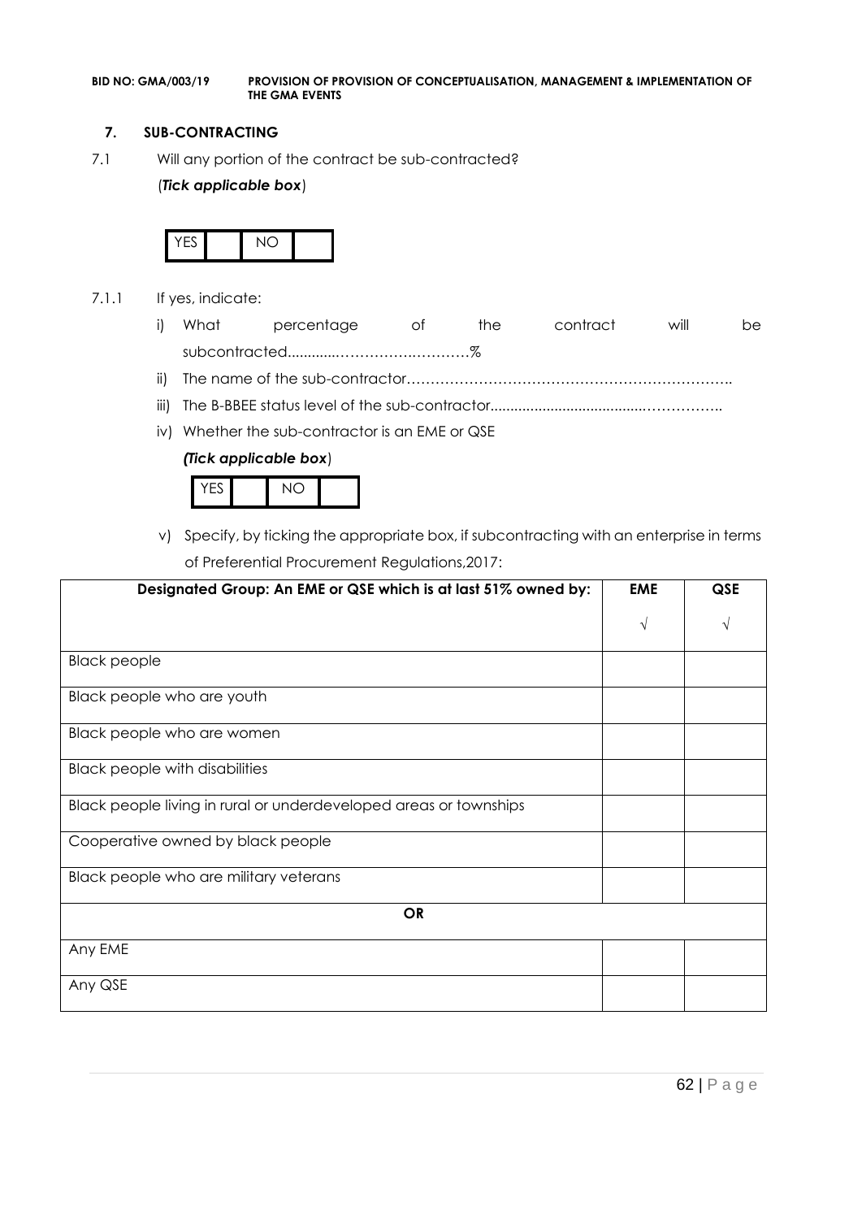## 7. SUB-CONTRACTING

7.1 Will any portion of the contract be sub-contracted?

(***Tick applicable box***)

| YES | | NO | |
|---|---|---|---|

7.1.1 If yes, indicate:

i) What percentage of the contract will be subcontracted............…………….………%

ii) The name of the sub-contractor…………………………………………………………..

iii) The B-BBEE status level of the sub-contractor......................................……………..

iv) Whether the sub-contractor is an EME or QSE

***(Tick applicable box***)

| YES | | NO | |
|---|---|---|---|

v) Specify, by ticking the appropriate box, if subcontracting with an enterprise in terms of Preferential Procurement Regulations,2017:

| Designated Group: An EME or QSE which is at last 51% owned by: | EME | QSE |
|---|---|---|
| | √ | √ |
| Black people | | |
| Black people who are youth | | |
| Black people who are women | | |
| Black people with disabilities | | |
| Black people living in rural or underdeveloped areas or townships | | |
| Cooperative owned by black people | | |
| Black people who are military veterans | | |
| **OR** | | |
| Any EME | | |
| Any QSE | | |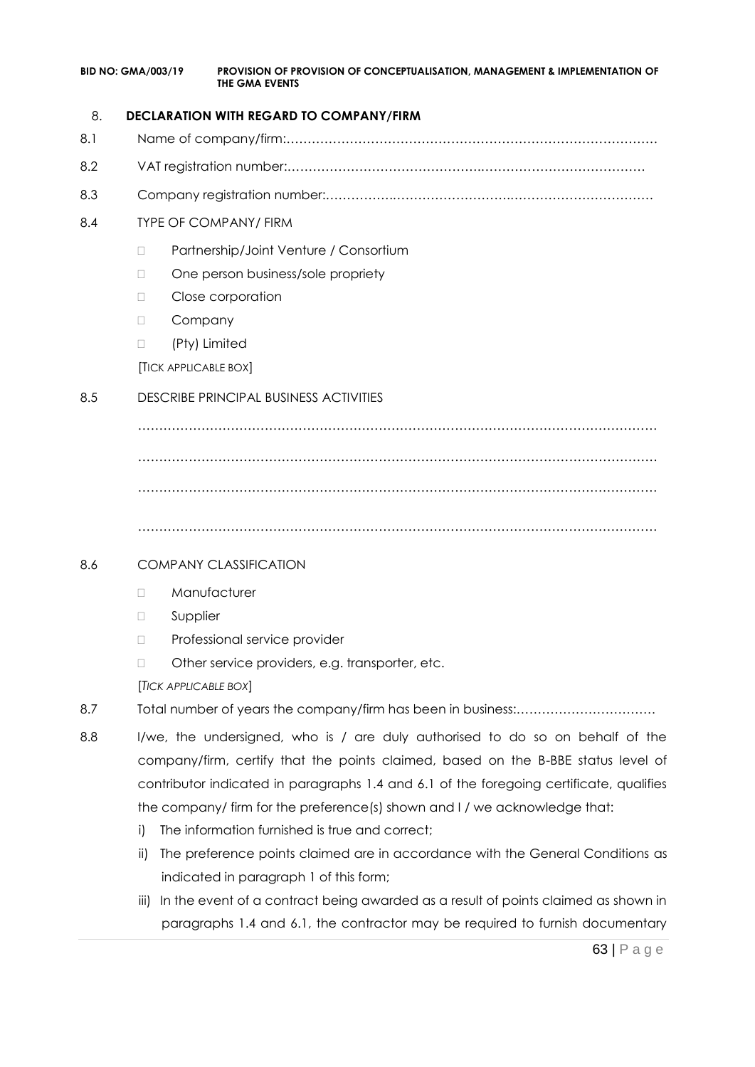## 8. DECLARATION WITH REGARD TO COMPANY/FIRM

8.1 Name of company/firm:……………………………………………………………………………

8.2 VAT registration number:……………………………………….………………………………

8.3 Company registration number:…………….……………………….……………………………

8.4 TYPE OF COMPANY/ FIRM

- Partnership/Joint Venture / Consortium
- One person business/sole propriety
- Close corporation
- Company
- (Pty) Limited

[TICK APPLICABLE BOX]

8.5 DESCRIBE PRINCIPAL BUSINESS ACTIVITIES

………………………………………………………………………………………………………

………………………………………………………………………………………………………

………………………………………………………………………………………………………

………………………………………………………………………………………………………

8.6 COMPANY CLASSIFICATION

- Manufacturer
- Supplier
- Professional service provider
- Other service providers, e.g. transporter, etc.

[*TICK APPLICABLE BOX*]

8.7 Total number of years the company/firm has been in business:……………………………

8.8 I/we, the undersigned, who is / are duly authorised to do so on behalf of the company/firm, certify that the points claimed, based on the B-BBE status level of contributor indicated in paragraphs 1.4 and 6.1 of the foregoing certificate, qualifies the company/ firm for the preference(s) shown and I / we acknowledge that:

i) The information furnished is true and correct;

ii) The preference points claimed are in accordance with the General Conditions as indicated in paragraph 1 of this form;

iii) In the event of a contract being awarded as a result of points claimed as shown in paragraphs 1.4 and 6.1, the contractor may be required to furnish documentary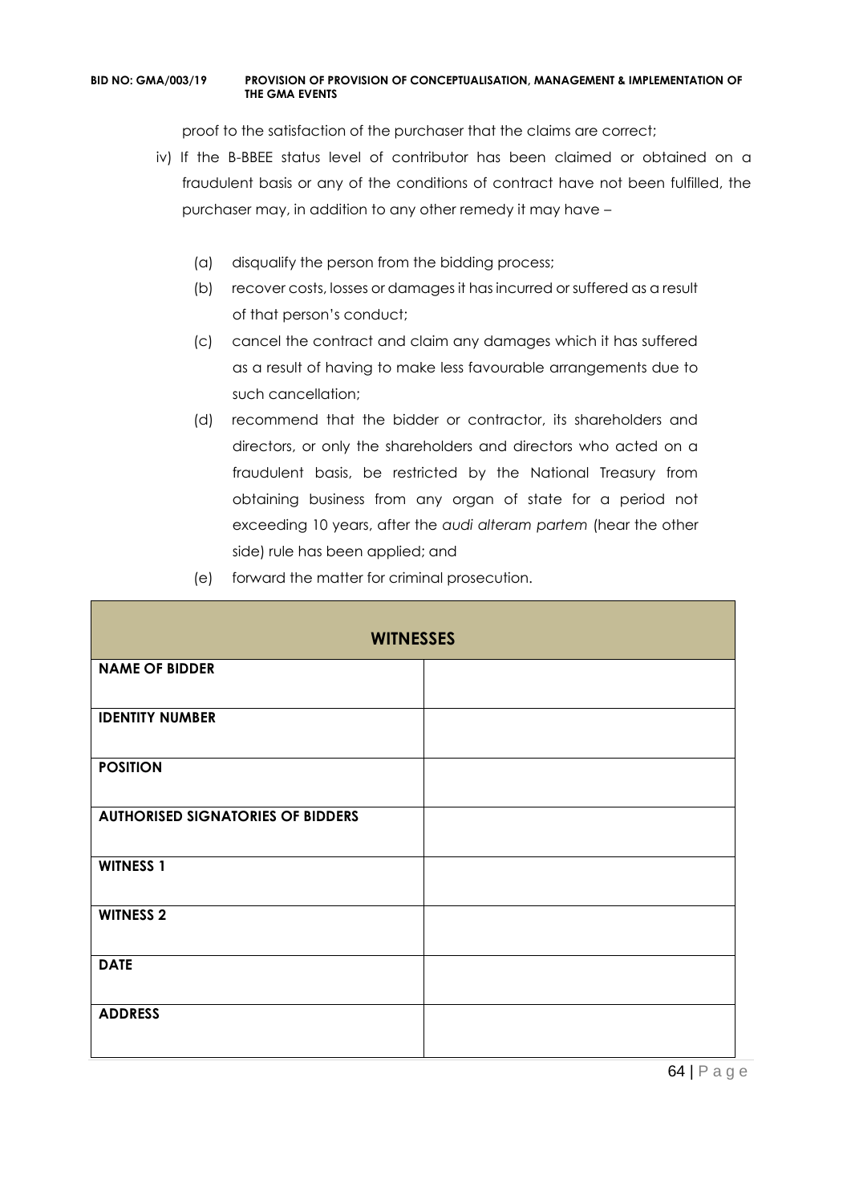proof to the satisfaction of the purchaser that the claims are correct;

iv) If the B-BBEE status level of contributor has been claimed or obtained on a fraudulent basis or any of the conditions of contract have not been fulfilled, the purchaser may, in addition to any other remedy it may have –

   (a) disqualify the person from the bidding process;

   (b) recover costs, losses or damages it has incurred or suffered as a result of that person's conduct;

   (c) cancel the contract and claim any damages which it has suffered as a result of having to make less favourable arrangements due to such cancellation;

   (d) recommend that the bidder or contractor, its shareholders and directors, or only the shareholders and directors who acted on a fraudulent basis, be restricted by the National Treasury from obtaining business from any organ of state for a period not exceeding 10 years, after the *audi alteram partem* (hear the other side) rule has been applied; and

   (e) forward the matter for criminal prosecution.

| **WITNESSES** | |
|---|---|
| **NAME OF BIDDER** | |
| **IDENTITY NUMBER** | |
| **POSITION** | |
| **AUTHORISED SIGNATORIES OF BIDDERS** | |
| **WITNESS 1** | |
| **WITNESS 2** | |
| **DATE** | |
| **ADDRESS** | |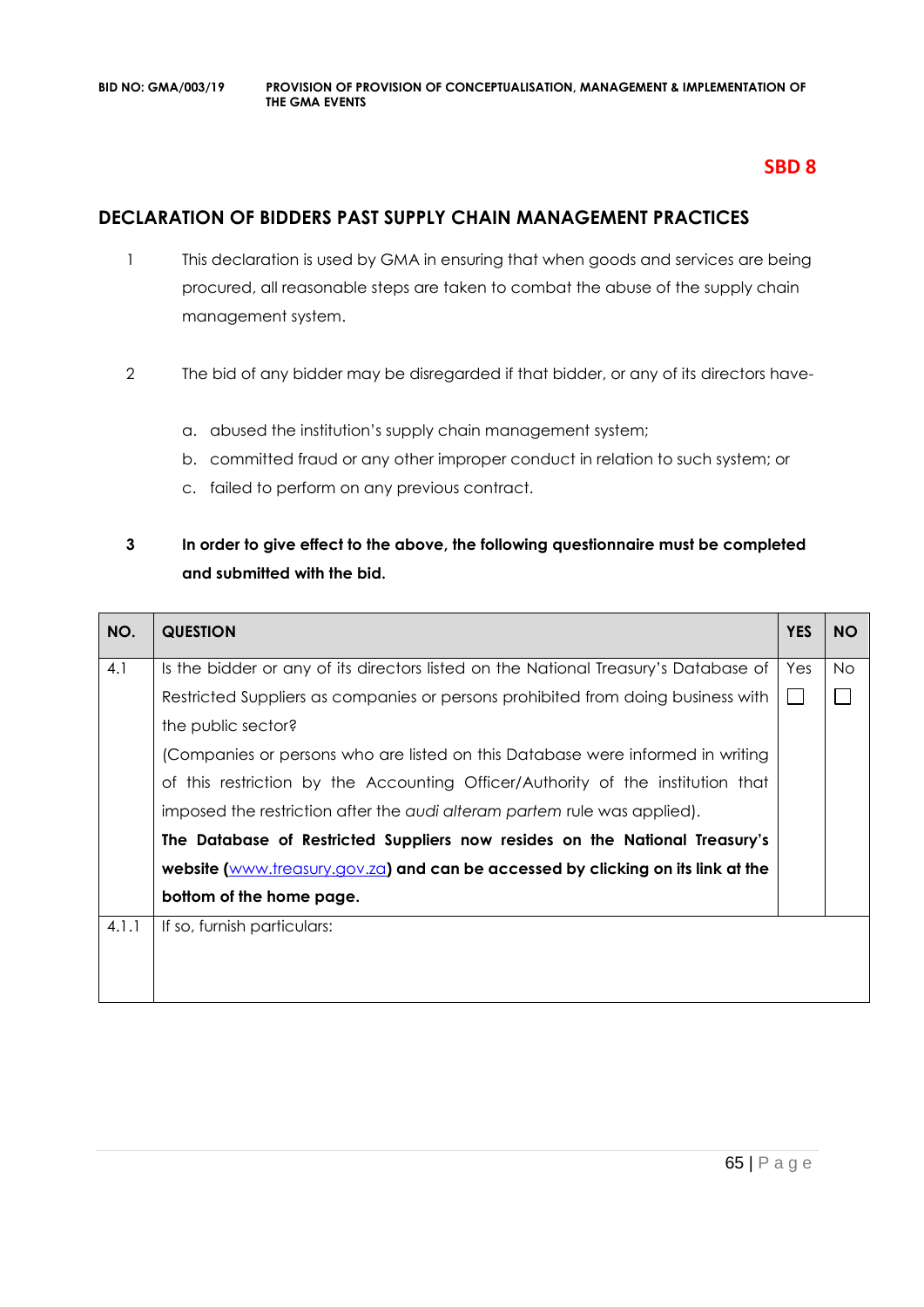**SBD 8**

## DECLARATION OF BIDDERS PAST SUPPLY CHAIN MANAGEMENT PRACTICES

1. This declaration is used by GMA in ensuring that when goods and services are being procured, all reasonable steps are taken to combat the abuse of the supply chain management system.

2. The bid of any bidder may be disregarded if that bidder, or any of its directors have-

   a. abused the institution's supply chain management system;
   b. committed fraud or any other improper conduct in relation to such system; or
   c. failed to perform on any previous contract.

3. **In order to give effect to the above, the following questionnaire must be completed and submitted with the bid.**

| NO. | QUESTION | YES | NO |
|---|---|---|---|
| 4.1 | Is the bidder or any of its directors listed on the National Treasury's Database of Restricted Suppliers as companies or persons prohibited from doing business with the public sector?<br>(Companies or persons who are listed on this Database were informed in writing of this restriction by the Accounting Officer/Authority of the institution that imposed the restriction after the *audi alteram partem* rule was applied).<br>**The Database of Restricted Suppliers now resides on the National Treasury's website (www.treasury.gov.za) and can be accessed by clicking on its link at the bottom of the home page.** | Yes ☐ | No ☐ |
| 4.1.1 | If so, furnish particulars: | | |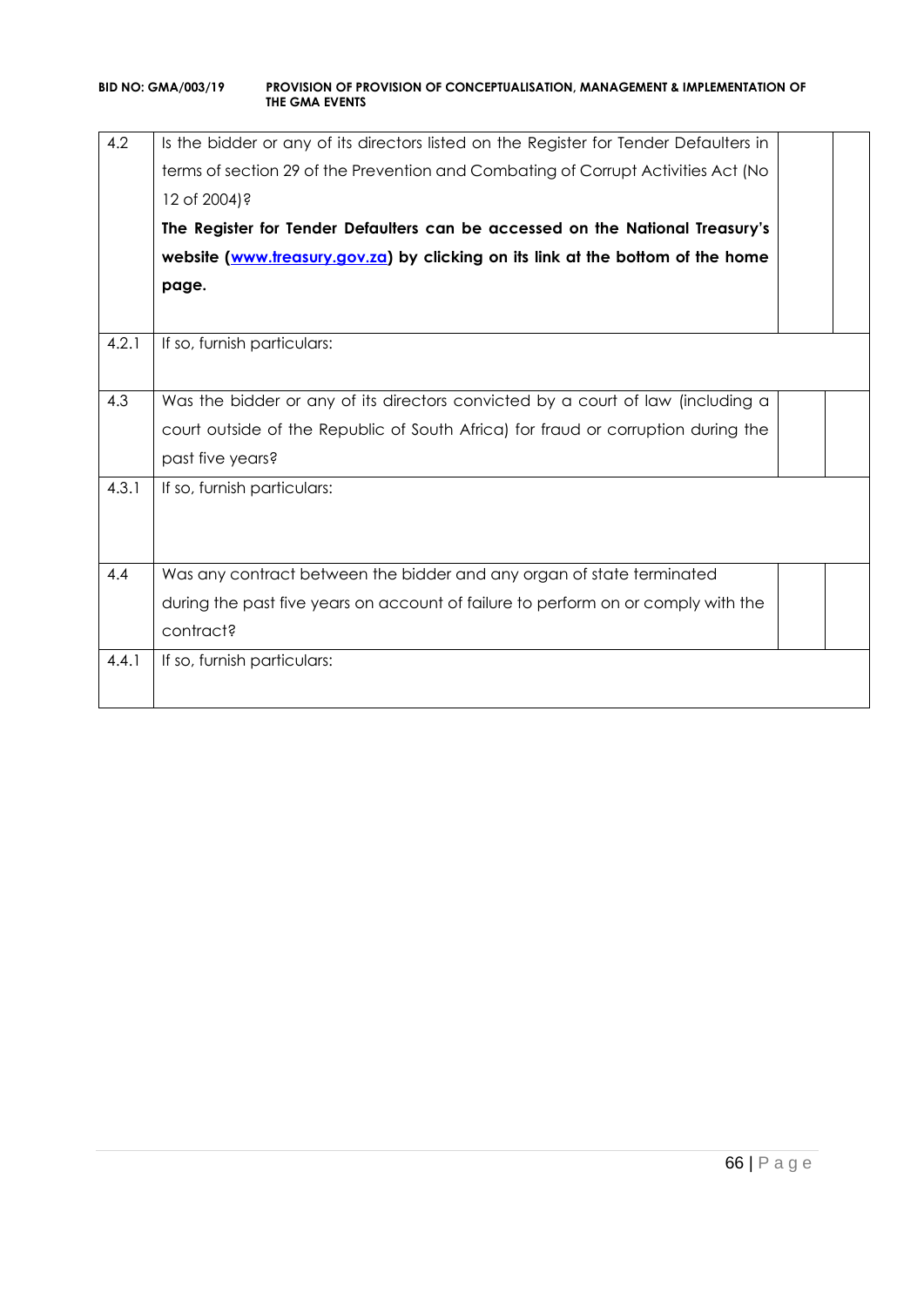| | | | |
|---|---|---|---|
| 4.2 | Is the bidder or any of its directors listed on the Register for Tender Defaulters in terms of section 29 of the Prevention and Combating of Corrupt Activities Act (No 12 of 2004)?<br>**The Register for Tender Defaulters can be accessed on the National Treasury's website ([www.treasury.gov.za](http://www.treasury.gov.za)) by clicking on its link at the bottom of the home page.** | | |
| 4.2.1 | If so, furnish particulars: | | |
| 4.3 | Was the bidder or any of its directors convicted by a court of law (including a court outside of the Republic of South Africa) for fraud or corruption during the past five years? | | |
| 4.3.1 | If so, furnish particulars: | | |
| 4.4 | Was any contract between the bidder and any organ of state terminated during the past five years on account of failure to perform on or comply with the contract? | | |
| 4.4.1 | If so, furnish particulars: | | |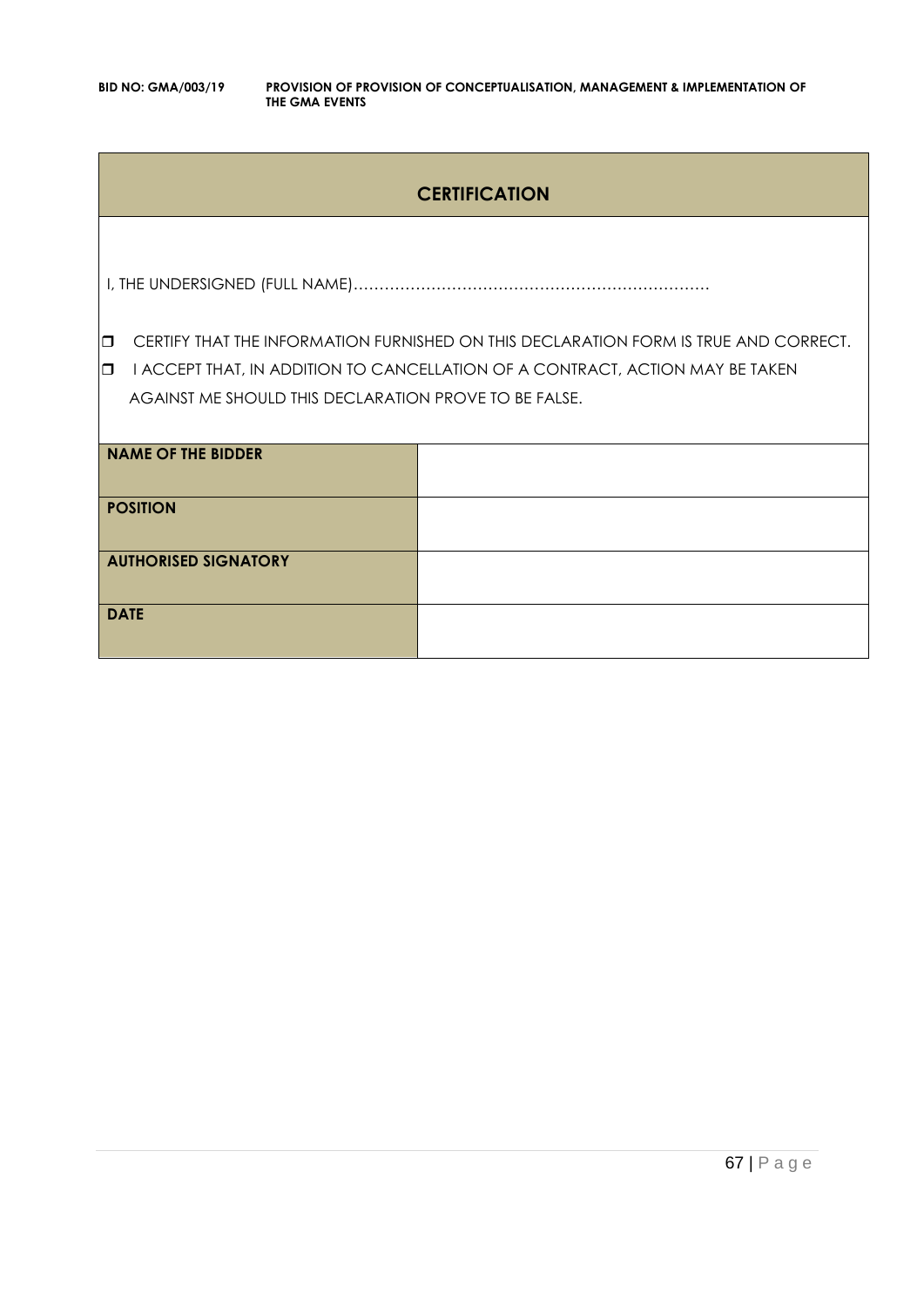## CERTIFICATION

I, THE UNDERSIGNED (FULL NAME)…………………………………………………………………

- ❒ CERTIFY THAT THE INFORMATION FURNISHED ON THIS DECLARATION FORM IS TRUE AND CORRECT.
- ❒ I ACCEPT THAT, IN ADDITION TO CANCELLATION OF A CONTRACT, ACTION MAY BE TAKEN AGAINST ME SHOULD THIS DECLARATION PROVE TO BE FALSE.

| | |
|---|---|
| **NAME OF THE BIDDER** | |
| **POSITION** | |
| **AUTHORISED SIGNATORY** | |
| **DATE** | |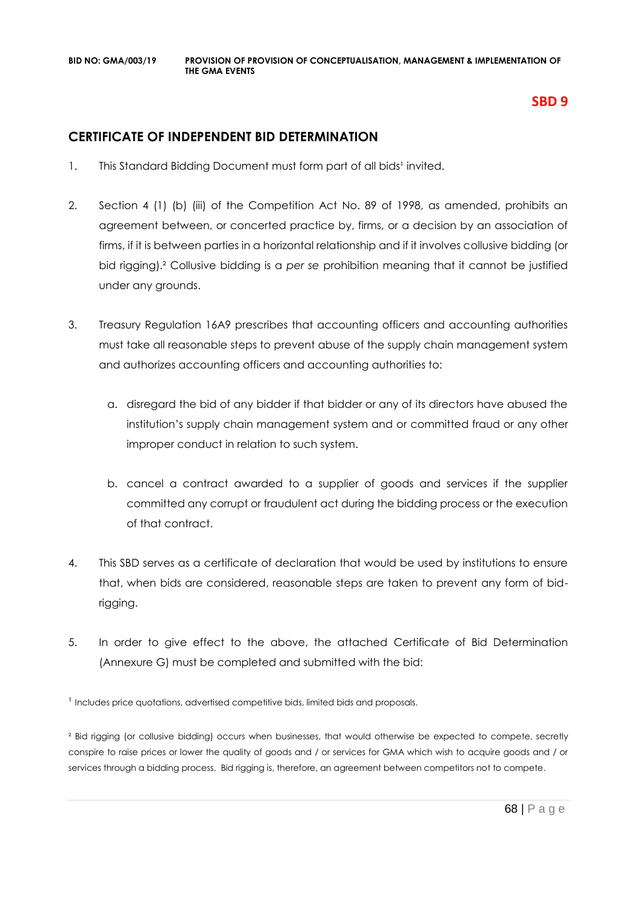**SBD 9**

## CERTIFICATE OF INDEPENDENT BID DETERMINATION

1. This Standard Bidding Document must form part of all bids[1] invited.

2. Section 4 (1) (b) (iii) of the Competition Act No. 89 of 1998, as amended, prohibits an agreement between, or concerted practice by, firms, or a decision by an association of firms, if it is between parties in a horizontal relationship and if it involves collusive bidding (or bid rigging).[2] Collusive bidding is a *per se* prohibition meaning that it cannot be justified under any grounds.

3. Treasury Regulation 16A9 prescribes that accounting officers and accounting authorities must take all reasonable steps to prevent abuse of the supply chain management system and authorizes accounting officers and accounting authorities to:

   a. disregard the bid of any bidder if that bidder or any of its directors have abused the institution's supply chain management system and or committed fraud or any other improper conduct in relation to such system.

   b. cancel a contract awarded to a supplier of goods and services if the supplier committed any corrupt or fraudulent act during the bidding process or the execution of that contract.

4. This SBD serves as a certificate of declaration that would be used by institutions to ensure that, when bids are considered, reasonable steps are taken to prevent any form of bid-rigging.

5. In order to give effect to the above, the attached Certificate of Bid Determination (Annexure G) must be completed and submitted with the bid:

[1] Includes price quotations, advertised competitive bids, limited bids and proposals.

[2] Bid rigging (or collusive bidding) occurs when businesses, that would otherwise be expected to compete, secretly conspire to raise prices or lower the quality of goods and / or services for GMA which wish to acquire goods and / or services through a bidding process. Bid rigging is, therefore, an agreement between competitors not to compete.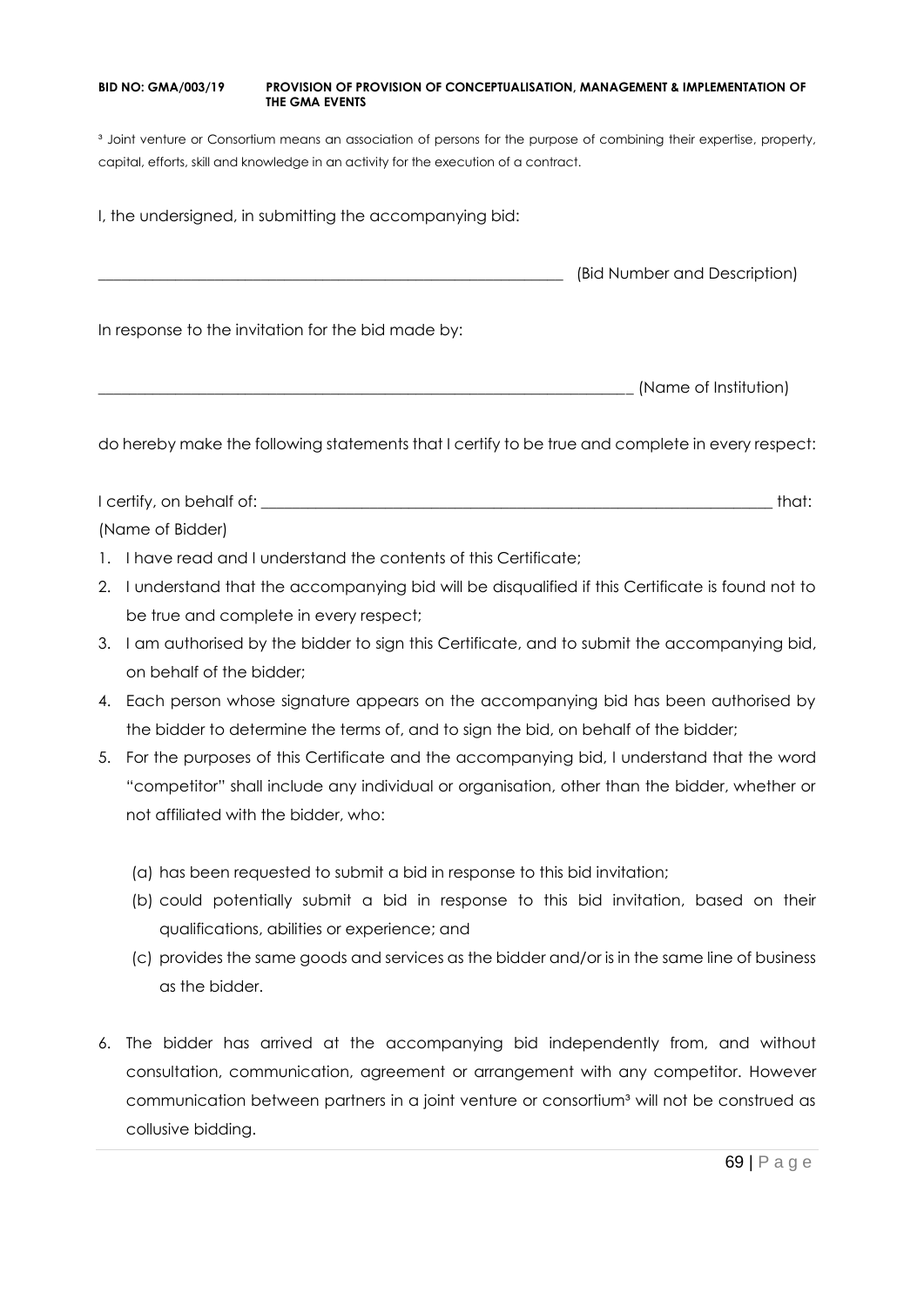³ Joint venture or Consortium means an association of persons for the purpose of combining their expertise, property, capital, efforts, skill and knowledge in an activity for the execution of a contract.

I, the undersigned, in submitting the accompanying bid:

_____________________________________________________________ (Bid Number and Description)

In response to the invitation for the bid made by:

_____________________________________________________________________ (Name of Institution)

do hereby make the following statements that I certify to be true and complete in every respect:

I certify, on behalf of: _________________________________________________________________ that:

(Name of Bidder)

1. I have read and I understand the contents of this Certificate;
2. I understand that the accompanying bid will be disqualified if this Certificate is found not to be true and complete in every respect;
3. I am authorised by the bidder to sign this Certificate, and to submit the accompanying bid, on behalf of the bidder;
4. Each person whose signature appears on the accompanying bid has been authorised by the bidder to determine the terms of, and to sign the bid, on behalf of the bidder;
5. For the purposes of this Certificate and the accompanying bid, I understand that the word "competitor" shall include any individual or organisation, other than the bidder, whether or not affiliated with the bidder, who:

   (a) has been requested to submit a bid in response to this bid invitation;

   (b) could potentially submit a bid in response to this bid invitation, based on their qualifications, abilities or experience; and

   (c) provides the same goods and services as the bidder and/or is in the same line of business as the bidder.

6. The bidder has arrived at the accompanying bid independently from, and without consultation, communication, agreement or arrangement with any competitor. However communication between partners in a joint venture or consortium³ will not be construed as collusive bidding.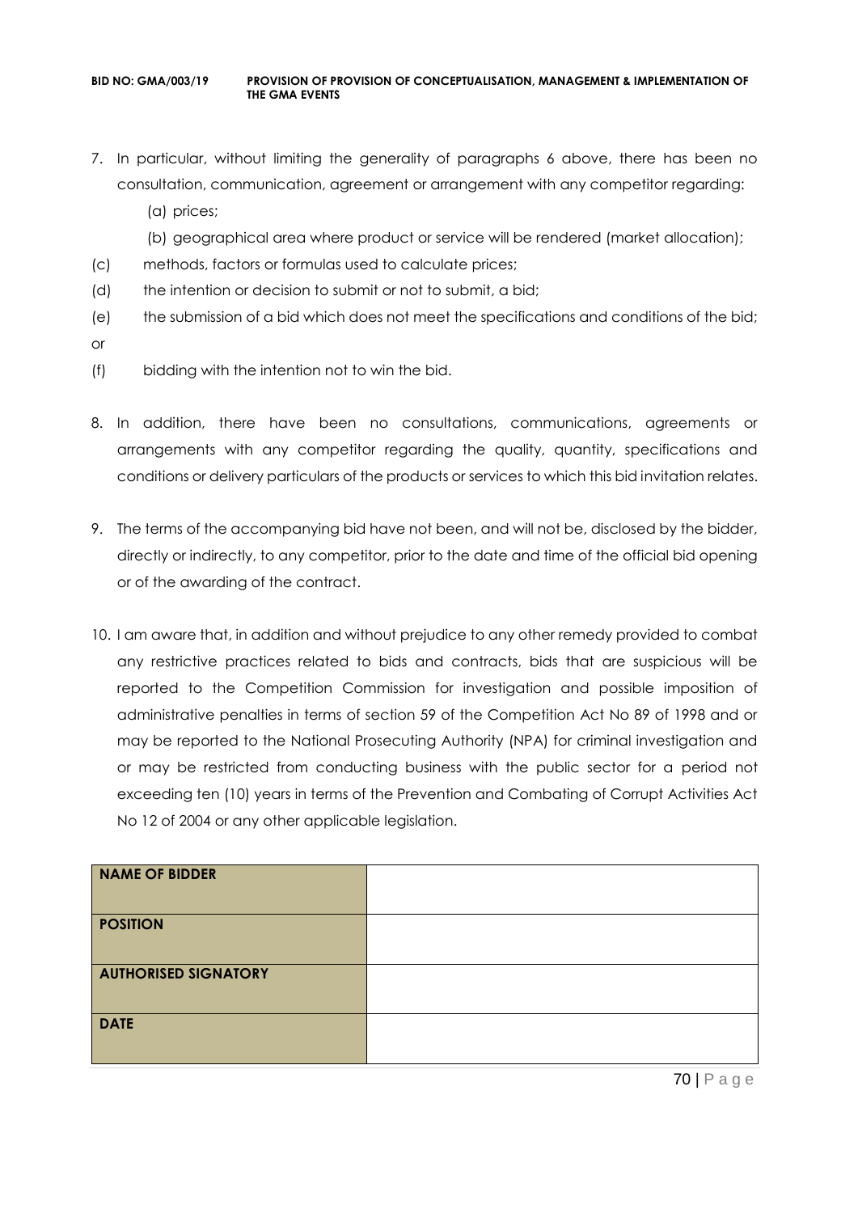7. In particular, without limiting the generality of paragraphs 6 above, there has been no consultation, communication, agreement or arrangement with any competitor regarding:
   (a) prices;
   (b) geographical area where product or service will be rendered (market allocation);
   (c) methods, factors or formulas used to calculate prices;
   (d) the intention or decision to submit or not to submit, a bid;
   (e) the submission of a bid which does not meet the specifications and conditions of the bid; or
   (f) bidding with the intention not to win the bid.

8. In addition, there have been no consultations, communications, agreements or arrangements with any competitor regarding the quality, quantity, specifications and conditions or delivery particulars of the products or services to which this bid invitation relates.

9. The terms of the accompanying bid have not been, and will not be, disclosed by the bidder, directly or indirectly, to any competitor, prior to the date and time of the official bid opening or of the awarding of the contract.

10. I am aware that, in addition and without prejudice to any other remedy provided to combat any restrictive practices related to bids and contracts, bids that are suspicious will be reported to the Competition Commission for investigation and possible imposition of administrative penalties in terms of section 59 of the Competition Act No 89 of 1998 and or may be reported to the National Prosecuting Authority (NPA) for criminal investigation and or may be restricted from conducting business with the public sector for a period not exceeding ten (10) years in terms of the Prevention and Combating of Corrupt Activities Act No 12 of 2004 or any other applicable legislation.

| **NAME OF BIDDER** | |
|---|---|
| **POSITION** | |
| **AUTHORISED SIGNATORY** | |
| **DATE** | |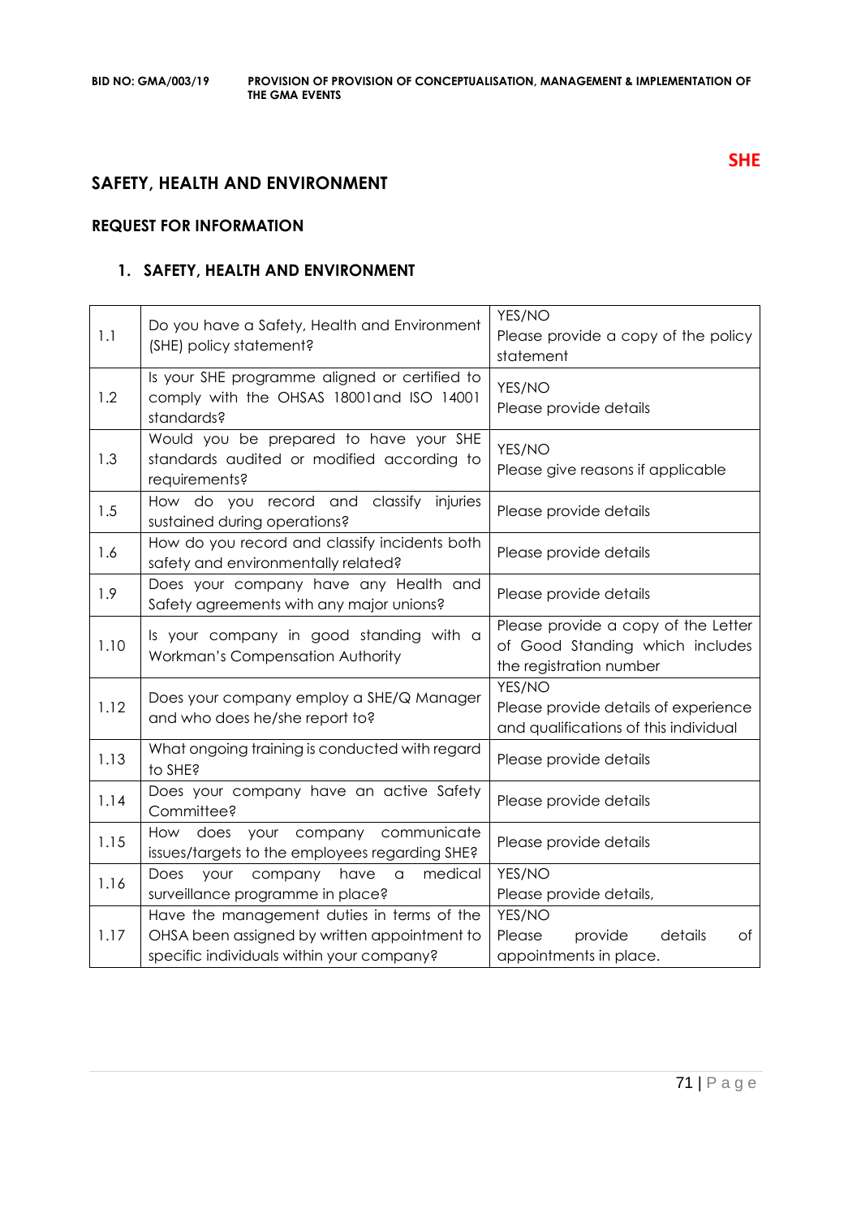**SHE**

## SAFETY, HEALTH AND ENVIRONMENT

### REQUEST FOR INFORMATION

### 1. SAFETY, HEALTH AND ENVIRONMENT

| | | |
|---|---|---|
| 1.1 | Do you have a Safety, Health and Environment (SHE) policy statement? | YES/NO<br>Please provide a copy of the policy statement |
| 1.2 | Is your SHE programme aligned or certified to comply with the OHSAS 18001and ISO 14001 standards? | YES/NO<br>Please provide details |
| 1.3 | Would you be prepared to have your SHE standards audited or modified according to requirements? | YES/NO<br>Please give reasons if applicable |
| 1.5 | How do you record and classify injuries sustained during operations? | Please provide details |
| 1.6 | How do you record and classify incidents both safety and environmentally related? | Please provide details |
| 1.9 | Does your company have any Health and Safety agreements with any major unions? | Please provide details |
| 1.10 | Is your company in good standing with a Workman's Compensation Authority | Please provide a copy of the Letter of Good Standing which includes the registration number |
| 1.12 | Does your company employ a SHE/Q Manager and who does he/she report to? | YES/NO<br>Please provide details of experience and qualifications of this individual |
| 1.13 | What ongoing training is conducted with regard to SHE? | Please provide details |
| 1.14 | Does your company have an active Safety Committee? | Please provide details |
| 1.15 | How does your company communicate issues/targets to the employees regarding SHE? | Please provide details |
| 1.16 | Does your company have a medical surveillance programme in place? | YES/NO<br>Please provide details, |
| 1.17 | Have the management duties in terms of the OHSA been assigned by written appointment to specific individuals within your company? | YES/NO<br>Please provide details of appointments in place. |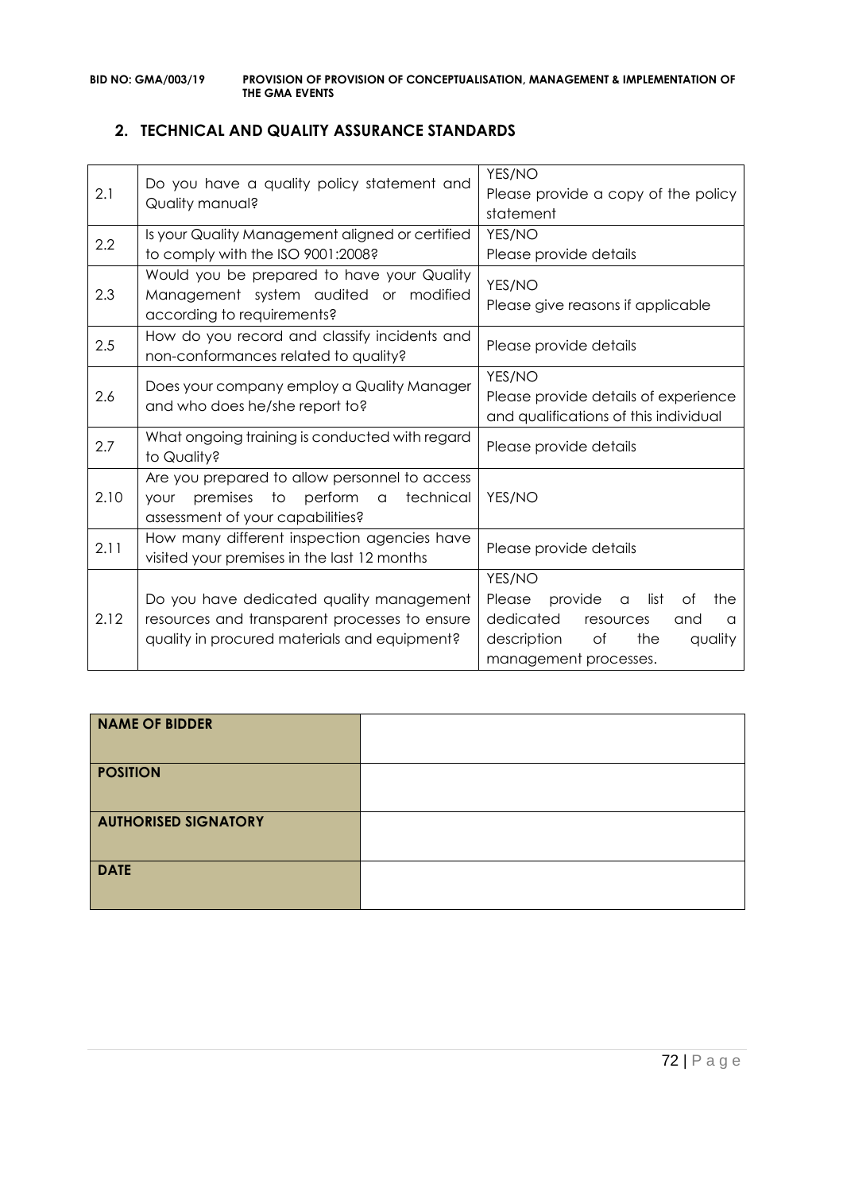## 2. TECHNICAL AND QUALITY ASSURANCE STANDARDS

| | | |
|---|---|---|
| 2.1 | Do you have a quality policy statement and Quality manual? | YES/NO<br>Please provide a copy of the policy statement |
| 2.2 | Is your Quality Management aligned or certified to comply with the ISO 9001:2008? | YES/NO<br>Please provide details |
| 2.3 | Would you be prepared to have your Quality Management system audited or modified according to requirements? | YES/NO<br>Please give reasons if applicable |
| 2.5 | How do you record and classify incidents and non-conformances related to quality? | Please provide details |
| 2.6 | Does your company employ a Quality Manager and who does he/she report to? | YES/NO<br>Please provide details of experience and qualifications of this individual |
| 2.7 | What ongoing training is conducted with regard to Quality? | Please provide details |
| 2.10 | Are you prepared to allow personnel to access your premises to perform a technical assessment of your capabilities? | YES/NO |
| 2.11 | How many different inspection agencies have visited your premises in the last 12 months | Please provide details |
| 2.12 | Do you have dedicated quality management resources and transparent processes to ensure quality in procured materials and equipment? | YES/NO<br>Please provide a list of the dedicated resources and a description of the quality management processes. |

| | |
|---|---|
| **NAME OF BIDDER** | |
| **POSITION** | |
| **AUTHORISED SIGNATORY** | |
| **DATE** | |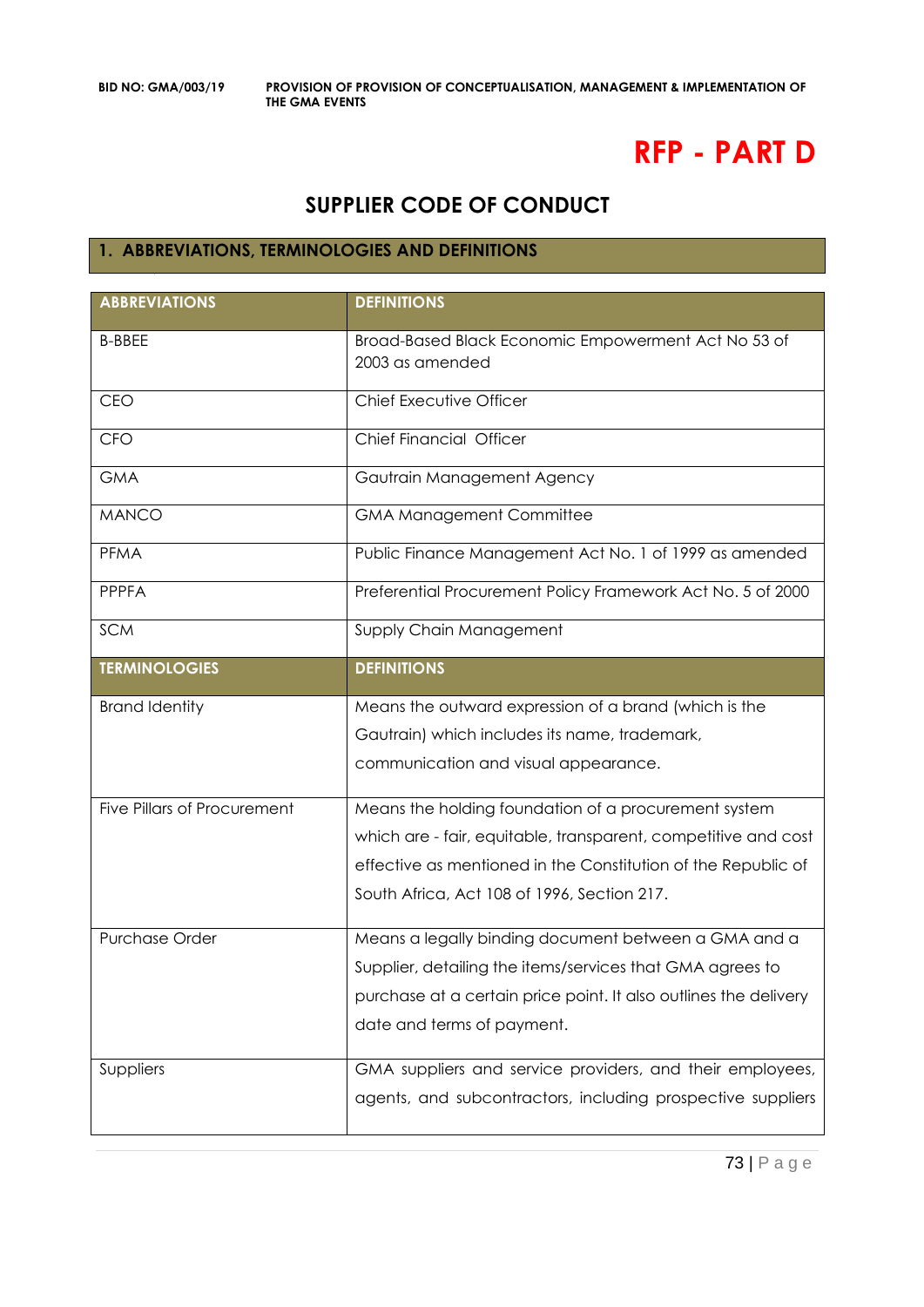# RFP - PART D

## SUPPLIER CODE OF CONDUCT

### 1. ABBREVIATIONS, TERMINOLOGIES AND DEFINITIONS

| ABBREVIATIONS | DEFINITIONS |
|---|---|
| B-BBEE | Broad-Based Black Economic Empowerment Act No 53 of 2003 as amended |
| CEO | Chief Executive Officer |
| CFO | Chief Financial Officer |
| GMA | Gautrain Management Agency |
| MANCO | GMA Management Committee |
| PFMA | Public Finance Management Act No. 1 of 1999 as amended |
| PPPFA | Preferential Procurement Policy Framework Act No. 5 of 2000 |
| SCM | Supply Chain Management |
| **TERMINOLOGIES** | **DEFINITIONS** |
| Brand Identity | Means the outward expression of a brand (which is the Gautrain) which includes its name, trademark, communication and visual appearance. |
| Five Pillars of Procurement | Means the holding foundation of a procurement system which are - fair, equitable, transparent, competitive and cost effective as mentioned in the Constitution of the Republic of South Africa, Act 108 of 1996, Section 217. |
| Purchase Order | Means a legally binding document between a GMA and a Supplier, detailing the items/services that GMA agrees to purchase at a certain price point. It also outlines the delivery date and terms of payment. |
| Suppliers | GMA suppliers and service providers, and their employees, agents, and subcontractors, including prospective suppliers |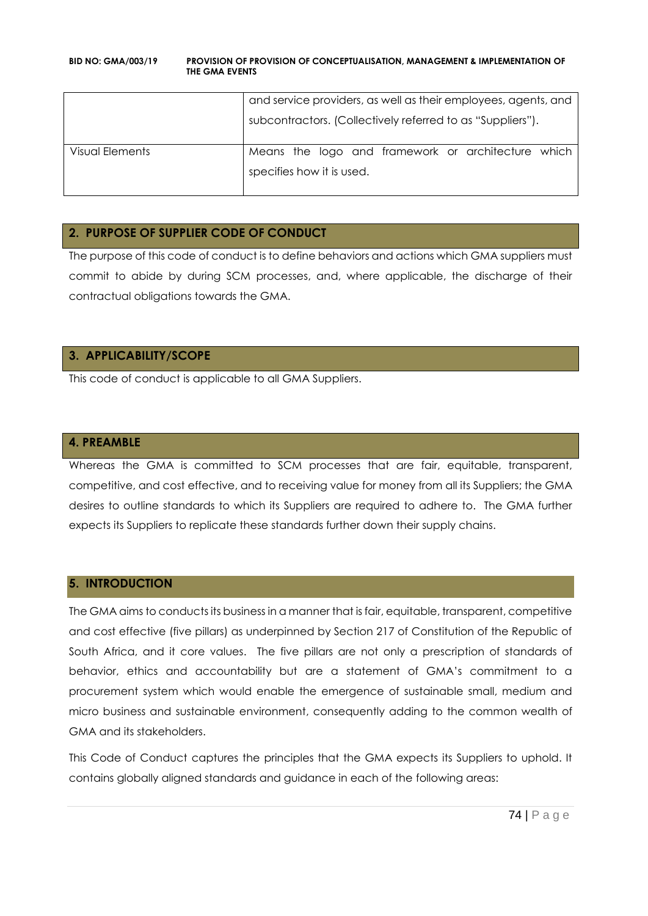|  |  |
|---|---|
|  | and service providers, as well as their employees, agents, and subcontractors. (Collectively referred to as "Suppliers"). |
| Visual Elements | Means the logo and framework or architecture which specifies how it is used. |

## 2. PURPOSE OF SUPPLIER CODE OF CONDUCT

The purpose of this code of conduct is to define behaviors and actions which GMA suppliers must commit to abide by during SCM processes, and, where applicable, the discharge of their contractual obligations towards the GMA.

## 3. APPLICABILITY/SCOPE

This code of conduct is applicable to all GMA Suppliers.

## 4. PREAMBLE

Whereas the GMA is committed to SCM processes that are fair, equitable, transparent, competitive, and cost effective, and to receiving value for money from all its Suppliers; the GMA desires to outline standards to which its Suppliers are required to adhere to. The GMA further expects its Suppliers to replicate these standards further down their supply chains.

## 5. INTRODUCTION

The GMA aims to conducts its business in a manner that is fair, equitable, transparent, competitive and cost effective (five pillars) as underpinned by Section 217 of Constitution of the Republic of South Africa, and it core values. The five pillars are not only a prescription of standards of behavior, ethics and accountability but are a statement of GMA's commitment to a procurement system which would enable the emergence of sustainable small, medium and micro business and sustainable environment, consequently adding to the common wealth of GMA and its stakeholders.

This Code of Conduct captures the principles that the GMA expects its Suppliers to uphold. It contains globally aligned standards and guidance in each of the following areas: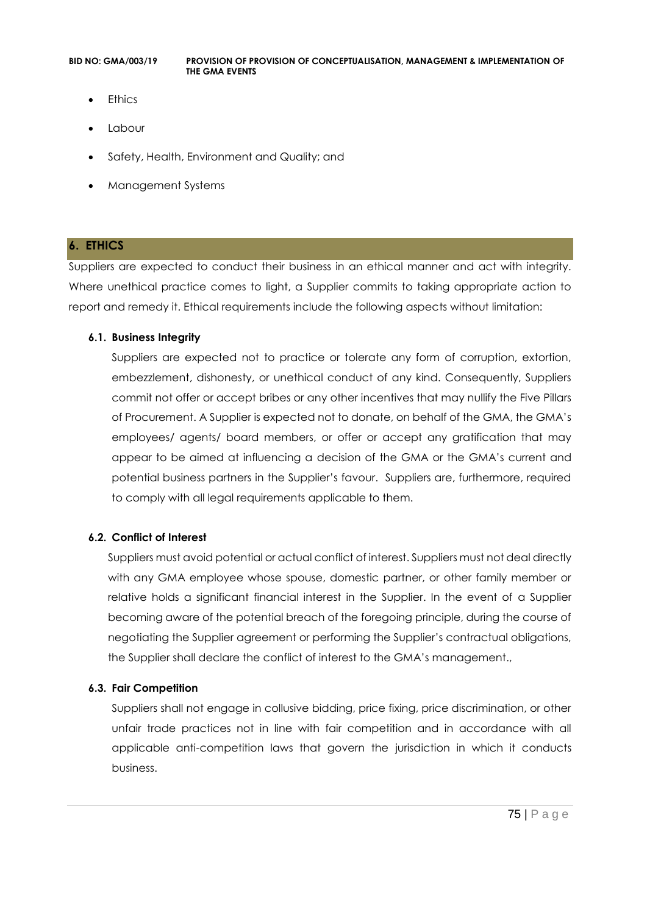- Ethics
- Labour
- Safety, Health, Environment and Quality; and
- Management Systems

## 6. ETHICS

Suppliers are expected to conduct their business in an ethical manner and act with integrity. Where unethical practice comes to light, a Supplier commits to taking appropriate action to report and remedy it. Ethical requirements include the following aspects without limitation:

### 6.1. Business Integrity

Suppliers are expected not to practice or tolerate any form of corruption, extortion, embezzlement, dishonesty, or unethical conduct of any kind. Consequently, Suppliers commit not offer or accept bribes or any other incentives that may nullify the Five Pillars of Procurement. A Supplier is expected not to donate, on behalf of the GMA, the GMA's employees/ agents/ board members, or offer or accept any gratification that may appear to be aimed at influencing a decision of the GMA or the GMA's current and potential business partners in the Supplier's favour. Suppliers are, furthermore, required to comply with all legal requirements applicable to them.

### 6.2. Conflict of Interest

Suppliers must avoid potential or actual conflict of interest. Suppliers must not deal directly with any GMA employee whose spouse, domestic partner, or other family member or relative holds a significant financial interest in the Supplier. In the event of a Supplier becoming aware of the potential breach of the foregoing principle, during the course of negotiating the Supplier agreement or performing the Supplier's contractual obligations, the Supplier shall declare the conflict of interest to the GMA's management.,

### 6.3. Fair Competition

Suppliers shall not engage in collusive bidding, price fixing, price discrimination, or other unfair trade practices not in line with fair competition and in accordance with all applicable anti-competition laws that govern the jurisdiction in which it conducts business.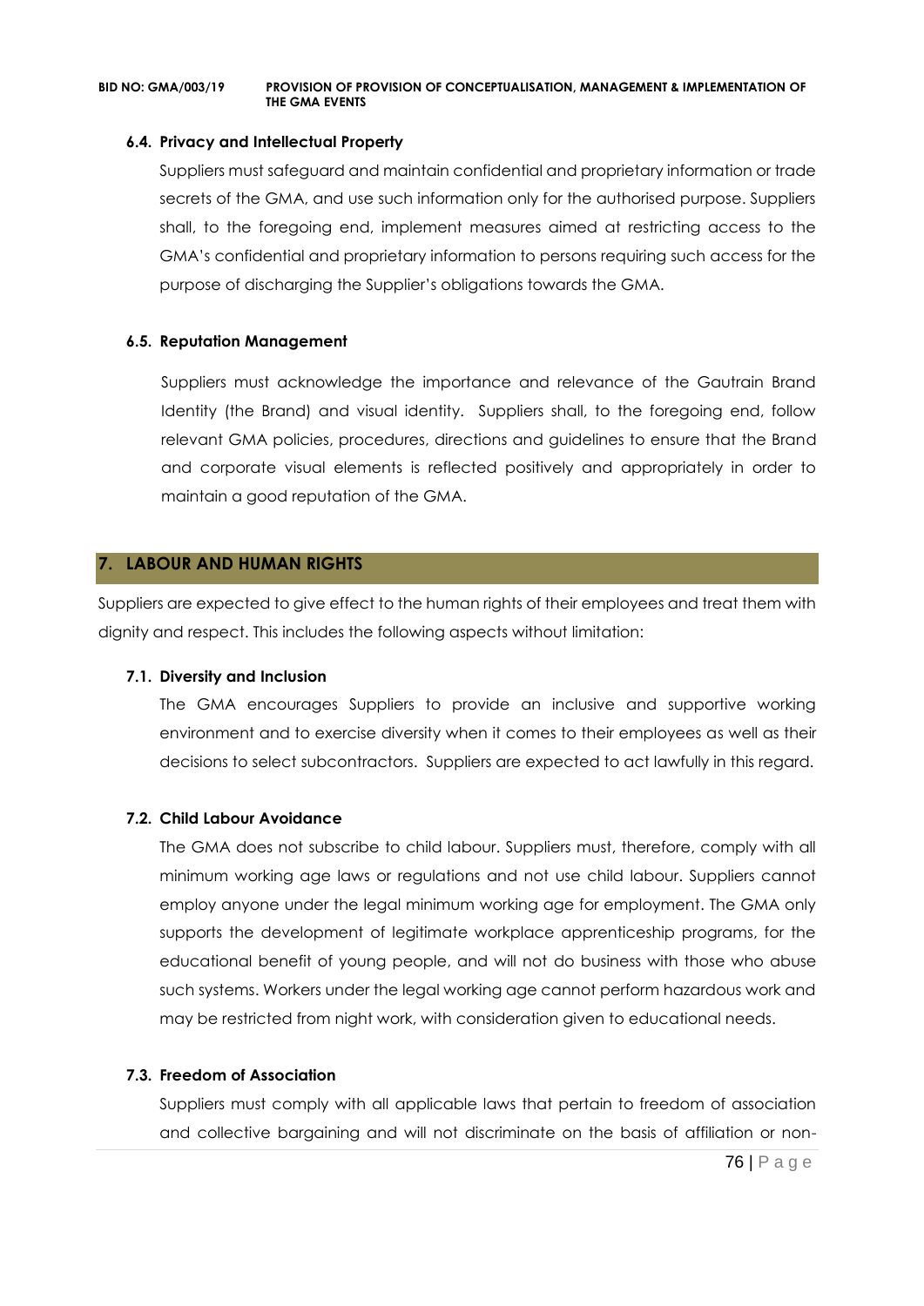#### 6.4. Privacy and Intellectual Property

Suppliers must safeguard and maintain confidential and proprietary information or trade secrets of the GMA, and use such information only for the authorised purpose. Suppliers shall, to the foregoing end, implement measures aimed at restricting access to the GMA's confidential and proprietary information to persons requiring such access for the purpose of discharging the Supplier's obligations towards the GMA.

#### 6.5. Reputation Management

Suppliers must acknowledge the importance and relevance of the Gautrain Brand Identity (the Brand) and visual identity. Suppliers shall, to the foregoing end, follow relevant GMA policies, procedures, directions and guidelines to ensure that the Brand and corporate visual elements is reflected positively and appropriately in order to maintain a good reputation of the GMA.

## 7. LABOUR AND HUMAN RIGHTS

Suppliers are expected to give effect to the human rights of their employees and treat them with dignity and respect. This includes the following aspects without limitation:

#### 7.1. Diversity and Inclusion

The GMA encourages Suppliers to provide an inclusive and supportive working environment and to exercise diversity when it comes to their employees as well as their decisions to select subcontractors. Suppliers are expected to act lawfully in this regard.

#### 7.2. Child Labour Avoidance

The GMA does not subscribe to child labour. Suppliers must, therefore, comply with all minimum working age laws or regulations and not use child labour. Suppliers cannot employ anyone under the legal minimum working age for employment. The GMA only supports the development of legitimate workplace apprenticeship programs, for the educational benefit of young people, and will not do business with those who abuse such systems. Workers under the legal working age cannot perform hazardous work and may be restricted from night work, with consideration given to educational needs.

#### 7.3. Freedom of Association

Suppliers must comply with all applicable laws that pertain to freedom of association and collective bargaining and will not discriminate on the basis of affiliation or non-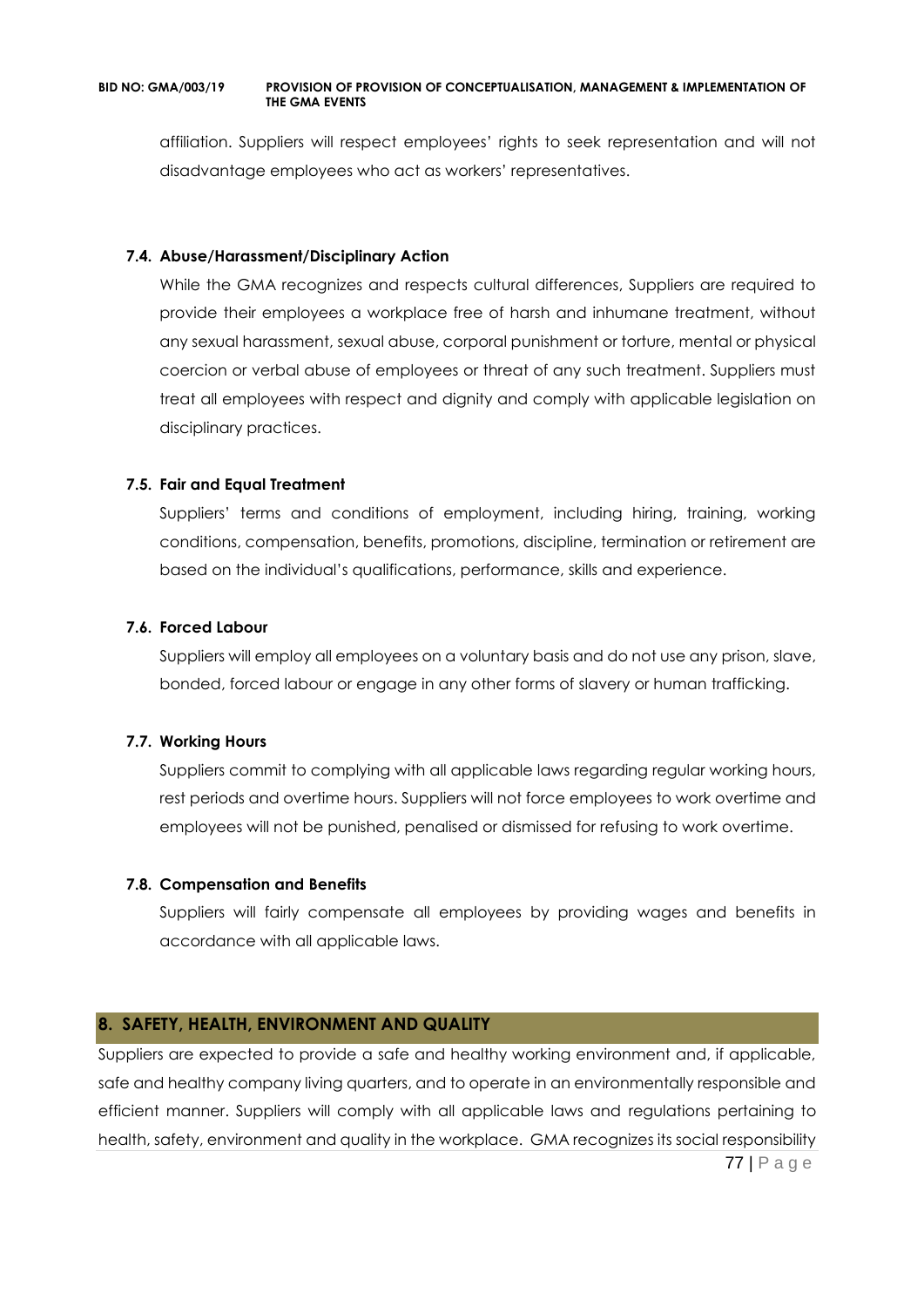affiliation. Suppliers will respect employees' rights to seek representation and will not disadvantage employees who act as workers' representatives.

### 7.4. Abuse/Harassment/Disciplinary Action

While the GMA recognizes and respects cultural differences, Suppliers are required to provide their employees a workplace free of harsh and inhumane treatment, without any sexual harassment, sexual abuse, corporal punishment or torture, mental or physical coercion or verbal abuse of employees or threat of any such treatment. Suppliers must treat all employees with respect and dignity and comply with applicable legislation on disciplinary practices.

### 7.5. Fair and Equal Treatment

Suppliers' terms and conditions of employment, including hiring, training, working conditions, compensation, benefits, promotions, discipline, termination or retirement are based on the individual's qualifications, performance, skills and experience.

### 7.6. Forced Labour

Suppliers will employ all employees on a voluntary basis and do not use any prison, slave, bonded, forced labour or engage in any other forms of slavery or human trafficking.

### 7.7. Working Hours

Suppliers commit to complying with all applicable laws regarding regular working hours, rest periods and overtime hours. Suppliers will not force employees to work overtime and employees will not be punished, penalised or dismissed for refusing to work overtime.

### 7.8. Compensation and Benefits

Suppliers will fairly compensate all employees by providing wages and benefits in accordance with all applicable laws.

## 8. SAFETY, HEALTH, ENVIRONMENT AND QUALITY

Suppliers are expected to provide a safe and healthy working environment and, if applicable, safe and healthy company living quarters, and to operate in an environmentally responsible and efficient manner. Suppliers will comply with all applicable laws and regulations pertaining to health, safety, environment and quality in the workplace. GMA recognizes its social responsibility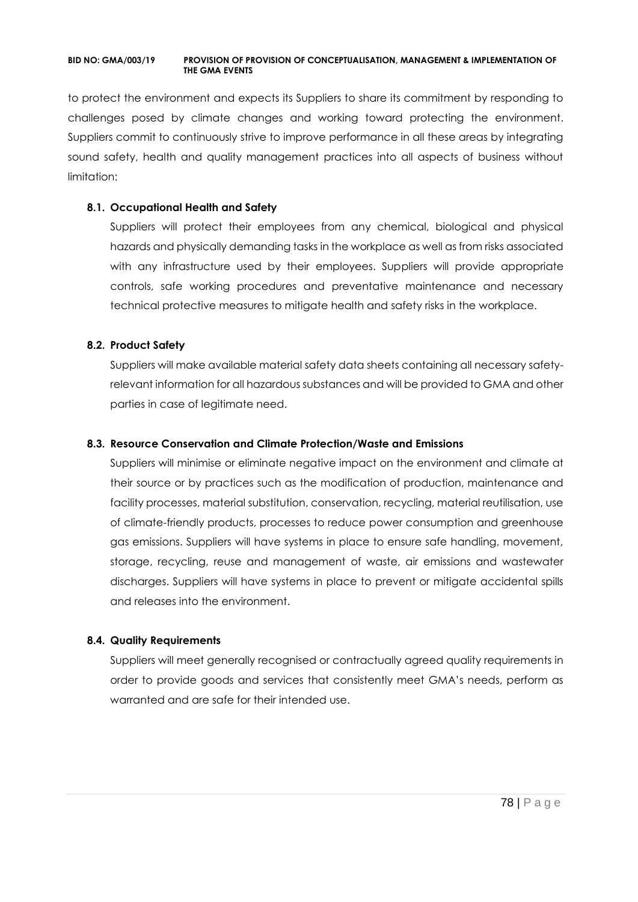to protect the environment and expects its Suppliers to share its commitment by responding to challenges posed by climate changes and working toward protecting the environment. Suppliers commit to continuously strive to improve performance in all these areas by integrating sound safety, health and quality management practices into all aspects of business without limitation:

### 8.1. Occupational Health and Safety

Suppliers will protect their employees from any chemical, biological and physical hazards and physically demanding tasks in the workplace as well as from risks associated with any infrastructure used by their employees. Suppliers will provide appropriate controls, safe working procedures and preventative maintenance and necessary technical protective measures to mitigate health and safety risks in the workplace.

### 8.2. Product Safety

Suppliers will make available material safety data sheets containing all necessary safety-relevant information for all hazardous substances and will be provided to GMA and other parties in case of legitimate need.

### 8.3. Resource Conservation and Climate Protection/Waste and Emissions

Suppliers will minimise or eliminate negative impact on the environment and climate at their source or by practices such as the modification of production, maintenance and facility processes, material substitution, conservation, recycling, material reutilisation, use of climate-friendly products, processes to reduce power consumption and greenhouse gas emissions. Suppliers will have systems in place to ensure safe handling, movement, storage, recycling, reuse and management of waste, air emissions and wastewater discharges. Suppliers will have systems in place to prevent or mitigate accidental spills and releases into the environment.

### 8.4. Quality Requirements

Suppliers will meet generally recognised or contractually agreed quality requirements in order to provide goods and services that consistently meet GMA's needs, perform as warranted and are safe for their intended use.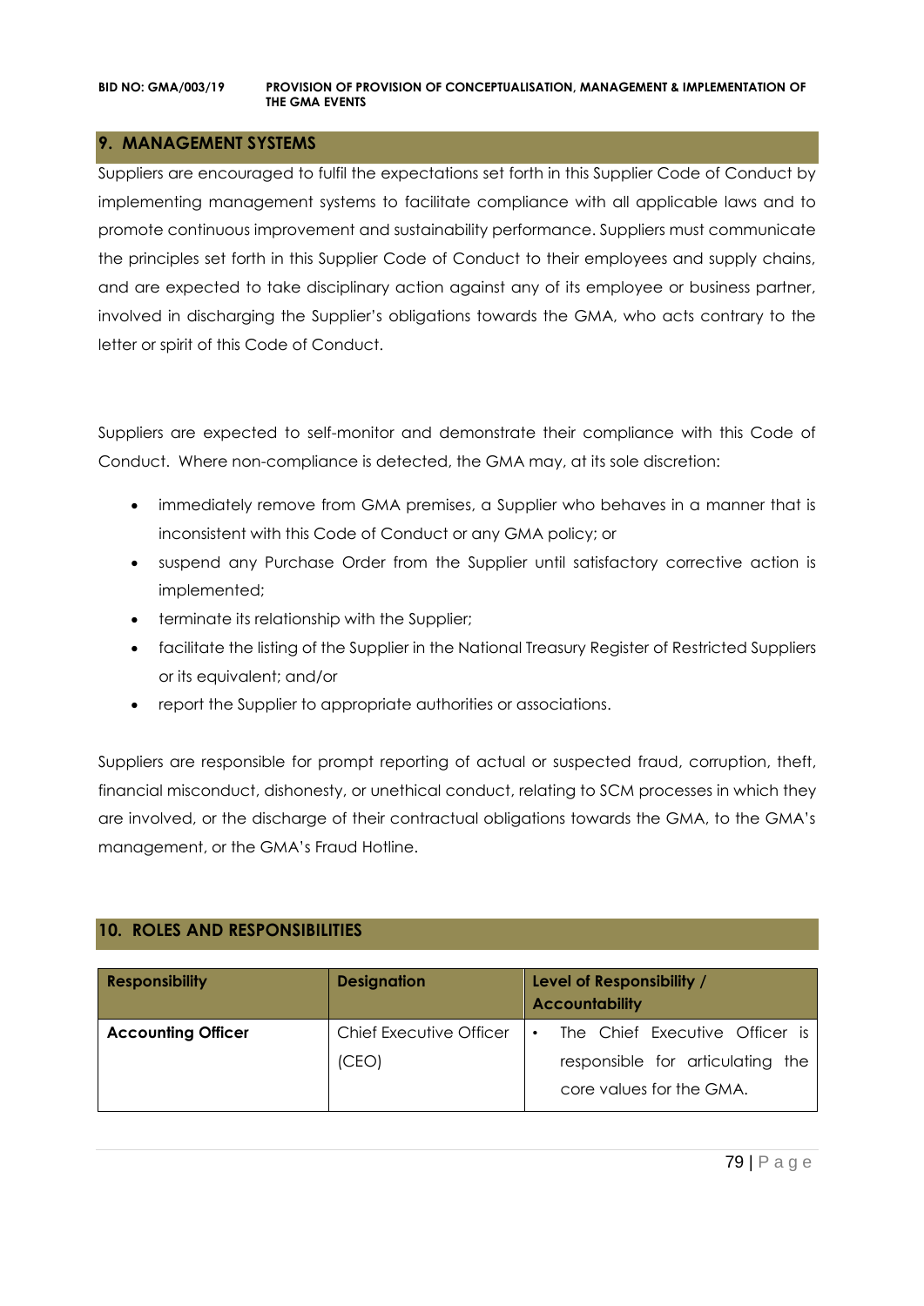## 9. MANAGEMENT SYSTEMS

Suppliers are encouraged to fulfil the expectations set forth in this Supplier Code of Conduct by implementing management systems to facilitate compliance with all applicable laws and to promote continuous improvement and sustainability performance. Suppliers must communicate the principles set forth in this Supplier Code of Conduct to their employees and supply chains, and are expected to take disciplinary action against any of its employee or business partner, involved in discharging the Supplier's obligations towards the GMA, who acts contrary to the letter or spirit of this Code of Conduct.

Suppliers are expected to self-monitor and demonstrate their compliance with this Code of Conduct. Where non-compliance is detected, the GMA may, at its sole discretion:

- immediately remove from GMA premises, a Supplier who behaves in a manner that is inconsistent with this Code of Conduct or any GMA policy; or
- suspend any Purchase Order from the Supplier until satisfactory corrective action is implemented;
- terminate its relationship with the Supplier;
- facilitate the listing of the Supplier in the National Treasury Register of Restricted Suppliers or its equivalent; and/or
- report the Supplier to appropriate authorities or associations.

Suppliers are responsible for prompt reporting of actual or suspected fraud, corruption, theft, financial misconduct, dishonesty, or unethical conduct, relating to SCM processes in which they are involved, or the discharge of their contractual obligations towards the GMA, to the GMA's management, or the GMA's Fraud Hotline.

## 10. ROLES AND RESPONSIBILITIES

| Responsibility | Designation | Level of Responsibility / Accountability |
|---|---|---|
| **Accounting Officer** | Chief Executive Officer (CEO) | • The Chief Executive Officer is responsible for articulating the core values for the GMA. |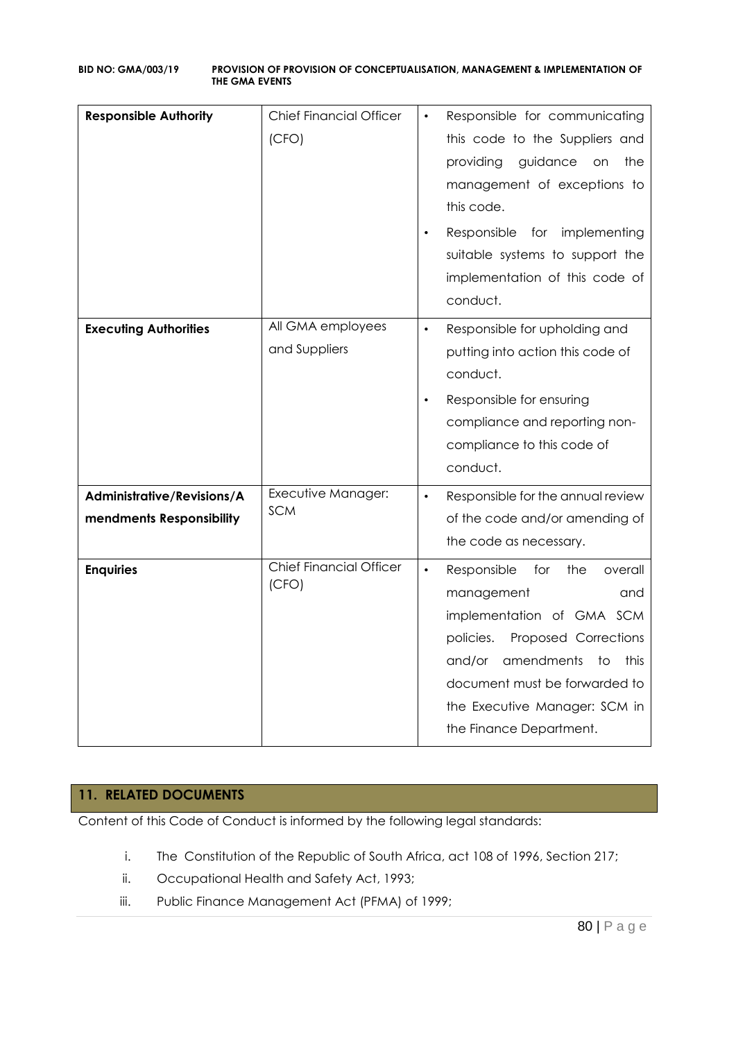| **Responsible Authority** | Chief Financial Officer (CFO) | • Responsible for communicating this code to the Suppliers and providing guidance on the management of exceptions to this code.<br>• Responsible for implementing suitable systems to support the implementation of this code of conduct. |
|---|---|---|
| **Executing Authorities** | All GMA employees and Suppliers | • Responsible for upholding and putting into action this code of conduct.<br>• Responsible for ensuring compliance and reporting non-compliance to this code of conduct. |
| **Administrative/Revisions/Amendments Responsibility** | Executive Manager: SCM | • Responsible for the annual review of the code and/or amending of the code as necessary. |
| **Enquiries** | Chief Financial Officer (CFO) | • Responsible for the overall management and implementation of GMA SCM policies. Proposed Corrections and/or amendments to this document must be forwarded to the Executive Manager: SCM in the Finance Department. |

## 11. RELATED DOCUMENTS

Content of this Code of Conduct is informed by the following legal standards:

i. The Constitution of the Republic of South Africa, act 108 of 1996, Section 217;
ii. Occupational Health and Safety Act, 1993;
iii. Public Finance Management Act (PFMA) of 1999;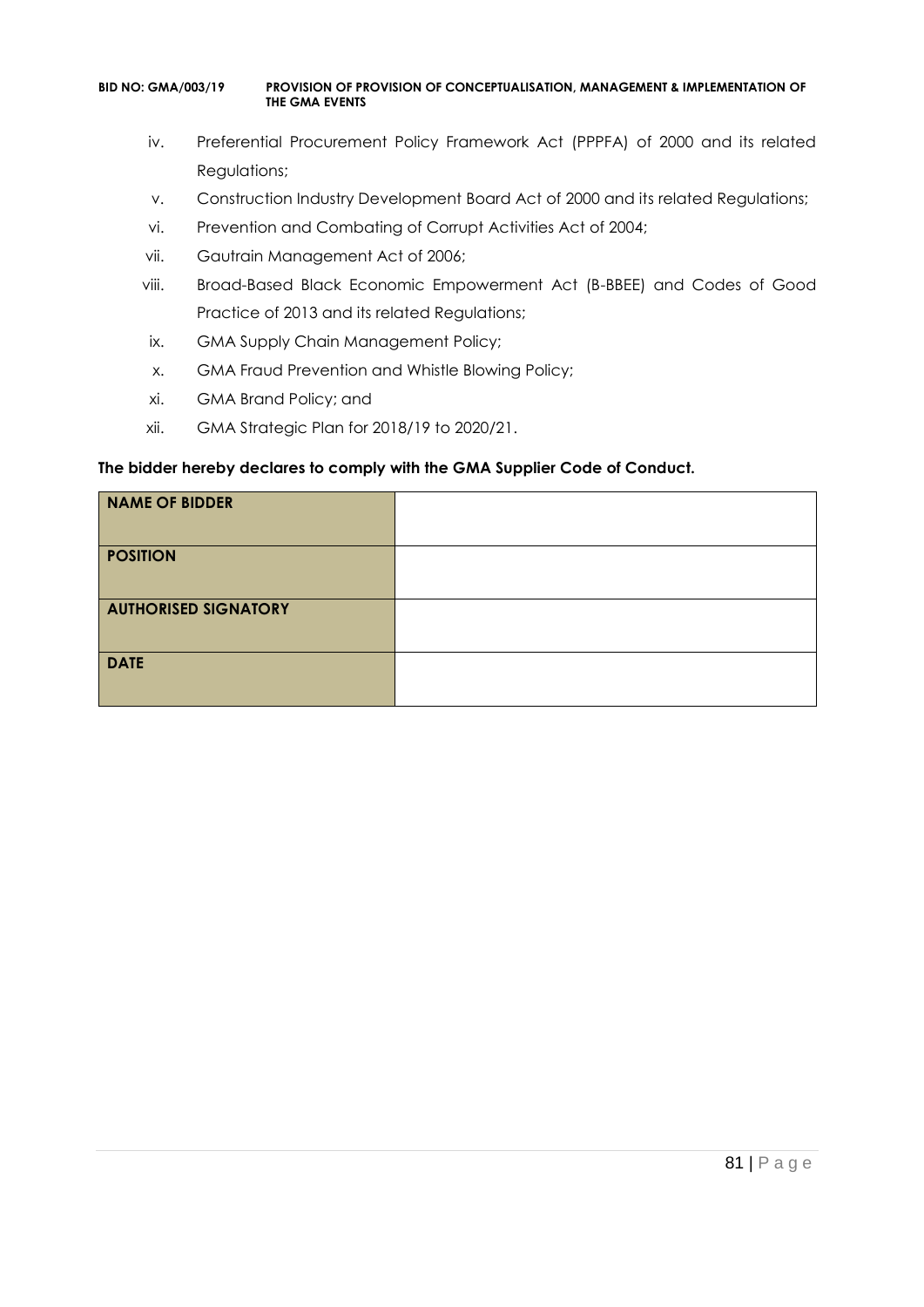iv. Preferential Procurement Policy Framework Act (PPPFA) of 2000 and its related Regulations;
v. Construction Industry Development Board Act of 2000 and its related Regulations;
vi. Prevention and Combating of Corrupt Activities Act of 2004;
vii. Gautrain Management Act of 2006;
viii. Broad-Based Black Economic Empowerment Act (B-BBEE) and Codes of Good Practice of 2013 and its related Regulations;
ix. GMA Supply Chain Management Policy;
x. GMA Fraud Prevention and Whistle Blowing Policy;
xi. GMA Brand Policy; and
xii. GMA Strategic Plan for 2018/19 to 2020/21.

**The bidder hereby declares to comply with the GMA Supplier Code of Conduct.**

| | |
|---|---|
| **NAME OF BIDDER** | |
| **POSITION** | |
| **AUTHORISED SIGNATORY** | |
| **DATE** | |